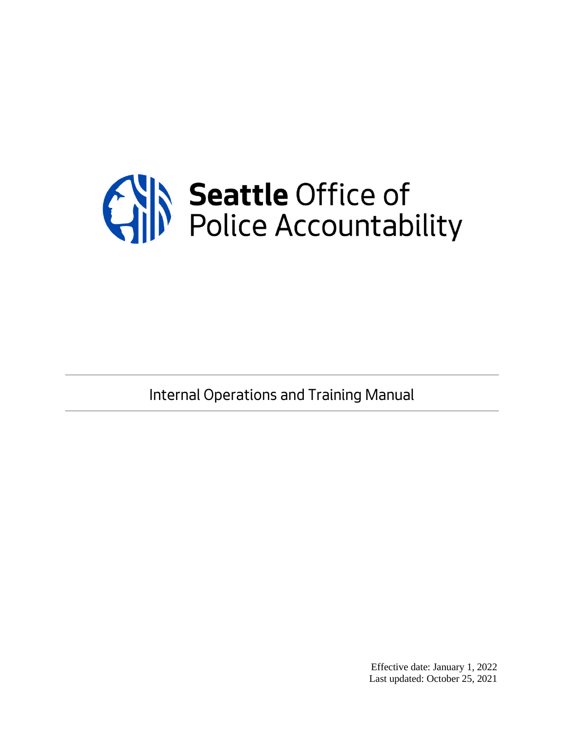# Seattle Office of Police Accountability

## Internal Operations and Training Manual

Effective date: January 1, 2022
Last updated: October 25, 2021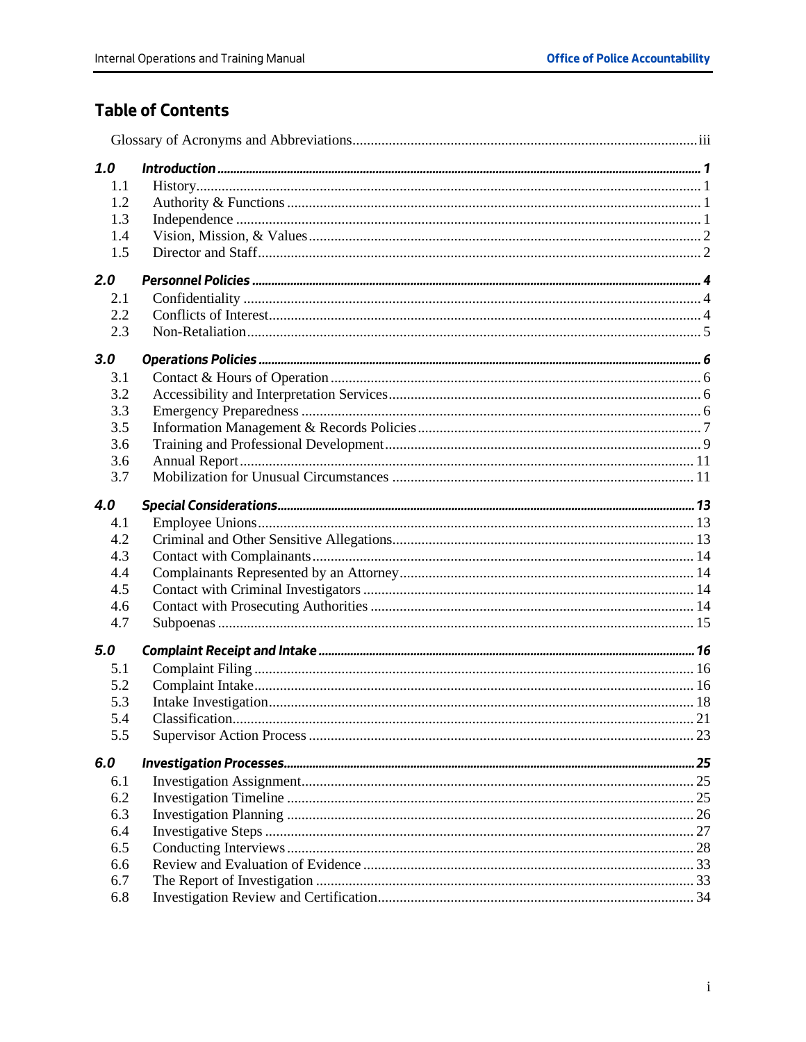## Table of Contents

Glossary of Acronyms and Abbreviations ..... iii

**1.0 Introduction ..... 1**
- 1.1 History ..... 1
- 1.2 Authority & Functions ..... 1
- 1.3 Independence ..... 1
- 1.4 Vision, Mission, & Values ..... 2
- 1.5 Director and Staff ..... 2

**2.0 Personnel Policies ..... 4**
- 2.1 Confidentiality ..... 4
- 2.2 Conflicts of Interest ..... 4
- 2.3 Non-Retaliation ..... 5

**3.0 Operations Policies ..... 6**
- 3.1 Contact & Hours of Operation ..... 6
- 3.2 Accessibility and Interpretation Services ..... 6
- 3.3 Emergency Preparedness ..... 6
- 3.5 Information Management & Records Policies ..... 7
- 3.6 Training and Professional Development ..... 9
- 3.6 Annual Report ..... 11
- 3.7 Mobilization for Unusual Circumstances ..... 11

**4.0 Special Considerations ..... 13**
- 4.1 Employee Unions ..... 13
- 4.2 Criminal and Other Sensitive Allegations ..... 13
- 4.3 Contact with Complainants ..... 14
- 4.4 Complainants Represented by an Attorney ..... 14
- 4.5 Contact with Criminal Investigators ..... 14
- 4.6 Contact with Prosecuting Authorities ..... 14
- 4.7 Subpoenas ..... 15

**5.0 Complaint Receipt and Intake ..... 16**
- 5.1 Complaint Filing ..... 16
- 5.2 Complaint Intake ..... 16
- 5.3 Intake Investigation ..... 18
- 5.4 Classification ..... 21
- 5.5 Supervisor Action Process ..... 23

**6.0 Investigation Processes ..... 25**
- 6.1 Investigation Assignment ..... 25
- 6.2 Investigation Timeline ..... 25
- 6.3 Investigation Planning ..... 26
- 6.4 Investigative Steps ..... 27
- 6.5 Conducting Interviews ..... 28
- 6.6 Review and Evaluation of Evidence ..... 33
- 6.7 The Report of Investigation ..... 33
- 6.8 Investigation Review and Certification ..... 34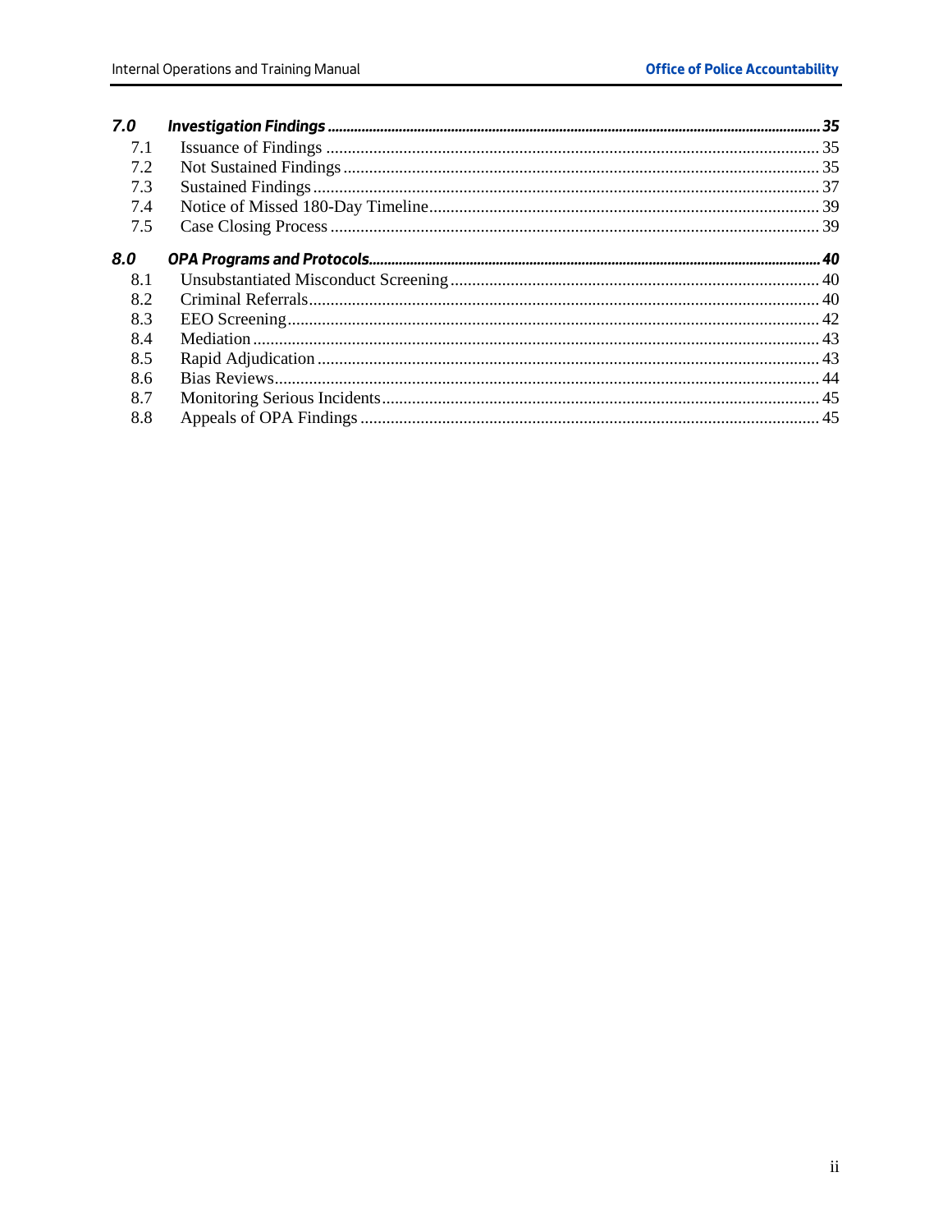***7.0 Investigation Findings*** ... ***35***

7.1 Issuance of Findings ... 35

7.2 Not Sustained Findings ... 35

7.3 Sustained Findings ... 37

7.4 Notice of Missed 180-Day Timeline ... 39

7.5 Case Closing Process ... 39

***8.0 OPA Programs and Protocols*** ... ***40***

8.1 Unsubstantiated Misconduct Screening ... 40

8.2 Criminal Referrals ... 40

8.3 EEO Screening ... 42

8.4 Mediation ... 43

8.5 Rapid Adjudication ... 43

8.6 Bias Reviews ... 44

8.7 Monitoring Serious Incidents ... 45

8.8 Appeals of OPA Findings ... 45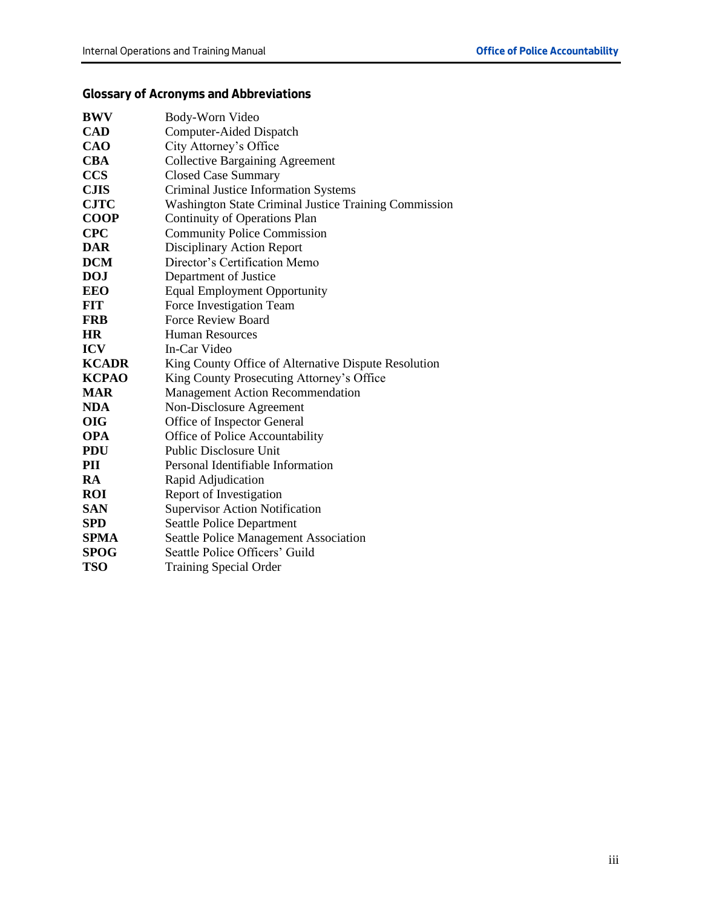## Glossary of Acronyms and Abbreviations

| | |
|---|---|
| **BWV** | Body-Worn Video |
| **CAD** | Computer-Aided Dispatch |
| **CAO** | City Attorney's Office |
| **CBA** | Collective Bargaining Agreement |
| **CCS** | Closed Case Summary |
| **CJIS** | Criminal Justice Information Systems |
| **CJTC** | Washington State Criminal Justice Training Commission |
| **COOP** | Continuity of Operations Plan |
| **CPC** | Community Police Commission |
| **DAR** | Disciplinary Action Report |
| **DCM** | Director's Certification Memo |
| **DOJ** | Department of Justice |
| **EEO** | Equal Employment Opportunity |
| **FIT** | Force Investigation Team |
| **FRB** | Force Review Board |
| **HR** | Human Resources |
| **ICV** | In-Car Video |
| **KCADR** | King County Office of Alternative Dispute Resolution |
| **KCPAO** | King County Prosecuting Attorney's Office |
| **MAR** | Management Action Recommendation |
| **NDA** | Non-Disclosure Agreement |
| **OIG** | Office of Inspector General |
| **OPA** | Office of Police Accountability |
| **PDU** | Public Disclosure Unit |
| **PII** | Personal Identifiable Information |
| **RA** | Rapid Adjudication |
| **ROI** | Report of Investigation |
| **SAN** | Supervisor Action Notification |
| **SPD** | Seattle Police Department |
| **SPMA** | Seattle Police Management Association |
| **SPOG** | Seattle Police Officers' Guild |
| **TSO** | Training Special Order |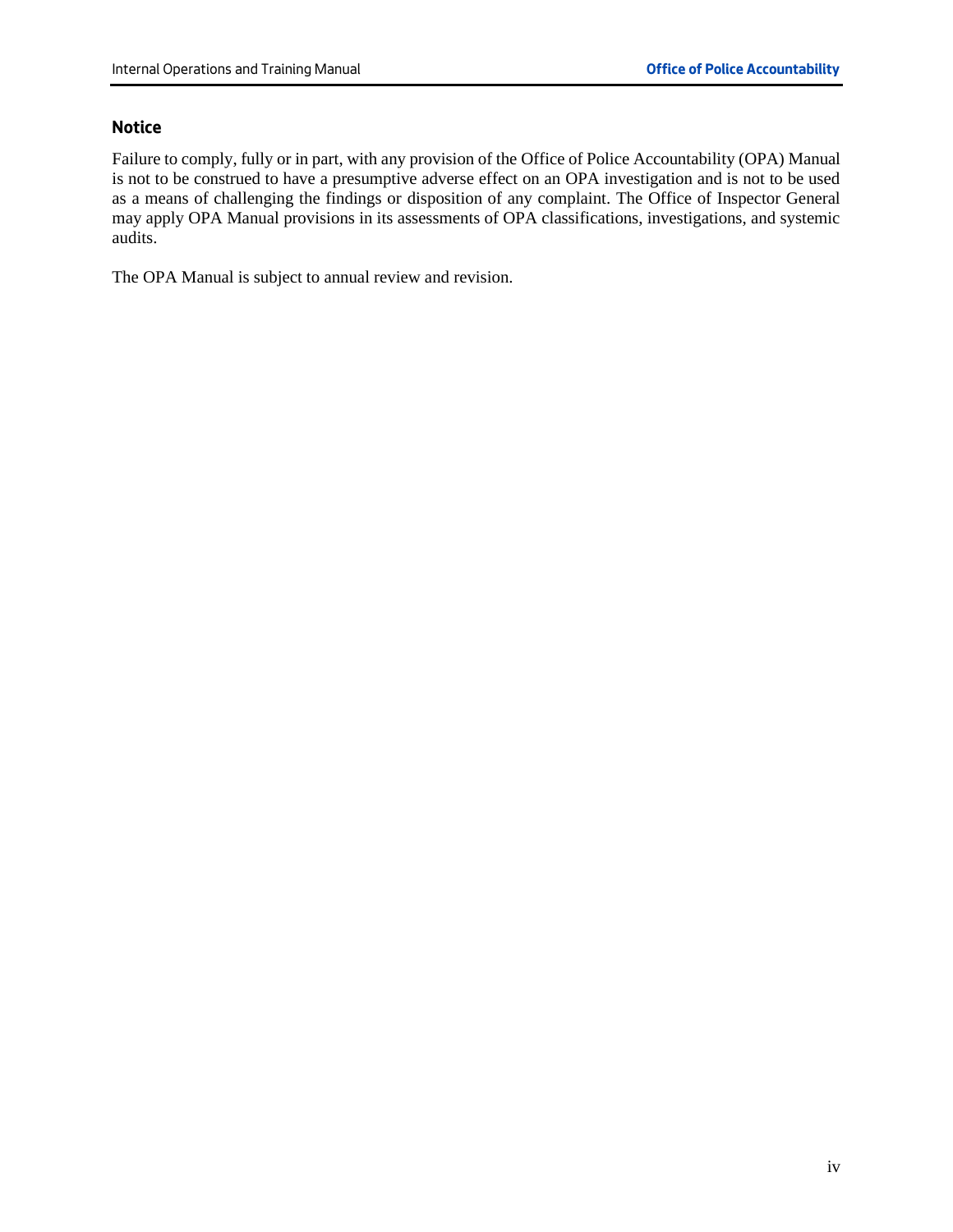## Notice

Failure to comply, fully or in part, with any provision of the Office of Police Accountability (OPA) Manual is not to be construed to have a presumptive adverse effect on an OPA investigation and is not to be used as a means of challenging the findings or disposition of any complaint. The Office of Inspector General may apply OPA Manual provisions in its assessments of OPA classifications, investigations, and systemic audits.

The OPA Manual is subject to annual review and revision.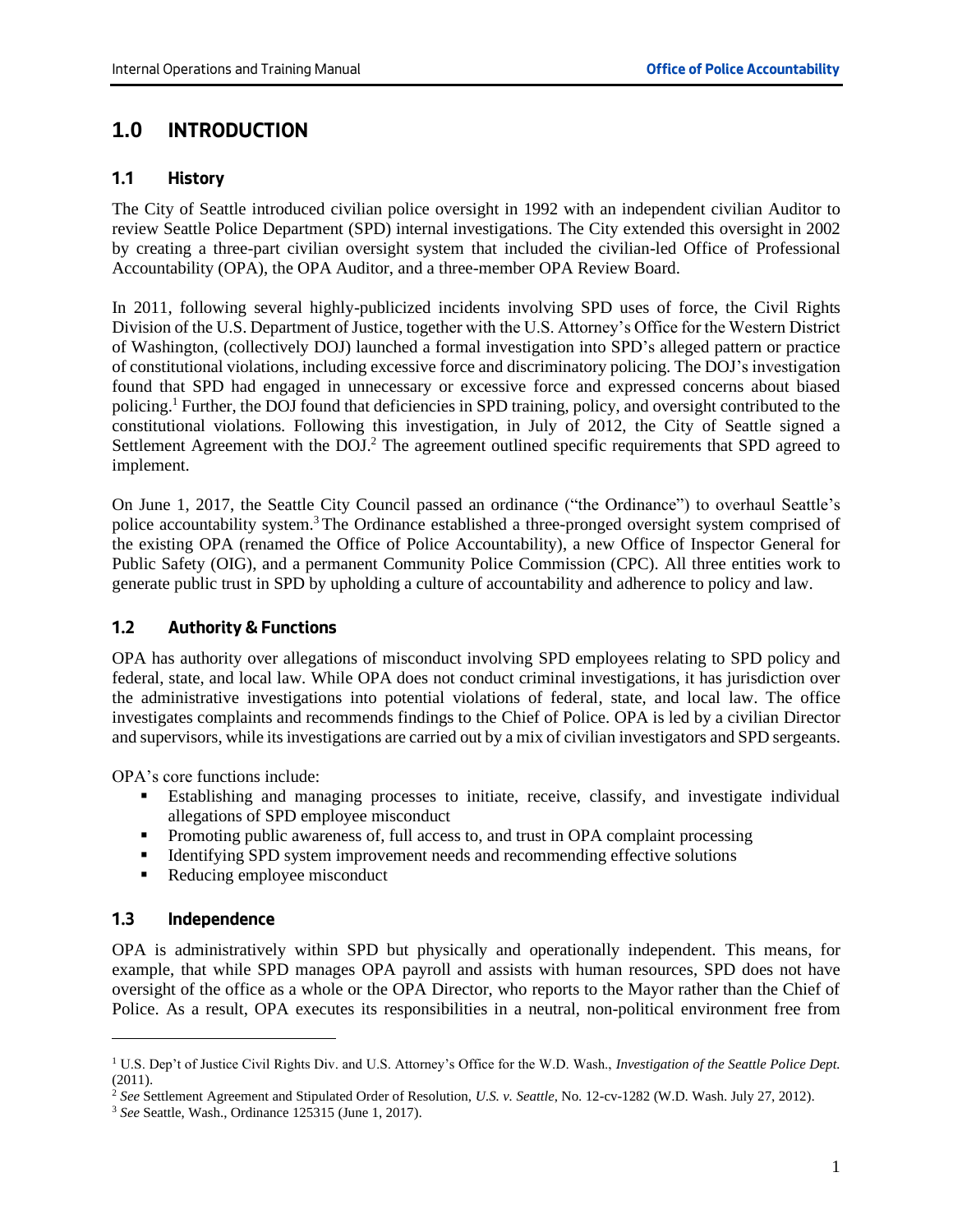# 1.0 INTRODUCTION

## 1.1 History

The City of Seattle introduced civilian police oversight in 1992 with an independent civilian Auditor to review Seattle Police Department (SPD) internal investigations. The City extended this oversight in 2002 by creating a three-part civilian oversight system that included the civilian-led Office of Professional Accountability (OPA), the OPA Auditor, and a three-member OPA Review Board.

In 2011, following several highly-publicized incidents involving SPD uses of force, the Civil Rights Division of the U.S. Department of Justice, together with the U.S. Attorney's Office for the Western District of Washington, (collectively DOJ) launched a formal investigation into SPD's alleged pattern or practice of constitutional violations, including excessive force and discriminatory policing. The DOJ's investigation found that SPD had engaged in unnecessary or excessive force and expressed concerns about biased policing.[1] Further, the DOJ found that deficiencies in SPD training, policy, and oversight contributed to the constitutional violations. Following this investigation, in July of 2012, the City of Seattle signed a Settlement Agreement with the DOJ.[2] The agreement outlined specific requirements that SPD agreed to implement.

On June 1, 2017, the Seattle City Council passed an ordinance ("the Ordinance") to overhaul Seattle's police accountability system.[3] The Ordinance established a three-pronged oversight system comprised of the existing OPA (renamed the Office of Police Accountability), a new Office of Inspector General for Public Safety (OIG), and a permanent Community Police Commission (CPC). All three entities work to generate public trust in SPD by upholding a culture of accountability and adherence to policy and law.

## 1.2 Authority & Functions

OPA has authority over allegations of misconduct involving SPD employees relating to SPD policy and federal, state, and local law. While OPA does not conduct criminal investigations, it has jurisdiction over the administrative investigations into potential violations of federal, state, and local law. The office investigates complaints and recommends findings to the Chief of Police. OPA is led by a civilian Director and supervisors, while its investigations are carried out by a mix of civilian investigators and SPD sergeants.

OPA's core functions include:

- Establishing and managing processes to initiate, receive, classify, and investigate individual allegations of SPD employee misconduct
- Promoting public awareness of, full access to, and trust in OPA complaint processing
- Identifying SPD system improvement needs and recommending effective solutions
- Reducing employee misconduct

## 1.3 Independence

OPA is administratively within SPD but physically and operationally independent. This means, for example, that while SPD manages OPA payroll and assists with human resources, SPD does not have oversight of the office as a whole or the OPA Director, who reports to the Mayor rather than the Chief of Police. As a result, OPA executes its responsibilities in a neutral, non-political environment free from

---

[1] U.S. Dep't of Justice Civil Rights Div. and U.S. Attorney's Office for the W.D. Wash., *Investigation of the Seattle Police Dept.* (2011).

[2] *See* Settlement Agreement and Stipulated Order of Resolution, *U.S. v. Seattle*, No. 12-cv-1282 (W.D. Wash. July 27, 2012).

[3] *See* Seattle, Wash., Ordinance 125315 (June 1, 2017).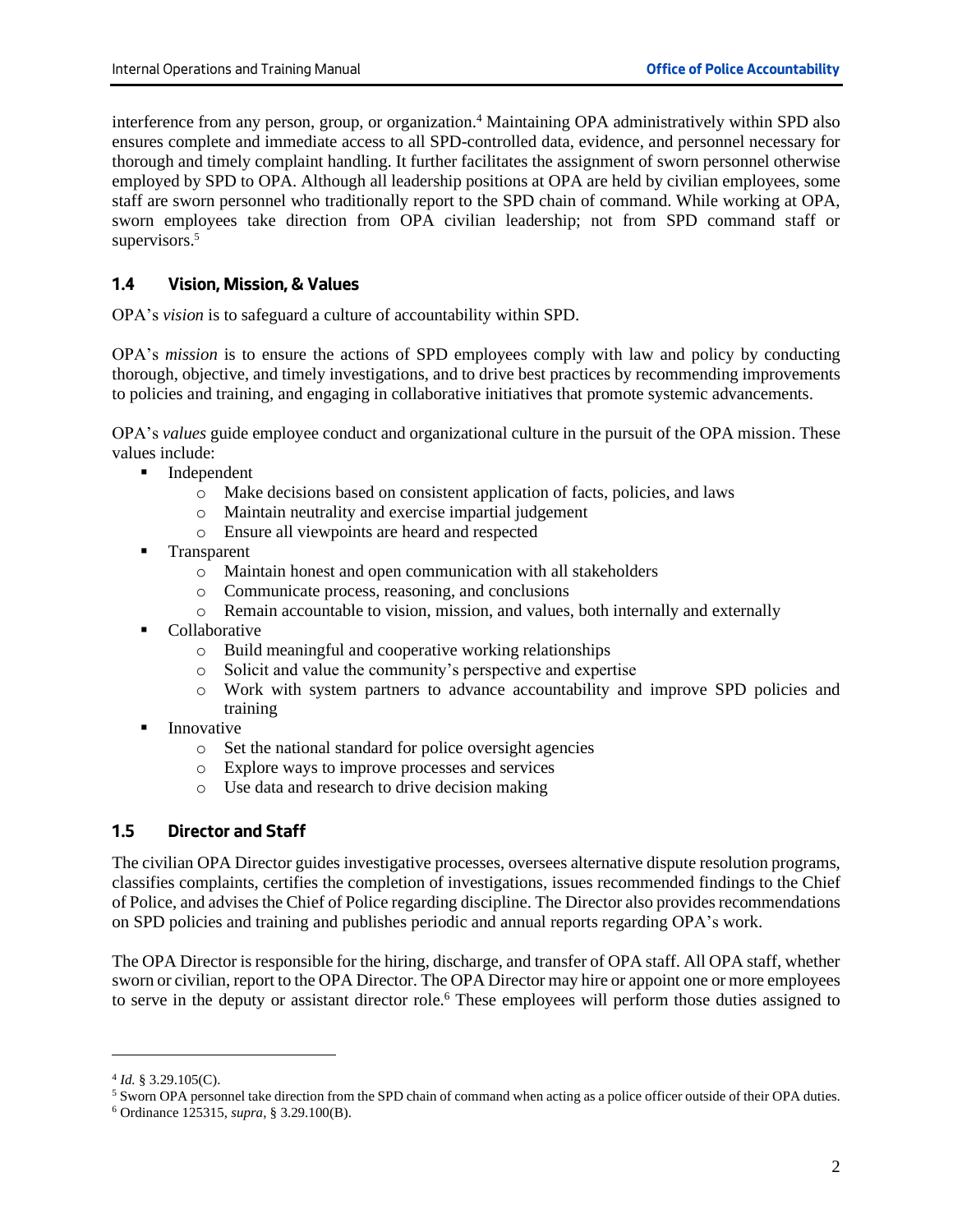interference from any person, group, or organization.[4] Maintaining OPA administratively within SPD also ensures complete and immediate access to all SPD-controlled data, evidence, and personnel necessary for thorough and timely complaint handling. It further facilitates the assignment of sworn personnel otherwise employed by SPD to OPA. Although all leadership positions at OPA are held by civilian employees, some staff are sworn personnel who traditionally report to the SPD chain of command. While working at OPA, sworn employees take direction from OPA civilian leadership; not from SPD command staff or supervisors.[5]

### 1.4 Vision, Mission, & Values

OPA's *vision* is to safeguard a culture of accountability within SPD.

OPA's *mission* is to ensure the actions of SPD employees comply with law and policy by conducting thorough, objective, and timely investigations, and to drive best practices by recommending improvements to policies and training, and engaging in collaborative initiatives that promote systemic advancements.

OPA's *values* guide employee conduct and organizational culture in the pursuit of the OPA mission. These values include:

- Independent
  - Make decisions based on consistent application of facts, policies, and laws
  - Maintain neutrality and exercise impartial judgement
  - Ensure all viewpoints are heard and respected
- Transparent
  - Maintain honest and open communication with all stakeholders
  - Communicate process, reasoning, and conclusions
  - Remain accountable to vision, mission, and values, both internally and externally
- Collaborative
  - Build meaningful and cooperative working relationships
  - Solicit and value the community's perspective and expertise
  - Work with system partners to advance accountability and improve SPD policies and training
- Innovative
  - Set the national standard for police oversight agencies
  - Explore ways to improve processes and services
  - Use data and research to drive decision making

### 1.5 Director and Staff

The civilian OPA Director guides investigative processes, oversees alternative dispute resolution programs, classifies complaints, certifies the completion of investigations, issues recommended findings to the Chief of Police, and advises the Chief of Police regarding discipline. The Director also provides recommendations on SPD policies and training and publishes periodic and annual reports regarding OPA's work.

The OPA Director is responsible for the hiring, discharge, and transfer of OPA staff. All OPA staff, whether sworn or civilian, report to the OPA Director. The OPA Director may hire or appoint one or more employees to serve in the deputy or assistant director role.[6] These employees will perform those duties assigned to

---

[4] *Id.* § 3.29.105(C).

[5] Sworn OPA personnel take direction from the SPD chain of command when acting as a police officer outside of their OPA duties.

[6] Ordinance 125315, *supra*, § 3.29.100(B).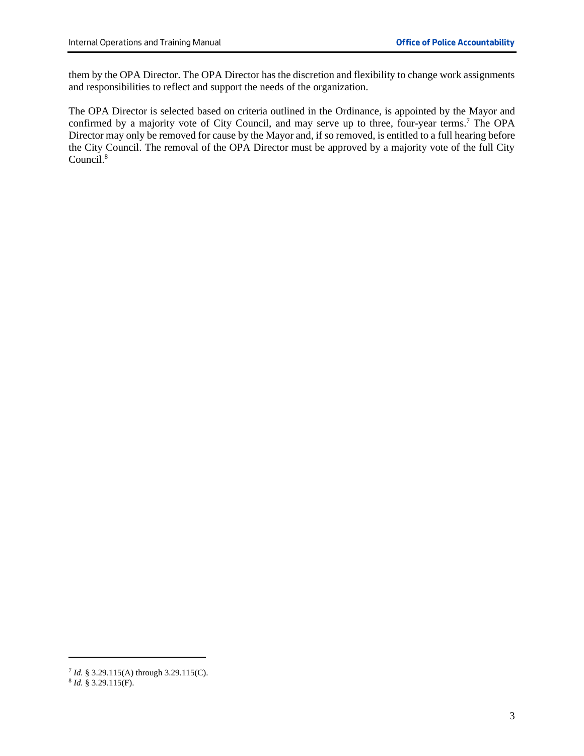them by the OPA Director. The OPA Director has the discretion and flexibility to change work assignments and responsibilities to reflect and support the needs of the organization.

The OPA Director is selected based on criteria outlined in the Ordinance, is appointed by the Mayor and confirmed by a majority vote of City Council, and may serve up to three, four-year terms.[7] The OPA Director may only be removed for cause by the Mayor and, if so removed, is entitled to a full hearing before the City Council. The removal of the OPA Director must be approved by a majority vote of the full City Council.[8]

---

[7] *Id.* § 3.29.115(A) through 3.29.115(C).

[8] *Id.* § 3.29.115(F).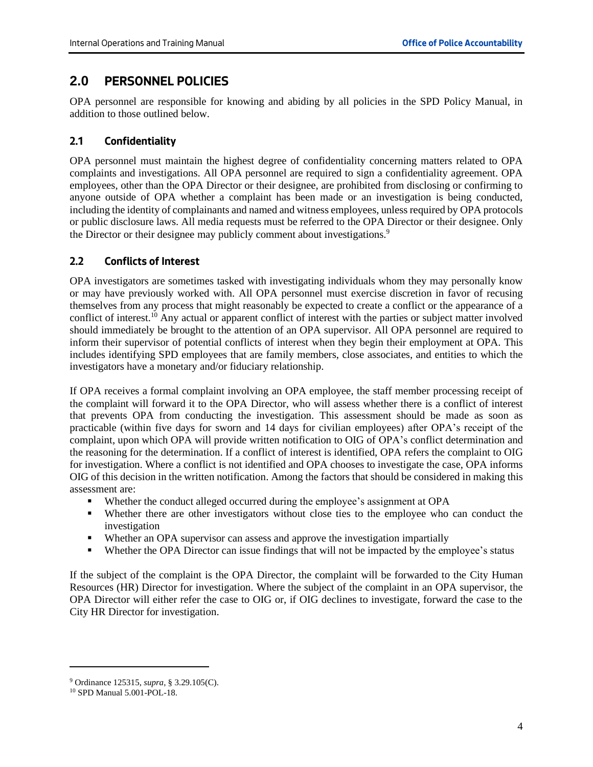## 2.0 PERSONNEL POLICIES

OPA personnel are responsible for knowing and abiding by all policies in the SPD Policy Manual, in addition to those outlined below.

### 2.1 Confidentiality

OPA personnel must maintain the highest degree of confidentiality concerning matters related to OPA complaints and investigations. All OPA personnel are required to sign a confidentiality agreement. OPA employees, other than the OPA Director or their designee, are prohibited from disclosing or confirming to anyone outside of OPA whether a complaint has been made or an investigation is being conducted, including the identity of complainants and named and witness employees, unless required by OPA protocols or public disclosure laws. All media requests must be referred to the OPA Director or their designee. Only the Director or their designee may publicly comment about investigations.[9]

### 2.2 Conflicts of Interest

OPA investigators are sometimes tasked with investigating individuals whom they may personally know or may have previously worked with. All OPA personnel must exercise discretion in favor of recusing themselves from any process that might reasonably be expected to create a conflict or the appearance of a conflict of interest.[10] Any actual or apparent conflict of interest with the parties or subject matter involved should immediately be brought to the attention of an OPA supervisor. All OPA personnel are required to inform their supervisor of potential conflicts of interest when they begin their employment at OPA. This includes identifying SPD employees that are family members, close associates, and entities to which the investigators have a monetary and/or fiduciary relationship.

If OPA receives a formal complaint involving an OPA employee, the staff member processing receipt of the complaint will forward it to the OPA Director, who will assess whether there is a conflict of interest that prevents OPA from conducting the investigation. This assessment should be made as soon as practicable (within five days for sworn and 14 days for civilian employees) after OPA's receipt of the complaint, upon which OPA will provide written notification to OIG of OPA's conflict determination and the reasoning for the determination. If a conflict of interest is identified, OPA refers the complaint to OIG for investigation. Where a conflict is not identified and OPA chooses to investigate the case, OPA informs OIG of this decision in the written notification. Among the factors that should be considered in making this assessment are:

- Whether the conduct alleged occurred during the employee's assignment at OPA
- Whether there are other investigators without close ties to the employee who can conduct the investigation
- Whether an OPA supervisor can assess and approve the investigation impartially
- Whether the OPA Director can issue findings that will not be impacted by the employee's status

If the subject of the complaint is the OPA Director, the complaint will be forwarded to the City Human Resources (HR) Director for investigation. Where the subject of the complaint in an OPA supervisor, the OPA Director will either refer the case to OIG or, if OIG declines to investigate, forward the case to the City HR Director for investigation.

---

[9] Ordinance 125315, *supra*, § 3.29.105(C).

[10] SPD Manual 5.001-POL-18.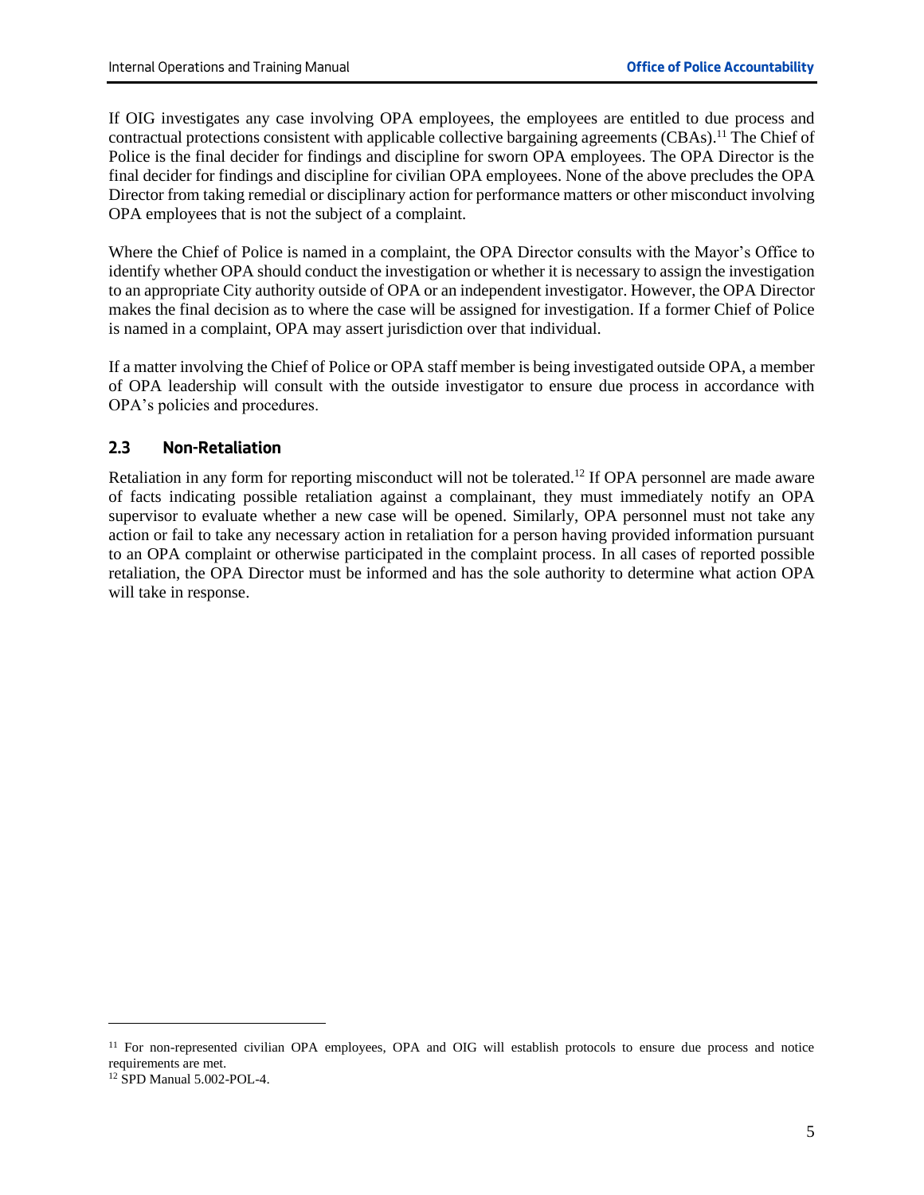If OIG investigates any case involving OPA employees, the employees are entitled to due process and contractual protections consistent with applicable collective bargaining agreements (CBAs).[11] The Chief of Police is the final decider for findings and discipline for sworn OPA employees. The OPA Director is the final decider for findings and discipline for civilian OPA employees. None of the above precludes the OPA Director from taking remedial or disciplinary action for performance matters or other misconduct involving OPA employees that is not the subject of a complaint.

Where the Chief of Police is named in a complaint, the OPA Director consults with the Mayor's Office to identify whether OPA should conduct the investigation or whether it is necessary to assign the investigation to an appropriate City authority outside of OPA or an independent investigator. However, the OPA Director makes the final decision as to where the case will be assigned for investigation. If a former Chief of Police is named in a complaint, OPA may assert jurisdiction over that individual.

If a matter involving the Chief of Police or OPA staff member is being investigated outside OPA, a member of OPA leadership will consult with the outside investigator to ensure due process in accordance with OPA's policies and procedures.

### 2.3 Non-Retaliation

Retaliation in any form for reporting misconduct will not be tolerated.[12] If OPA personnel are made aware of facts indicating possible retaliation against a complainant, they must immediately notify an OPA supervisor to evaluate whether a new case will be opened. Similarly, OPA personnel must not take any action or fail to take any necessary action in retaliation for a person having provided information pursuant to an OPA complaint or otherwise participated in the complaint process. In all cases of reported possible retaliation, the OPA Director must be informed and has the sole authority to determine what action OPA will take in response.

---

[11] For non-represented civilian OPA employees, OPA and OIG will establish protocols to ensure due process and notice requirements are met.

[12] SPD Manual 5.002-POL-4.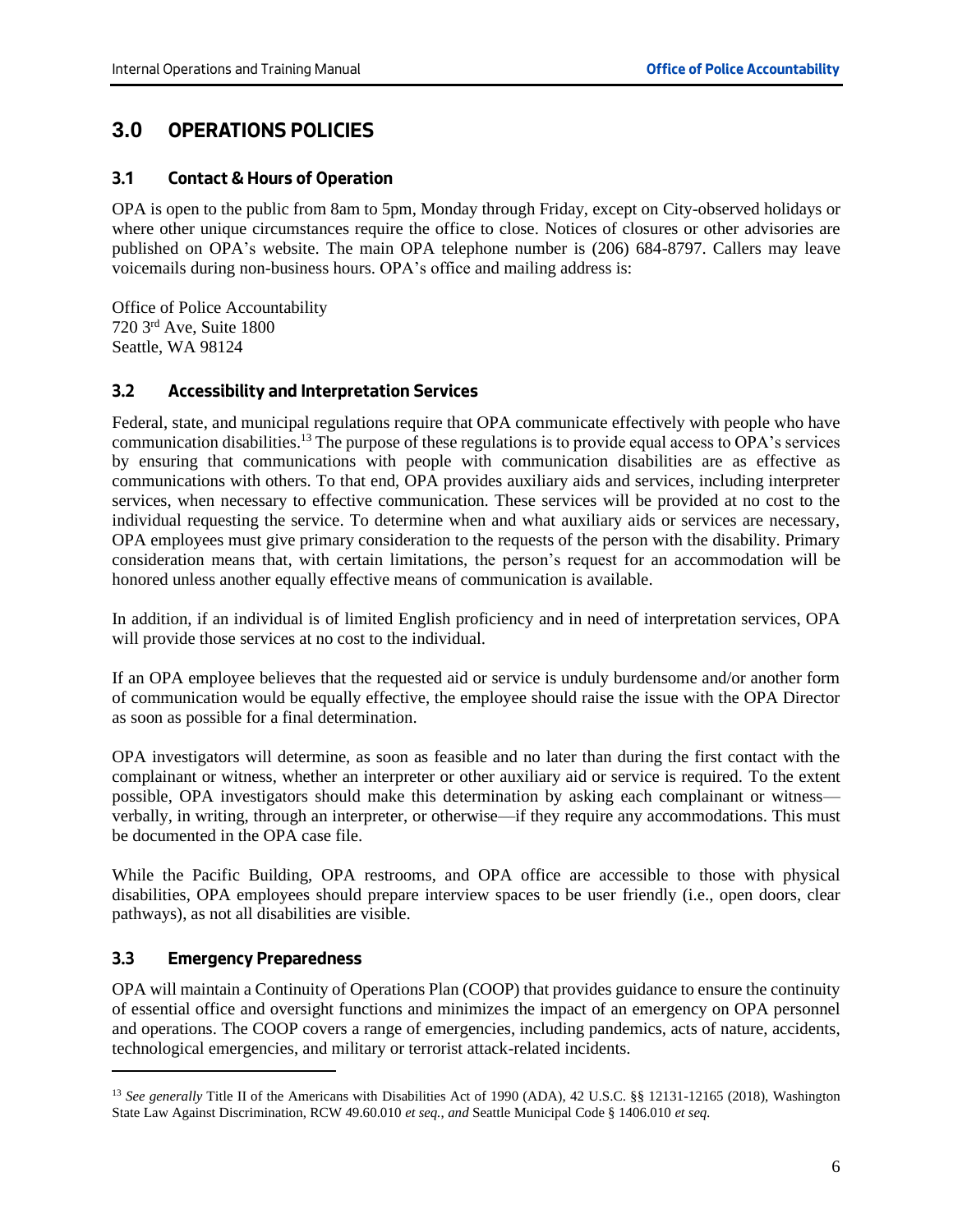# 3.0 OPERATIONS POLICIES

## 3.1 Contact & Hours of Operation

OPA is open to the public from 8am to 5pm, Monday through Friday, except on City-observed holidays or where other unique circumstances require the office to close. Notices of closures or other advisories are published on OPA's website. The main OPA telephone number is (206) 684-8797. Callers may leave voicemails during non-business hours. OPA's office and mailing address is:

Office of Police Accountability
720 3rd Ave, Suite 1800
Seattle, WA 98124

## 3.2 Accessibility and Interpretation Services

Federal, state, and municipal regulations require that OPA communicate effectively with people who have communication disabilities.[13] The purpose of these regulations is to provide equal access to OPA's services by ensuring that communications with people with communication disabilities are as effective as communications with others. To that end, OPA provides auxiliary aids and services, including interpreter services, when necessary to effective communication. These services will be provided at no cost to the individual requesting the service. To determine when and what auxiliary aids or services are necessary, OPA employees must give primary consideration to the requests of the person with the disability. Primary consideration means that, with certain limitations, the person's request for an accommodation will be honored unless another equally effective means of communication is available.

In addition, if an individual is of limited English proficiency and in need of interpretation services, OPA will provide those services at no cost to the individual.

If an OPA employee believes that the requested aid or service is unduly burdensome and/or another form of communication would be equally effective, the employee should raise the issue with the OPA Director as soon as possible for a final determination.

OPA investigators will determine, as soon as feasible and no later than during the first contact with the complainant or witness, whether an interpreter or other auxiliary aid or service is required. To the extent possible, OPA investigators should make this determination by asking each complainant or witness—verbally, in writing, through an interpreter, or otherwise—if they require any accommodations. This must be documented in the OPA case file.

While the Pacific Building, OPA restrooms, and OPA office are accessible to those with physical disabilities, OPA employees should prepare interview spaces to be user friendly (i.e., open doors, clear pathways), as not all disabilities are visible.

## 3.3 Emergency Preparedness

OPA will maintain a Continuity of Operations Plan (COOP) that provides guidance to ensure the continuity of essential office and oversight functions and minimizes the impact of an emergency on OPA personnel and operations. The COOP covers a range of emergencies, including pandemics, acts of nature, accidents, technological emergencies, and military or terrorist attack-related incidents.

---

[13] *See generally* Title II of the Americans with Disabilities Act of 1990 (ADA), 42 U.S.C. §§ 12131-12165 (2018), Washington State Law Against Discrimination, RCW 49.60.010 *et seq.*, *and* Seattle Municipal Code § 1406.010 *et seq.*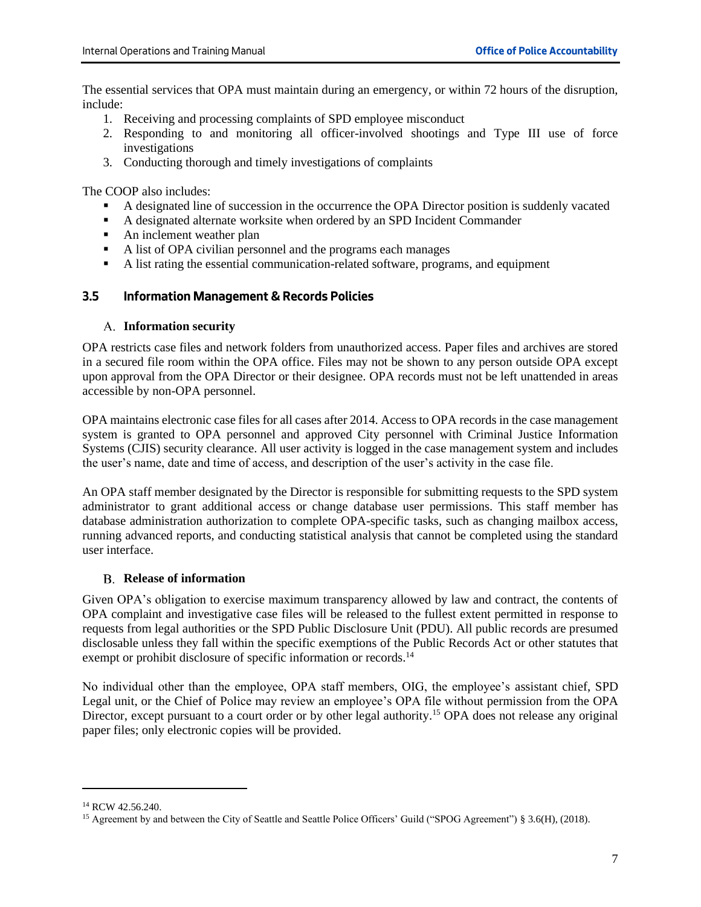The essential services that OPA must maintain during an emergency, or within 72 hours of the disruption, include:

1. Receiving and processing complaints of SPD employee misconduct
2. Responding to and monitoring all officer-involved shootings and Type III use of force investigations
3. Conducting thorough and timely investigations of complaints

The COOP also includes:

- A designated line of succession in the occurrence the OPA Director position is suddenly vacated
- A designated alternate worksite when ordered by an SPD Incident Commander
- An inclement weather plan
- A list of OPA civilian personnel and the programs each manages
- A list rating the essential communication-related software, programs, and equipment

## 3.5 Information Management & Records Policies

### A. Information security

OPA restricts case files and network folders from unauthorized access. Paper files and archives are stored in a secured file room within the OPA office. Files may not be shown to any person outside OPA except upon approval from the OPA Director or their designee. OPA records must not be left unattended in areas accessible by non-OPA personnel.

OPA maintains electronic case files for all cases after 2014. Access to OPA records in the case management system is granted to OPA personnel and approved City personnel with Criminal Justice Information Systems (CJIS) security clearance. All user activity is logged in the case management system and includes the user's name, date and time of access, and description of the user's activity in the case file.

An OPA staff member designated by the Director is responsible for submitting requests to the SPD system administrator to grant additional access or change database user permissions. This staff member has database administration authorization to complete OPA-specific tasks, such as changing mailbox access, running advanced reports, and conducting statistical analysis that cannot be completed using the standard user interface.

### B. Release of information

Given OPA's obligation to exercise maximum transparency allowed by law and contract, the contents of OPA complaint and investigative case files will be released to the fullest extent permitted in response to requests from legal authorities or the SPD Public Disclosure Unit (PDU). All public records are presumed disclosable unless they fall within the specific exemptions of the Public Records Act or other statutes that exempt or prohibit disclosure of specific information or records.[14]

No individual other than the employee, OPA staff members, OIG, the employee's assistant chief, SPD Legal unit, or the Chief of Police may review an employee's OPA file without permission from the OPA Director, except pursuant to a court order or by other legal authority.[15] OPA does not release any original paper files; only electronic copies will be provided.

---

[14] RCW 42.56.240.

[15] Agreement by and between the City of Seattle and Seattle Police Officers' Guild ("SPOG Agreement") § 3.6(H), (2018).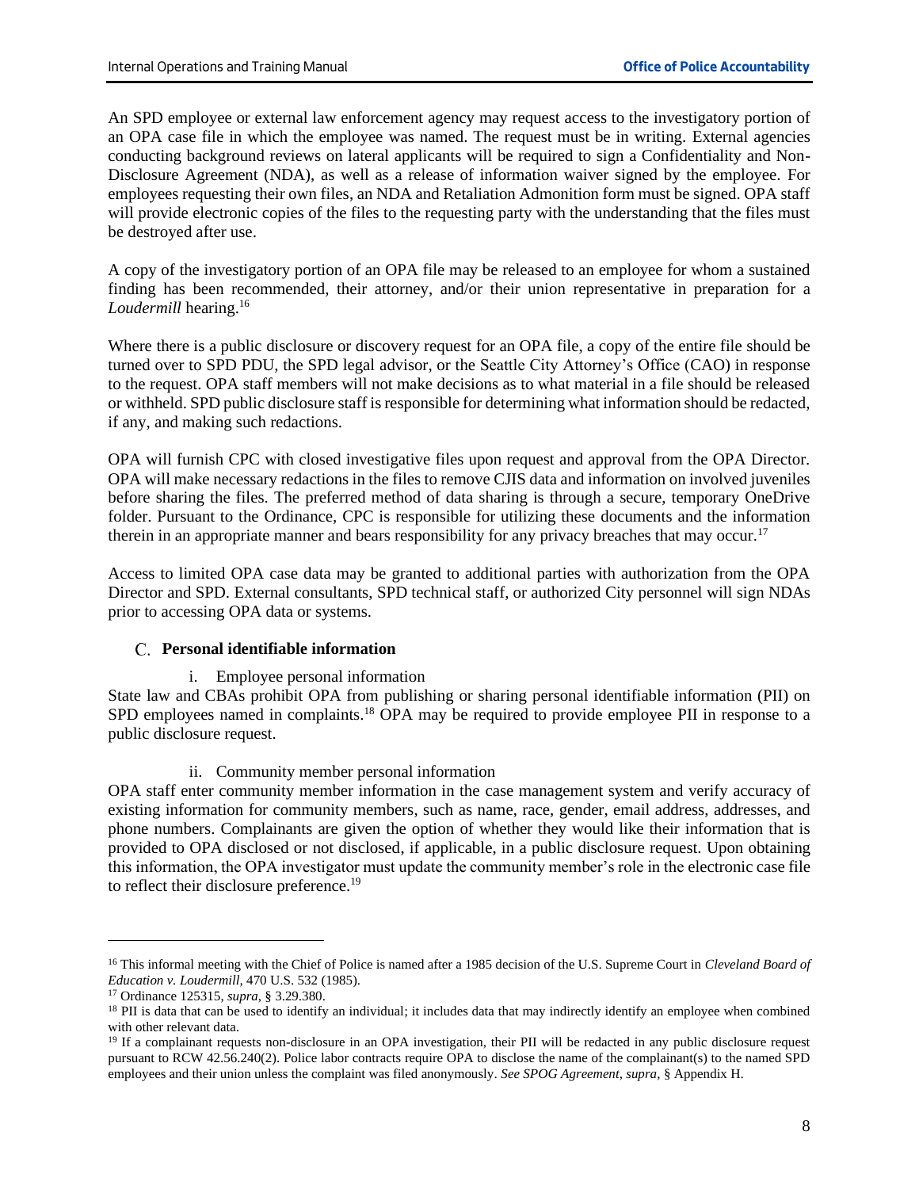An SPD employee or external law enforcement agency may request access to the investigatory portion of an OPA case file in which the employee was named. The request must be in writing. External agencies conducting background reviews on lateral applicants will be required to sign a Confidentiality and Non-Disclosure Agreement (NDA), as well as a release of information waiver signed by the employee. For employees requesting their own files, an NDA and Retaliation Admonition form must be signed. OPA staff will provide electronic copies of the files to the requesting party with the understanding that the files must be destroyed after use.

A copy of the investigatory portion of an OPA file may be released to an employee for whom a sustained finding has been recommended, their attorney, and/or their union representative in preparation for a *Loudermill* hearing.[16]

Where there is a public disclosure or discovery request for an OPA file, a copy of the entire file should be turned over to SPD PDU, the SPD legal advisor, or the Seattle City Attorney's Office (CAO) in response to the request. OPA staff members will not make decisions as to what material in a file should be released or withheld. SPD public disclosure staff is responsible for determining what information should be redacted, if any, and making such redactions.

OPA will furnish CPC with closed investigative files upon request and approval from the OPA Director. OPA will make necessary redactions in the files to remove CJIS data and information on involved juveniles before sharing the files. The preferred method of data sharing is through a secure, temporary OneDrive folder. Pursuant to the Ordinance, CPC is responsible for utilizing these documents and the information therein in an appropriate manner and bears responsibility for any privacy breaches that may occur.[17]

Access to limited OPA case data may be granted to additional parties with authorization from the OPA Director and SPD. External consultants, SPD technical staff, or authorized City personnel will sign NDAs prior to accessing OPA data or systems.

### C. Personal identifiable information

i. Employee personal information

State law and CBAs prohibit OPA from publishing or sharing personal identifiable information (PII) on SPD employees named in complaints.[18] OPA may be required to provide employee PII in response to a public disclosure request.

ii. Community member personal information

OPA staff enter community member information in the case management system and verify accuracy of existing information for community members, such as name, race, gender, email address, addresses, and phone numbers. Complainants are given the option of whether they would like their information that is provided to OPA disclosed or not disclosed, if applicable, in a public disclosure request. Upon obtaining this information, the OPA investigator must update the community member's role in the electronic case file to reflect their disclosure preference.[19]

---

[16] This informal meeting with the Chief of Police is named after a 1985 decision of the U.S. Supreme Court in *Cleveland Board of Education v. Loudermill*, 470 U.S. 532 (1985).

[17] Ordinance 125315, *supra*, § 3.29.380.

[18] PII is data that can be used to identify an individual; it includes data that may indirectly identify an employee when combined with other relevant data.

[19] If a complainant requests non-disclosure in an OPA investigation, their PII will be redacted in any public disclosure request pursuant to RCW 42.56.240(2). Police labor contracts require OPA to disclose the name of the complainant(s) to the named SPD employees and their union unless the complaint was filed anonymously. *See SPOG Agreement, supra*, § Appendix H.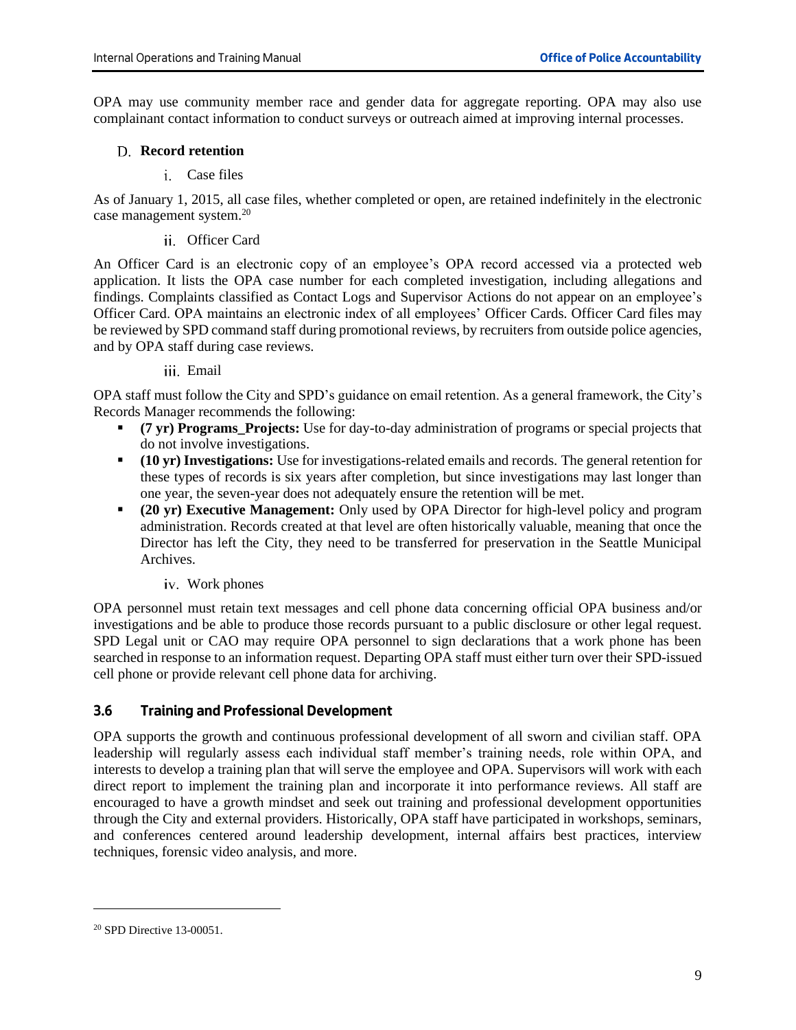OPA may use community member race and gender data for aggregate reporting. OPA may also use complainant contact information to conduct surveys or outreach aimed at improving internal processes.

### D. Record retention

#### i. Case files

As of January 1, 2015, all case files, whether completed or open, are retained indefinitely in the electronic case management system.[20]

#### ii. Officer Card

An Officer Card is an electronic copy of an employee's OPA record accessed via a protected web application. It lists the OPA case number for each completed investigation, including allegations and findings. Complaints classified as Contact Logs and Supervisor Actions do not appear on an employee's Officer Card. OPA maintains an electronic index of all employees' Officer Cards. Officer Card files may be reviewed by SPD command staff during promotional reviews, by recruiters from outside police agencies, and by OPA staff during case reviews.

#### iii. Email

OPA staff must follow the City and SPD's guidance on email retention. As a general framework, the City's Records Manager recommends the following:

- **(7 yr) Programs_Projects:** Use for day-to-day administration of programs or special projects that do not involve investigations.
- **(10 yr) Investigations:** Use for investigations-related emails and records. The general retention for these types of records is six years after completion, but since investigations may last longer than one year, the seven-year does not adequately ensure the retention will be met.
- **(20 yr) Executive Management:** Only used by OPA Director for high-level policy and program administration. Records created at that level are often historically valuable, meaning that once the Director has left the City, they need to be transferred for preservation in the Seattle Municipal Archives.

#### iv. Work phones

OPA personnel must retain text messages and cell phone data concerning official OPA business and/or investigations and be able to produce those records pursuant to a public disclosure or other legal request. SPD Legal unit or CAO may require OPA personnel to sign declarations that a work phone has been searched in response to an information request. Departing OPA staff must either turn over their SPD-issued cell phone or provide relevant cell phone data for archiving.

## 3.6 Training and Professional Development

OPA supports the growth and continuous professional development of all sworn and civilian staff. OPA leadership will regularly assess each individual staff member's training needs, role within OPA, and interests to develop a training plan that will serve the employee and OPA. Supervisors will work with each direct report to implement the training plan and incorporate it into performance reviews. All staff are encouraged to have a growth mindset and seek out training and professional development opportunities through the City and external providers. Historically, OPA staff have participated in workshops, seminars, and conferences centered around leadership development, internal affairs best practices, interview techniques, forensic video analysis, and more.

---

[20] SPD Directive 13-00051.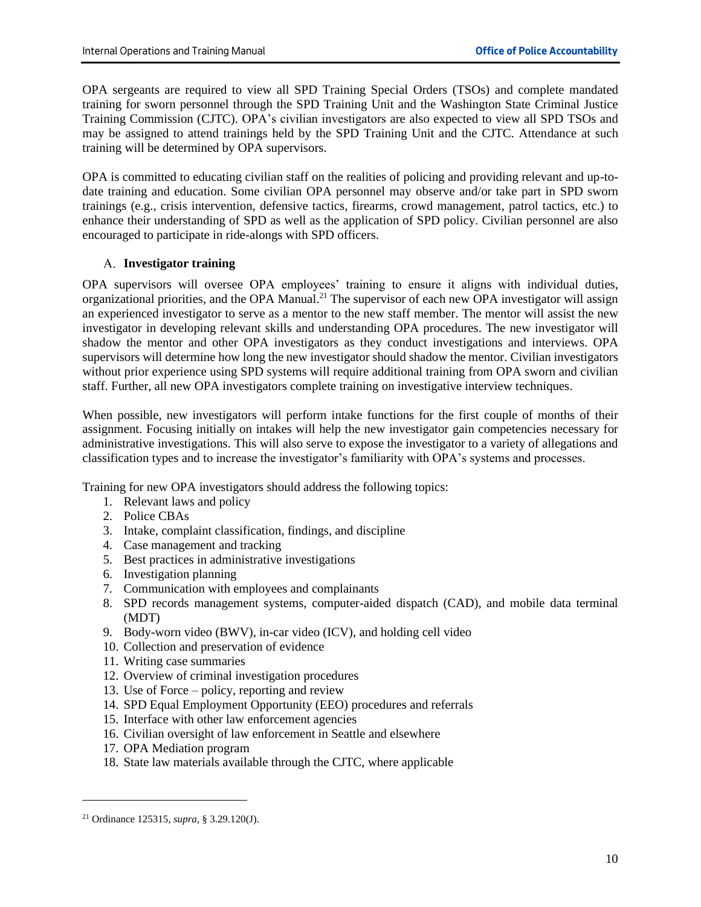OPA sergeants are required to view all SPD Training Special Orders (TSOs) and complete mandated training for sworn personnel through the SPD Training Unit and the Washington State Criminal Justice Training Commission (CJTC). OPA's civilian investigators are also expected to view all SPD TSOs and may be assigned to attend trainings held by the SPD Training Unit and the CJTC. Attendance at such training will be determined by OPA supervisors.

OPA is committed to educating civilian staff on the realities of policing and providing relevant and up-to-date training and education. Some civilian OPA personnel may observe and/or take part in SPD sworn trainings (e.g., crisis intervention, defensive tactics, firearms, crowd management, patrol tactics, etc.) to enhance their understanding of SPD as well as the application of SPD policy. Civilian personnel are also encouraged to participate in ride-alongs with SPD officers.

### A. Investigator training

OPA supervisors will oversee OPA employees' training to ensure it aligns with individual duties, organizational priorities, and the OPA Manual.[21] The supervisor of each new OPA investigator will assign an experienced investigator to serve as a mentor to the new staff member. The mentor will assist the new investigator in developing relevant skills and understanding OPA procedures. The new investigator will shadow the mentor and other OPA investigators as they conduct investigations and interviews. OPA supervisors will determine how long the new investigator should shadow the mentor. Civilian investigators without prior experience using SPD systems will require additional training from OPA sworn and civilian staff. Further, all new OPA investigators complete training on investigative interview techniques.

When possible, new investigators will perform intake functions for the first couple of months of their assignment. Focusing initially on intakes will help the new investigator gain competencies necessary for administrative investigations. This will also serve to expose the investigator to a variety of allegations and classification types and to increase the investigator's familiarity with OPA's systems and processes.

Training for new OPA investigators should address the following topics:

1. Relevant laws and policy
2. Police CBAs
3. Intake, complaint classification, findings, and discipline
4. Case management and tracking
5. Best practices in administrative investigations
6. Investigation planning
7. Communication with employees and complainants
8. SPD records management systems, computer-aided dispatch (CAD), and mobile data terminal (MDT)
9. Body-worn video (BWV), in-car video (ICV), and holding cell video
10. Collection and preservation of evidence
11. Writing case summaries
12. Overview of criminal investigation procedures
13. Use of Force – policy, reporting and review
14. SPD Equal Employment Opportunity (EEO) procedures and referrals
15. Interface with other law enforcement agencies
16. Civilian oversight of law enforcement in Seattle and elsewhere
17. OPA Mediation program
18. State law materials available through the CJTC, where applicable

---

[21] Ordinance 125315, *supra*, § 3.29.120(J).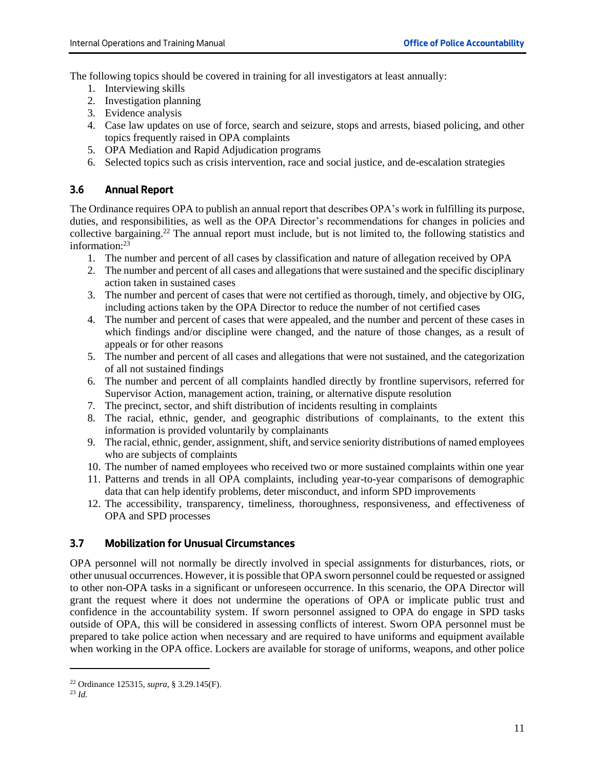The following topics should be covered in training for all investigators at least annually:

1. Interviewing skills
2. Investigation planning
3. Evidence analysis
4. Case law updates on use of force, search and seizure, stops and arrests, biased policing, and other topics frequently raised in OPA complaints
5. OPA Mediation and Rapid Adjudication programs
6. Selected topics such as crisis intervention, race and social justice, and de-escalation strategies

### 3.6 Annual Report

The Ordinance requires OPA to publish an annual report that describes OPA's work in fulfilling its purpose, duties, and responsibilities, as well as the OPA Director's recommendations for changes in policies and collective bargaining.[22] The annual report must include, but is not limited to, the following statistics and information:[23]

1. The number and percent of all cases by classification and nature of allegation received by OPA
2. The number and percent of all cases and allegations that were sustained and the specific disciplinary action taken in sustained cases
3. The number and percent of cases that were not certified as thorough, timely, and objective by OIG, including actions taken by the OPA Director to reduce the number of not certified cases
4. The number and percent of cases that were appealed, and the number and percent of these cases in which findings and/or discipline were changed, and the nature of those changes, as a result of appeals or for other reasons
5. The number and percent of all cases and allegations that were not sustained, and the categorization of all not sustained findings
6. The number and percent of all complaints handled directly by frontline supervisors, referred for Supervisor Action, management action, training, or alternative dispute resolution
7. The precinct, sector, and shift distribution of incidents resulting in complaints
8. The racial, ethnic, gender, and geographic distributions of complainants, to the extent this information is provided voluntarily by complainants
9. The racial, ethnic, gender, assignment, shift, and service seniority distributions of named employees who are subjects of complaints
10. The number of named employees who received two or more sustained complaints within one year
11. Patterns and trends in all OPA complaints, including year-to-year comparisons of demographic data that can help identify problems, deter misconduct, and inform SPD improvements
12. The accessibility, transparency, timeliness, thoroughness, responsiveness, and effectiveness of OPA and SPD processes

### 3.7 Mobilization for Unusual Circumstances

OPA personnel will not normally be directly involved in special assignments for disturbances, riots, or other unusual occurrences. However, it is possible that OPA sworn personnel could be requested or assigned to other non-OPA tasks in a significant or unforeseen occurrence. In this scenario, the OPA Director will grant the request where it does not undermine the operations of OPA or implicate public trust and confidence in the accountability system. If sworn personnel assigned to OPA do engage in SPD tasks outside of OPA, this will be considered in assessing conflicts of interest. Sworn OPA personnel must be prepared to take police action when necessary and are required to have uniforms and equipment available when working in the OPA office. Lockers are available for storage of uniforms, weapons, and other police

---

[22] Ordinance 125315, *supra*, § 3.29.145(F).

[23] *Id.*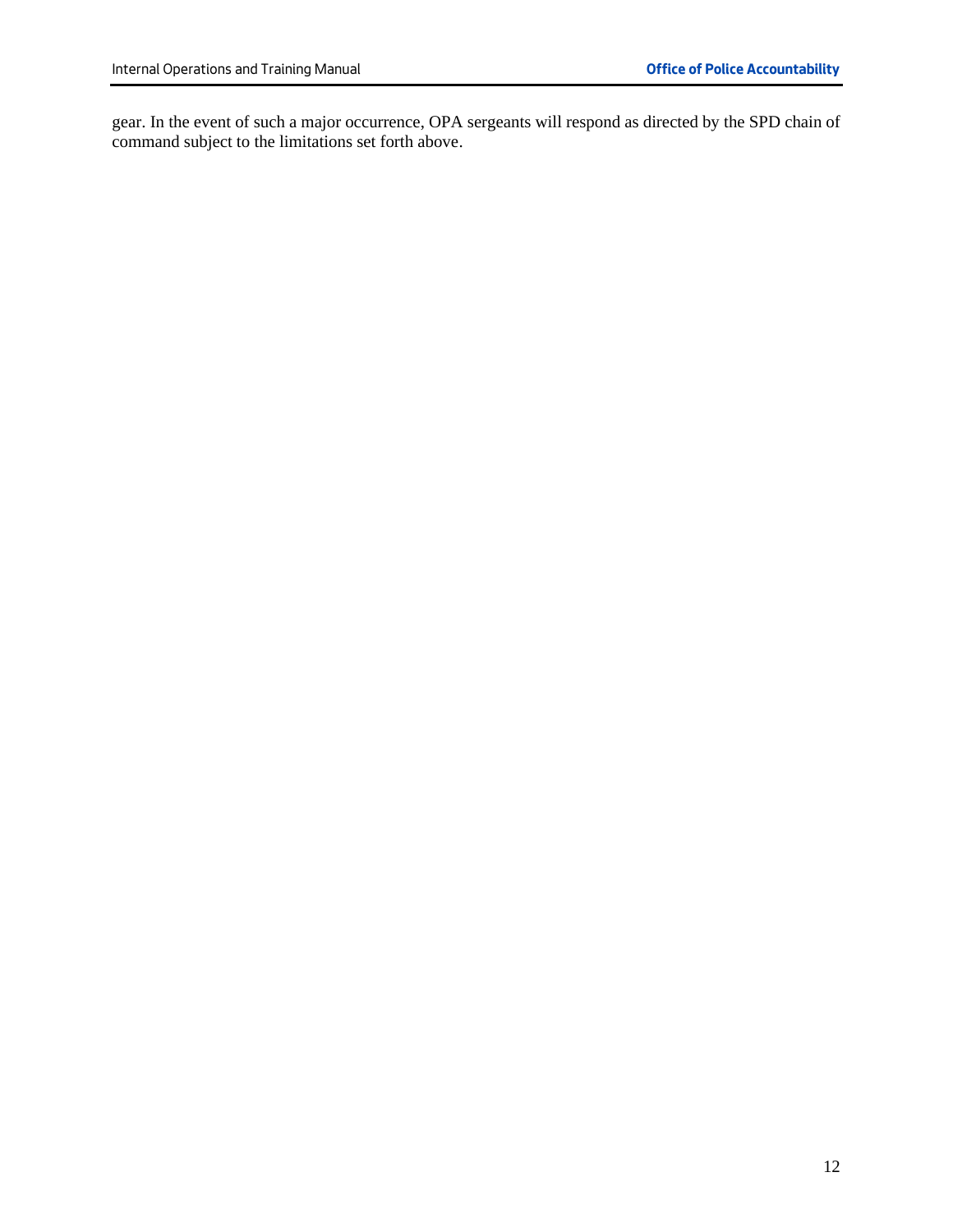gear. In the event of such a major occurrence, OPA sergeants will respond as directed by the SPD chain of command subject to the limitations set forth above.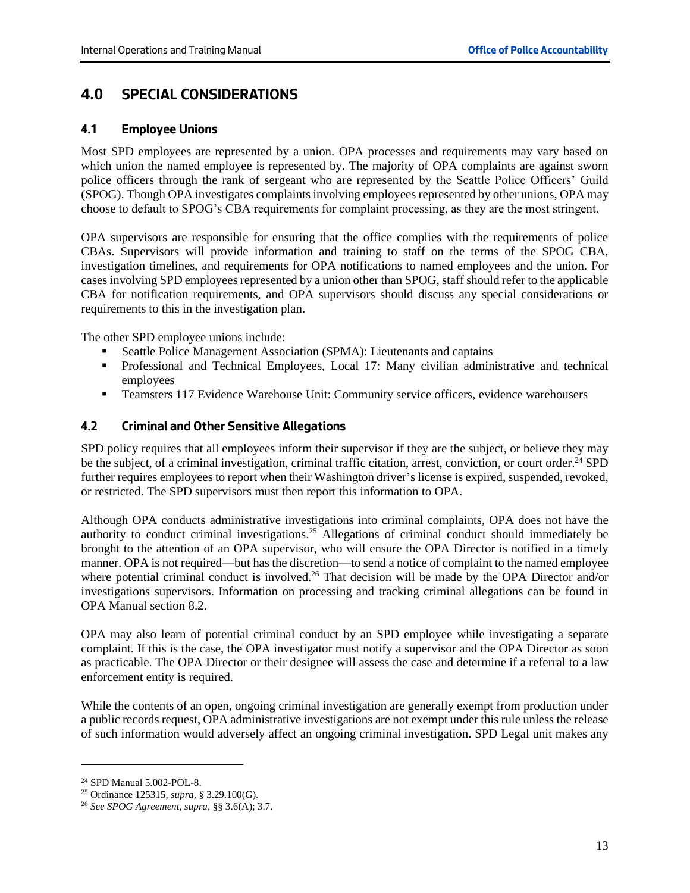# 4.0 SPECIAL CONSIDERATIONS

## 4.1 Employee Unions

Most SPD employees are represented by a union. OPA processes and requirements may vary based on which union the named employee is represented by. The majority of OPA complaints are against sworn police officers through the rank of sergeant who are represented by the Seattle Police Officers' Guild (SPOG). Though OPA investigates complaints involving employees represented by other unions, OPA may choose to default to SPOG's CBA requirements for complaint processing, as they are the most stringent.

OPA supervisors are responsible for ensuring that the office complies with the requirements of police CBAs. Supervisors will provide information and training to staff on the terms of the SPOG CBA, investigation timelines, and requirements for OPA notifications to named employees and the union. For cases involving SPD employees represented by a union other than SPOG, staff should refer to the applicable CBA for notification requirements, and OPA supervisors should discuss any special considerations or requirements to this in the investigation plan.

The other SPD employee unions include:

- Seattle Police Management Association (SPMA): Lieutenants and captains
- Professional and Technical Employees, Local 17: Many civilian administrative and technical employees
- Teamsters 117 Evidence Warehouse Unit: Community service officers, evidence warehousers

## 4.2 Criminal and Other Sensitive Allegations

SPD policy requires that all employees inform their supervisor if they are the subject, or believe they may be the subject, of a criminal investigation, criminal traffic citation, arrest, conviction, or court order.[24] SPD further requires employees to report when their Washington driver's license is expired, suspended, revoked, or restricted. The SPD supervisors must then report this information to OPA.

Although OPA conducts administrative investigations into criminal complaints, OPA does not have the authority to conduct criminal investigations.[25] Allegations of criminal conduct should immediately be brought to the attention of an OPA supervisor, who will ensure the OPA Director is notified in a timely manner. OPA is not required—but has the discretion—to send a notice of complaint to the named employee where potential criminal conduct is involved.[26] That decision will be made by the OPA Director and/or investigations supervisors. Information on processing and tracking criminal allegations can be found in OPA Manual section 8.2.

OPA may also learn of potential criminal conduct by an SPD employee while investigating a separate complaint. If this is the case, the OPA investigator must notify a supervisor and the OPA Director as soon as practicable. The OPA Director or their designee will assess the case and determine if a referral to a law enforcement entity is required.

While the contents of an open, ongoing criminal investigation are generally exempt from production under a public records request, OPA administrative investigations are not exempt under this rule unless the release of such information would adversely affect an ongoing criminal investigation. SPD Legal unit makes any

---

[24] SPD Manual 5.002-POL-8.

[25] Ordinance 125315, *supra*, § 3.29.100(G).

[26] *See SPOG Agreement*, *supra*, §§ 3.6(A); 3.7.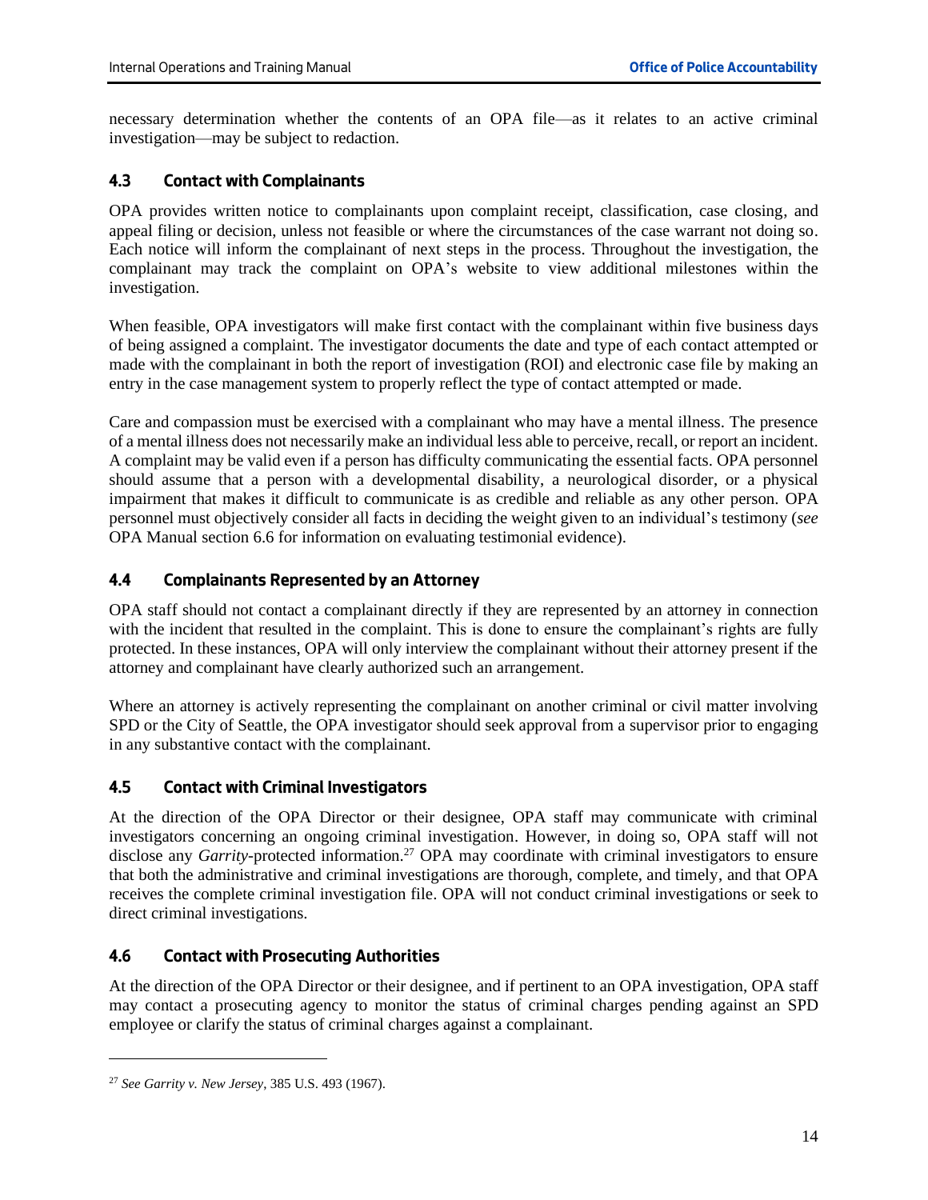necessary determination whether the contents of an OPA file—as it relates to an active criminal investigation—may be subject to redaction.

### 4.3 Contact with Complainants

OPA provides written notice to complainants upon complaint receipt, classification, case closing, and appeal filing or decision, unless not feasible or where the circumstances of the case warrant not doing so. Each notice will inform the complainant of next steps in the process. Throughout the investigation, the complainant may track the complaint on OPA's website to view additional milestones within the investigation.

When feasible, OPA investigators will make first contact with the complainant within five business days of being assigned a complaint. The investigator documents the date and type of each contact attempted or made with the complainant in both the report of investigation (ROI) and electronic case file by making an entry in the case management system to properly reflect the type of contact attempted or made.

Care and compassion must be exercised with a complainant who may have a mental illness. The presence of a mental illness does not necessarily make an individual less able to perceive, recall, or report an incident. A complaint may be valid even if a person has difficulty communicating the essential facts. OPA personnel should assume that a person with a developmental disability, a neurological disorder, or a physical impairment that makes it difficult to communicate is as credible and reliable as any other person. OPA personnel must objectively consider all facts in deciding the weight given to an individual's testimony (*see* OPA Manual section 6.6 for information on evaluating testimonial evidence).

### 4.4 Complainants Represented by an Attorney

OPA staff should not contact a complainant directly if they are represented by an attorney in connection with the incident that resulted in the complaint. This is done to ensure the complainant's rights are fully protected. In these instances, OPA will only interview the complainant without their attorney present if the attorney and complainant have clearly authorized such an arrangement.

Where an attorney is actively representing the complainant on another criminal or civil matter involving SPD or the City of Seattle, the OPA investigator should seek approval from a supervisor prior to engaging in any substantive contact with the complainant.

### 4.5 Contact with Criminal Investigators

At the direction of the OPA Director or their designee, OPA staff may communicate with criminal investigators concerning an ongoing criminal investigation. However, in doing so, OPA staff will not disclose any *Garrity*-protected information.[27] OPA may coordinate with criminal investigators to ensure that both the administrative and criminal investigations are thorough, complete, and timely, and that OPA receives the complete criminal investigation file. OPA will not conduct criminal investigations or seek to direct criminal investigations.

### 4.6 Contact with Prosecuting Authorities

At the direction of the OPA Director or their designee, and if pertinent to an OPA investigation, OPA staff may contact a prosecuting agency to monitor the status of criminal charges pending against an SPD employee or clarify the status of criminal charges against a complainant.

---

[27] *See Garrity v. New Jersey*, 385 U.S. 493 (1967).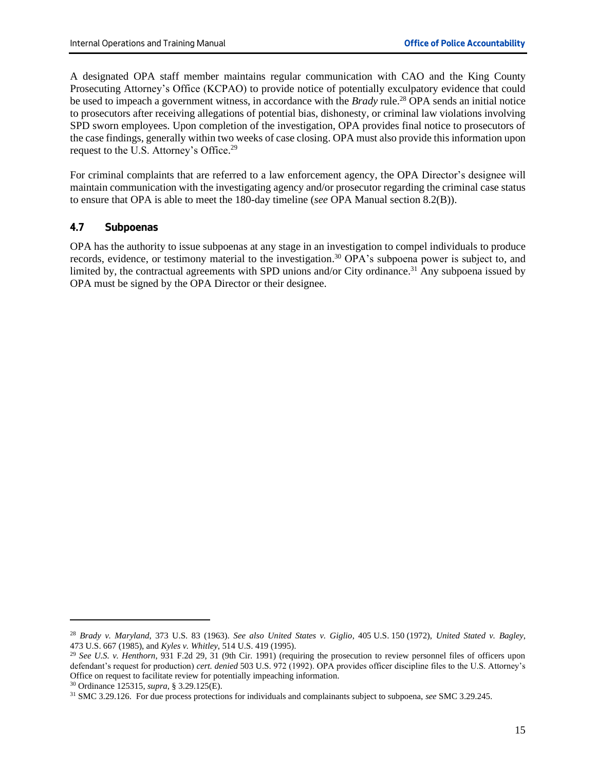A designated OPA staff member maintains regular communication with CAO and the King County Prosecuting Attorney's Office (KCPAO) to provide notice of potentially exculpatory evidence that could be used to impeach a government witness, in accordance with the *Brady* rule.[28] OPA sends an initial notice to prosecutors after receiving allegations of potential bias, dishonesty, or criminal law violations involving SPD sworn employees. Upon completion of the investigation, OPA provides final notice to prosecutors of the case findings, generally within two weeks of case closing. OPA must also provide this information upon request to the U.S. Attorney's Office.[29]

For criminal complaints that are referred to a law enforcement agency, the OPA Director's designee will maintain communication with the investigating agency and/or prosecutor regarding the criminal case status to ensure that OPA is able to meet the 180-day timeline (*see* OPA Manual section 8.2(B)).

## 4.7 Subpoenas

OPA has the authority to issue subpoenas at any stage in an investigation to compel individuals to produce records, evidence, or testimony material to the investigation.[30] OPA's subpoena power is subject to, and limited by, the contractual agreements with SPD unions and/or City ordinance.[31] Any subpoena issued by OPA must be signed by the OPA Director or their designee.

---

[28] *Brady v. Maryland*, 373 U.S. 83 (1963). *See also United States v. Giglio*, 405 U.S. 150 (1972), *United Stated v. Bagley*, 473 U.S. 667 (1985), and *Kyles v. Whitley*, 514 U.S. 419 (1995).

[29] *See U.S. v. Henthorn*, 931 F.2d 29, 31 (9th Cir. 1991) (requiring the prosecution to review personnel files of officers upon defendant's request for production) *cert. denied* 503 U.S. 972 (1992). OPA provides officer discipline files to the U.S. Attorney's Office on request to facilitate review for potentially impeaching information.

[30] Ordinance 125315, *supra*, § 3.29.125(E).

[31] SMC 3.29.126. For due process protections for individuals and complainants subject to subpoena, *see* SMC 3.29.245.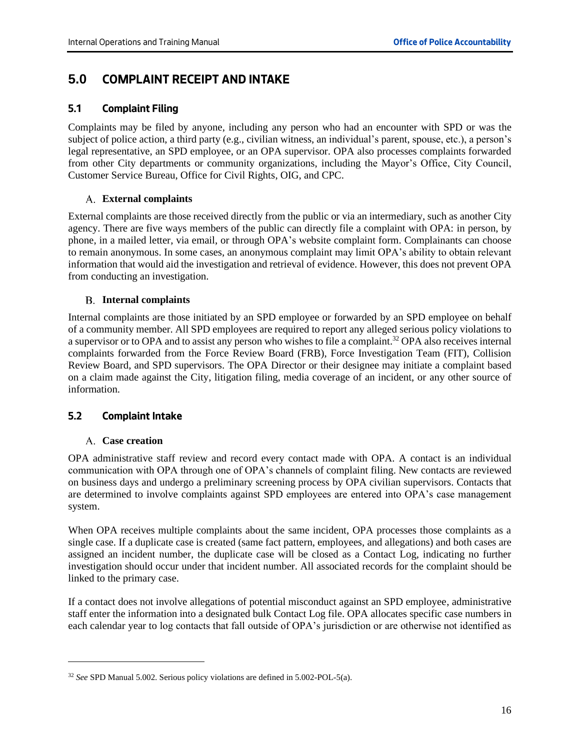# 5.0 COMPLAINT RECEIPT AND INTAKE

## 5.1 Complaint Filing

Complaints may be filed by anyone, including any person who had an encounter with SPD or was the subject of police action, a third party (e.g., civilian witness, an individual's parent, spouse, etc.), a person's legal representative, an SPD employee, or an OPA supervisor. OPA also processes complaints forwarded from other City departments or community organizations, including the Mayor's Office, City Council, Customer Service Bureau, Office for Civil Rights, OIG, and CPC.

### A. External complaints

External complaints are those received directly from the public or via an intermediary, such as another City agency. There are five ways members of the public can directly file a complaint with OPA: in person, by phone, in a mailed letter, via email, or through OPA's website complaint form. Complainants can choose to remain anonymous. In some cases, an anonymous complaint may limit OPA's ability to obtain relevant information that would aid the investigation and retrieval of evidence. However, this does not prevent OPA from conducting an investigation.

### B. Internal complaints

Internal complaints are those initiated by an SPD employee or forwarded by an SPD employee on behalf of a community member. All SPD employees are required to report any alleged serious policy violations to a supervisor or to OPA and to assist any person who wishes to file a complaint.[32] OPA also receives internal complaints forwarded from the Force Review Board (FRB), Force Investigation Team (FIT), Collision Review Board, and SPD supervisors. The OPA Director or their designee may initiate a complaint based on a claim made against the City, litigation filing, media coverage of an incident, or any other source of information.

## 5.2 Complaint Intake

### A. Case creation

OPA administrative staff review and record every contact made with OPA. A contact is an individual communication with OPA through one of OPA's channels of complaint filing. New contacts are reviewed on business days and undergo a preliminary screening process by OPA civilian supervisors. Contacts that are determined to involve complaints against SPD employees are entered into OPA's case management system.

When OPA receives multiple complaints about the same incident, OPA processes those complaints as a single case. If a duplicate case is created (same fact pattern, employees, and allegations) and both cases are assigned an incident number, the duplicate case will be closed as a Contact Log, indicating no further investigation should occur under that incident number. All associated records for the complaint should be linked to the primary case.

If a contact does not involve allegations of potential misconduct against an SPD employee, administrative staff enter the information into a designated bulk Contact Log file. OPA allocates specific case numbers in each calendar year to log contacts that fall outside of OPA's jurisdiction or are otherwise not identified as

---

[32] *See* SPD Manual 5.002. Serious policy violations are defined in 5.002-POL-5(a).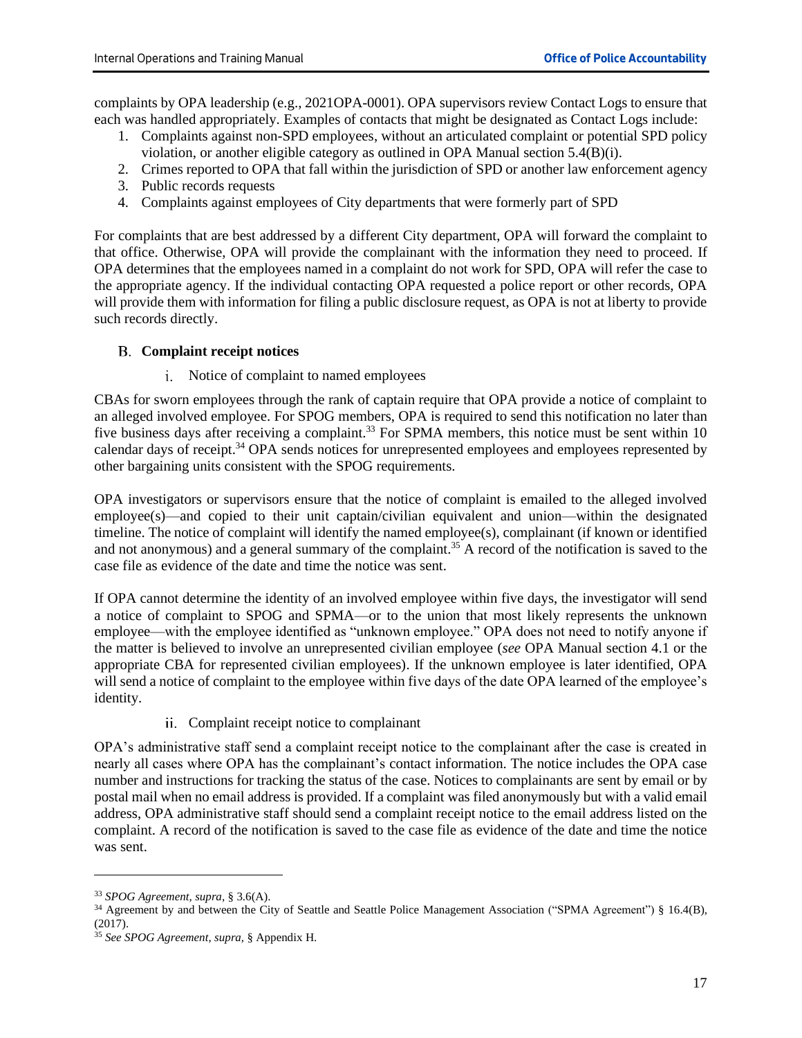complaints by OPA leadership (e.g., 2021OPA-0001). OPA supervisors review Contact Logs to ensure that each was handled appropriately. Examples of contacts that might be designated as Contact Logs include:

1. Complaints against non-SPD employees, without an articulated complaint or potential SPD policy violation, or another eligible category as outlined in OPA Manual section 5.4(B)(i).
2. Crimes reported to OPA that fall within the jurisdiction of SPD or another law enforcement agency
3. Public records requests
4. Complaints against employees of City departments that were formerly part of SPD

For complaints that are best addressed by a different City department, OPA will forward the complaint to that office. Otherwise, OPA will provide the complainant with the information they need to proceed. If OPA determines that the employees named in a complaint do not work for SPD, OPA will refer the case to the appropriate agency. If the individual contacting OPA requested a police report or other records, OPA will provide them with information for filing a public disclosure request, as OPA is not at liberty to provide such records directly.

### B. Complaint receipt notices

#### i. Notice of complaint to named employees

CBAs for sworn employees through the rank of captain require that OPA provide a notice of complaint to an alleged involved employee. For SPOG members, OPA is required to send this notification no later than five business days after receiving a complaint.[33] For SPMA members, this notice must be sent within 10 calendar days of receipt.[34] OPA sends notices for unrepresented employees and employees represented by other bargaining units consistent with the SPOG requirements.

OPA investigators or supervisors ensure that the notice of complaint is emailed to the alleged involved employee(s)—and copied to their unit captain/civilian equivalent and union—within the designated timeline. The notice of complaint will identify the named employee(s), complainant (if known or identified and not anonymous) and a general summary of the complaint.[35] A record of the notification is saved to the case file as evidence of the date and time the notice was sent.

If OPA cannot determine the identity of an involved employee within five days, the investigator will send a notice of complaint to SPOG and SPMA—or to the union that most likely represents the unknown employee—with the employee identified as "unknown employee." OPA does not need to notify anyone if the matter is believed to involve an unrepresented civilian employee (*see* OPA Manual section 4.1 or the appropriate CBA for represented civilian employees). If the unknown employee is later identified, OPA will send a notice of complaint to the employee within five days of the date OPA learned of the employee's identity.

#### ii. Complaint receipt notice to complainant

OPA's administrative staff send a complaint receipt notice to the complainant after the case is created in nearly all cases where OPA has the complainant's contact information. The notice includes the OPA case number and instructions for tracking the status of the case. Notices to complainants are sent by email or by postal mail when no email address is provided. If a complaint was filed anonymously but with a valid email address, OPA administrative staff should send a complaint receipt notice to the email address listed on the complaint. A record of the notification is saved to the case file as evidence of the date and time the notice was sent.

---

[33] *SPOG Agreement, supra*, § 3.6(A).

[34] Agreement by and between the City of Seattle and Seattle Police Management Association ("SPMA Agreement") § 16.4(B), (2017).

[35] *See SPOG Agreement, supra*, § Appendix H.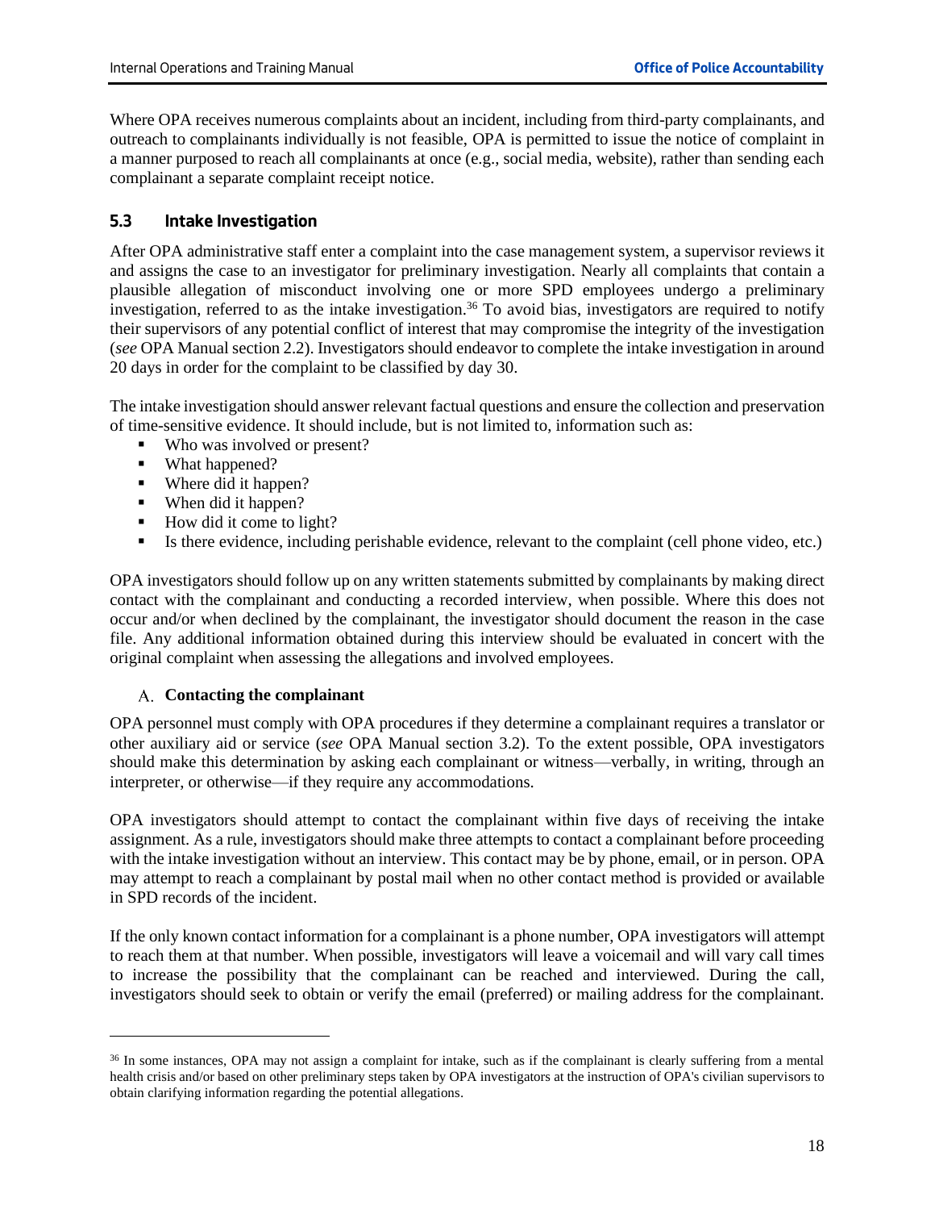Where OPA receives numerous complaints about an incident, including from third-party complainants, and outreach to complainants individually is not feasible, OPA is permitted to issue the notice of complaint in a manner purposed to reach all complainants at once (e.g., social media, website), rather than sending each complainant a separate complaint receipt notice.

## 5.3 Intake Investigation

After OPA administrative staff enter a complaint into the case management system, a supervisor reviews it and assigns the case to an investigator for preliminary investigation. Nearly all complaints that contain a plausible allegation of misconduct involving one or more SPD employees undergo a preliminary investigation, referred to as the intake investigation.[36] To avoid bias, investigators are required to notify their supervisors of any potential conflict of interest that may compromise the integrity of the investigation (*see* OPA Manual section 2.2). Investigators should endeavor to complete the intake investigation in around 20 days in order for the complaint to be classified by day 30.

The intake investigation should answer relevant factual questions and ensure the collection and preservation of time-sensitive evidence. It should include, but is not limited to, information such as:

- Who was involved or present?
- What happened?
- Where did it happen?
- When did it happen?
- How did it come to light?
- Is there evidence, including perishable evidence, relevant to the complaint (cell phone video, etc.)

OPA investigators should follow up on any written statements submitted by complainants by making direct contact with the complainant and conducting a recorded interview, when possible. Where this does not occur and/or when declined by the complainant, the investigator should document the reason in the case file. Any additional information obtained during this interview should be evaluated in concert with the original complaint when assessing the allegations and involved employees.

### A. Contacting the complainant

OPA personnel must comply with OPA procedures if they determine a complainant requires a translator or other auxiliary aid or service (*see* OPA Manual section 3.2). To the extent possible, OPA investigators should make this determination by asking each complainant or witness—verbally, in writing, through an interpreter, or otherwise—if they require any accommodations.

OPA investigators should attempt to contact the complainant within five days of receiving the intake assignment. As a rule, investigators should make three attempts to contact a complainant before proceeding with the intake investigation without an interview. This contact may be by phone, email, or in person. OPA may attempt to reach a complainant by postal mail when no other contact method is provided or available in SPD records of the incident.

If the only known contact information for a complainant is a phone number, OPA investigators will attempt to reach them at that number. When possible, investigators will leave a voicemail and will vary call times to increase the possibility that the complainant can be reached and interviewed. During the call, investigators should seek to obtain or verify the email (preferred) or mailing address for the complainant.

[36] In some instances, OPA may not assign a complaint for intake, such as if the complainant is clearly suffering from a mental health crisis and/or based on other preliminary steps taken by OPA investigators at the instruction of OPA's civilian supervisors to obtain clarifying information regarding the potential allegations.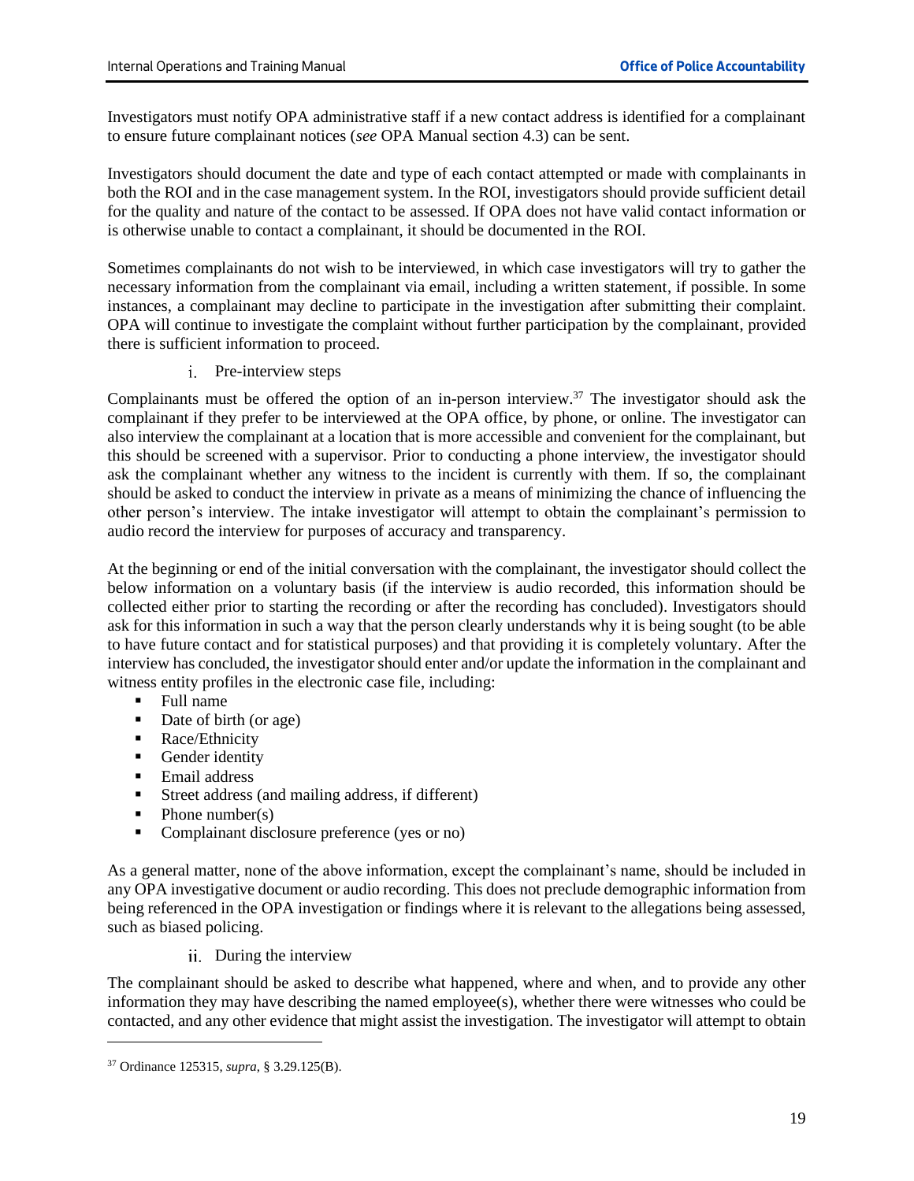Investigators must notify OPA administrative staff if a new contact address is identified for a complainant to ensure future complainant notices (*see* OPA Manual section 4.3) can be sent.

Investigators should document the date and type of each contact attempted or made with complainants in both the ROI and in the case management system. In the ROI, investigators should provide sufficient detail for the quality and nature of the contact to be assessed. If OPA does not have valid contact information or is otherwise unable to contact a complainant, it should be documented in the ROI.

Sometimes complainants do not wish to be interviewed, in which case investigators will try to gather the necessary information from the complainant via email, including a written statement, if possible. In some instances, a complainant may decline to participate in the investigation after submitting their complaint. OPA will continue to investigate the complaint without further participation by the complainant, provided there is sufficient information to proceed.

i. Pre-interview steps

Complainants must be offered the option of an in-person interview.[37] The investigator should ask the complainant if they prefer to be interviewed at the OPA office, by phone, or online. The investigator can also interview the complainant at a location that is more accessible and convenient for the complainant, but this should be screened with a supervisor. Prior to conducting a phone interview, the investigator should ask the complainant whether any witness to the incident is currently with them. If so, the complainant should be asked to conduct the interview in private as a means of minimizing the chance of influencing the other person's interview. The intake investigator will attempt to obtain the complainant's permission to audio record the interview for purposes of accuracy and transparency.

At the beginning or end of the initial conversation with the complainant, the investigator should collect the below information on a voluntary basis (if the interview is audio recorded, this information should be collected either prior to starting the recording or after the recording has concluded). Investigators should ask for this information in such a way that the person clearly understands why it is being sought (to be able to have future contact and for statistical purposes) and that providing it is completely voluntary. After the interview has concluded, the investigator should enter and/or update the information in the complainant and witness entity profiles in the electronic case file, including:

- Full name
- Date of birth (or age)
- Race/Ethnicity
- Gender identity
- Email address
- Street address (and mailing address, if different)
- Phone number(s)
- Complainant disclosure preference (yes or no)

As a general matter, none of the above information, except the complainant's name, should be included in any OPA investigative document or audio recording. This does not preclude demographic information from being referenced in the OPA investigation or findings where it is relevant to the allegations being assessed, such as biased policing.

ii. During the interview

The complainant should be asked to describe what happened, where and when, and to provide any other information they may have describing the named employee(s), whether there were witnesses who could be contacted, and any other evidence that might assist the investigation. The investigator will attempt to obtain

---

[37] Ordinance 125315, *supra*, § 3.29.125(B).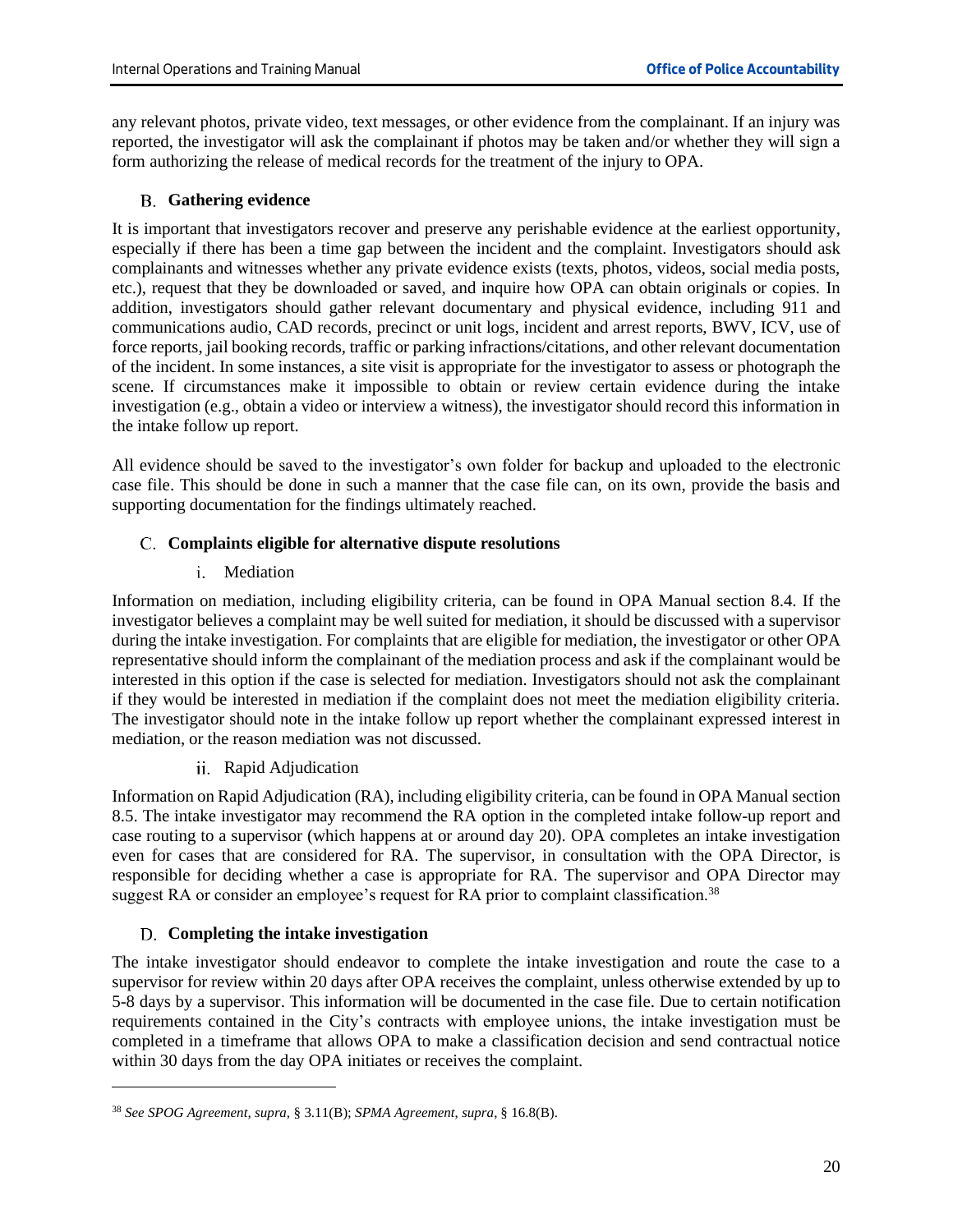any relevant photos, private video, text messages, or other evidence from the complainant. If an injury was reported, the investigator will ask the complainant if photos may be taken and/or whether they will sign a form authorizing the release of medical records for the treatment of the injury to OPA.

### B. Gathering evidence

It is important that investigators recover and preserve any perishable evidence at the earliest opportunity, especially if there has been a time gap between the incident and the complaint. Investigators should ask complainants and witnesses whether any private evidence exists (texts, photos, videos, social media posts, etc.), request that they be downloaded or saved, and inquire how OPA can obtain originals or copies. In addition, investigators should gather relevant documentary and physical evidence, including 911 and communications audio, CAD records, precinct or unit logs, incident and arrest reports, BWV, ICV, use of force reports, jail booking records, traffic or parking infractions/citations, and other relevant documentation of the incident. In some instances, a site visit is appropriate for the investigator to assess or photograph the scene. If circumstances make it impossible to obtain or review certain evidence during the intake investigation (e.g., obtain a video or interview a witness), the investigator should record this information in the intake follow up report.

All evidence should be saved to the investigator's own folder for backup and uploaded to the electronic case file. This should be done in such a manner that the case file can, on its own, provide the basis and supporting documentation for the findings ultimately reached.

### C. Complaints eligible for alternative dispute resolutions

#### i. Mediation

Information on mediation, including eligibility criteria, can be found in OPA Manual section 8.4. If the investigator believes a complaint may be well suited for mediation, it should be discussed with a supervisor during the intake investigation. For complaints that are eligible for mediation, the investigator or other OPA representative should inform the complainant of the mediation process and ask if the complainant would be interested in this option if the case is selected for mediation. Investigators should not ask the complainant if they would be interested in mediation if the complaint does not meet the mediation eligibility criteria. The investigator should note in the intake follow up report whether the complainant expressed interest in mediation, or the reason mediation was not discussed.

#### ii. Rapid Adjudication

Information on Rapid Adjudication (RA), including eligibility criteria, can be found in OPA Manual section 8.5. The intake investigator may recommend the RA option in the completed intake follow-up report and case routing to a supervisor (which happens at or around day 20). OPA completes an intake investigation even for cases that are considered for RA. The supervisor, in consultation with the OPA Director, is responsible for deciding whether a case is appropriate for RA. The supervisor and OPA Director may suggest RA or consider an employee's request for RA prior to complaint classification.[38]

### D. Completing the intake investigation

The intake investigator should endeavor to complete the intake investigation and route the case to a supervisor for review within 20 days after OPA receives the complaint, unless otherwise extended by up to 5-8 days by a supervisor. This information will be documented in the case file. Due to certain notification requirements contained in the City's contracts with employee unions, the intake investigation must be completed in a timeframe that allows OPA to make a classification decision and send contractual notice within 30 days from the day OPA initiates or receives the complaint.

---

[38] *See SPOG Agreement, supra*, § 3.11(B); *SPMA Agreement, supra*, § 16.8(B).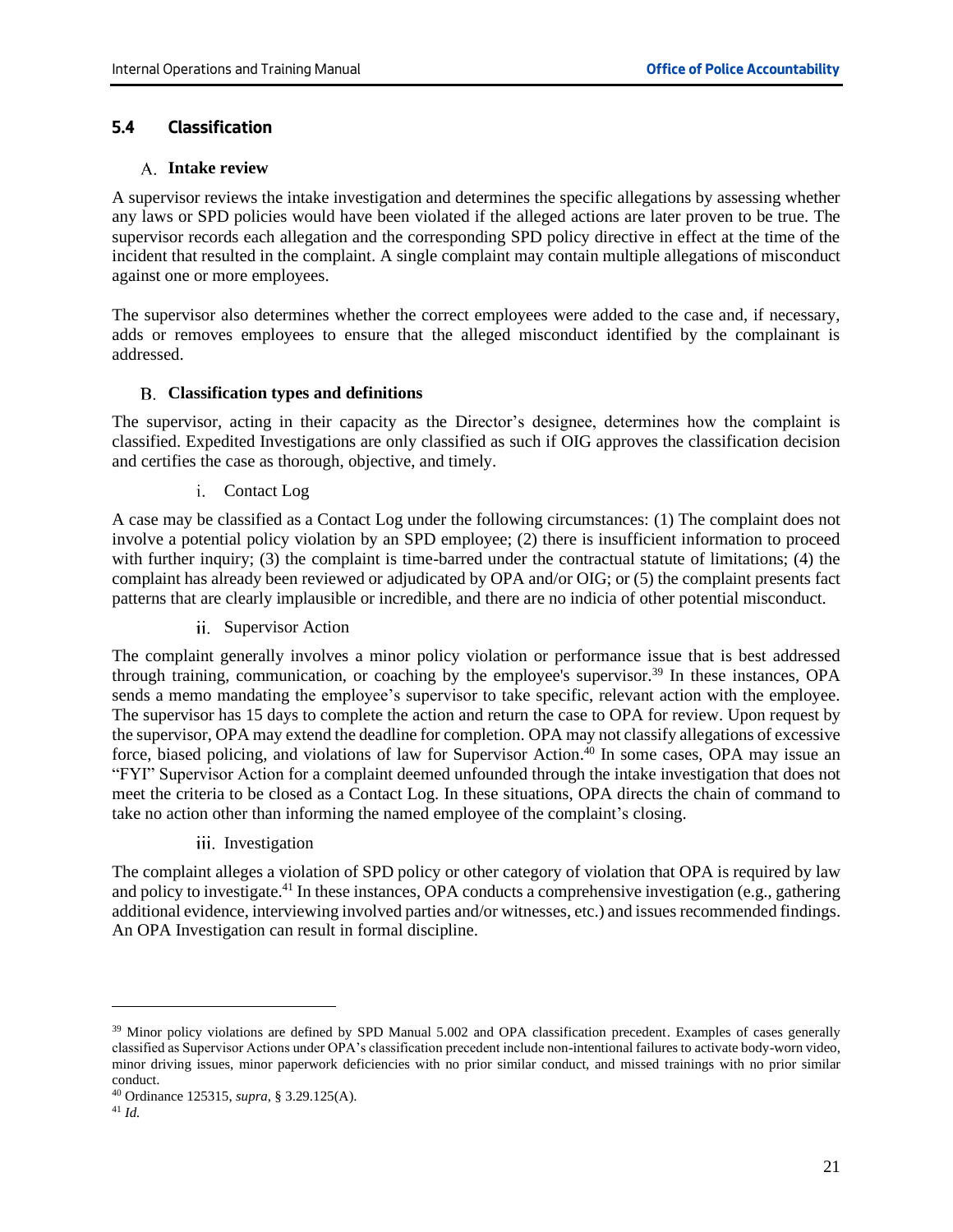## 5.4 Classification

### A. Intake review

A supervisor reviews the intake investigation and determines the specific allegations by assessing whether any laws or SPD policies would have been violated if the alleged actions are later proven to be true. The supervisor records each allegation and the corresponding SPD policy directive in effect at the time of the incident that resulted in the complaint. A single complaint may contain multiple allegations of misconduct against one or more employees.

The supervisor also determines whether the correct employees were added to the case and, if necessary, adds or removes employees to ensure that the alleged misconduct identified by the complainant is addressed.

### B. Classification types and definitions

The supervisor, acting in their capacity as the Director's designee, determines how the complaint is classified. Expedited Investigations are only classified as such if OIG approves the classification decision and certifies the case as thorough, objective, and timely.

#### i. Contact Log

A case may be classified as a Contact Log under the following circumstances: (1) The complaint does not involve a potential policy violation by an SPD employee; (2) there is insufficient information to proceed with further inquiry; (3) the complaint is time-barred under the contractual statute of limitations; (4) the complaint has already been reviewed or adjudicated by OPA and/or OIG; or (5) the complaint presents fact patterns that are clearly implausible or incredible, and there are no indicia of other potential misconduct.

#### ii. Supervisor Action

The complaint generally involves a minor policy violation or performance issue that is best addressed through training, communication, or coaching by the employee's supervisor.[39] In these instances, OPA sends a memo mandating the employee's supervisor to take specific, relevant action with the employee. The supervisor has 15 days to complete the action and return the case to OPA for review. Upon request by the supervisor, OPA may extend the deadline for completion. OPA may not classify allegations of excessive force, biased policing, and violations of law for Supervisor Action.[40] In some cases, OPA may issue an "FYI" Supervisor Action for a complaint deemed unfounded through the intake investigation that does not meet the criteria to be closed as a Contact Log. In these situations, OPA directs the chain of command to take no action other than informing the named employee of the complaint's closing.

#### iii. Investigation

The complaint alleges a violation of SPD policy or other category of violation that OPA is required by law and policy to investigate.[41] In these instances, OPA conducts a comprehensive investigation (e.g., gathering additional evidence, interviewing involved parties and/or witnesses, etc.) and issues recommended findings. An OPA Investigation can result in formal discipline.

---

[39] Minor policy violations are defined by SPD Manual 5.002 and OPA classification precedent. Examples of cases generally classified as Supervisor Actions under OPA's classification precedent include non-intentional failures to activate body-worn video, minor driving issues, minor paperwork deficiencies with no prior similar conduct, and missed trainings with no prior similar conduct.

[40] Ordinance 125315, *supra*, § 3.29.125(A).

[41] *Id.*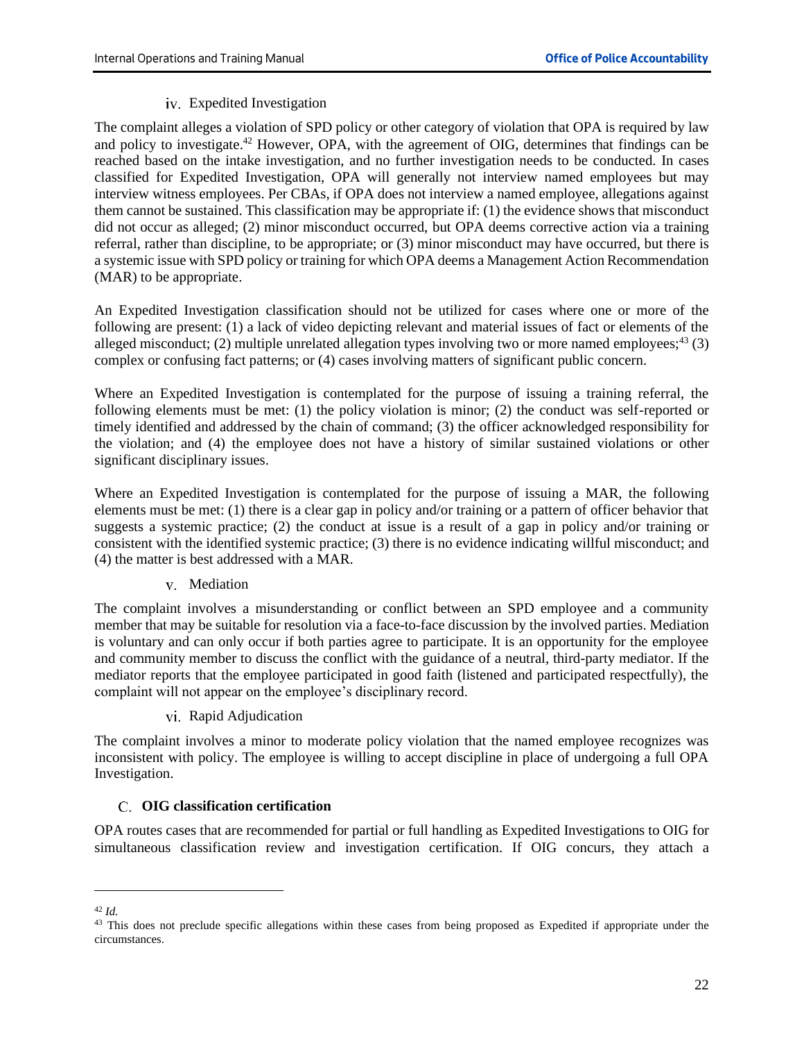#### iv. Expedited Investigation

The complaint alleges a violation of SPD policy or other category of violation that OPA is required by law and policy to investigate.[42] However, OPA, with the agreement of OIG, determines that findings can be reached based on the intake investigation, and no further investigation needs to be conducted. In cases classified for Expedited Investigation, OPA will generally not interview named employees but may interview witness employees. Per CBAs, if OPA does not interview a named employee, allegations against them cannot be sustained. This classification may be appropriate if: (1) the evidence shows that misconduct did not occur as alleged; (2) minor misconduct occurred, but OPA deems corrective action via a training referral, rather than discipline, to be appropriate; or (3) minor misconduct may have occurred, but there is a systemic issue with SPD policy or training for which OPA deems a Management Action Recommendation (MAR) to be appropriate.

An Expedited Investigation classification should not be utilized for cases where one or more of the following are present: (1) a lack of video depicting relevant and material issues of fact or elements of the alleged misconduct; (2) multiple unrelated allegation types involving two or more named employees;[43] (3) complex or confusing fact patterns; or (4) cases involving matters of significant public concern.

Where an Expedited Investigation is contemplated for the purpose of issuing a training referral, the following elements must be met: (1) the policy violation is minor; (2) the conduct was self-reported or timely identified and addressed by the chain of command; (3) the officer acknowledged responsibility for the violation; and (4) the employee does not have a history of similar sustained violations or other significant disciplinary issues.

Where an Expedited Investigation is contemplated for the purpose of issuing a MAR, the following elements must be met: (1) there is a clear gap in policy and/or training or a pattern of officer behavior that suggests a systemic practice; (2) the conduct at issue is a result of a gap in policy and/or training or consistent with the identified systemic practice; (3) there is no evidence indicating willful misconduct; and (4) the matter is best addressed with a MAR.

#### v. Mediation

The complaint involves a misunderstanding or conflict between an SPD employee and a community member that may be suitable for resolution via a face-to-face discussion by the involved parties. Mediation is voluntary and can only occur if both parties agree to participate. It is an opportunity for the employee and community member to discuss the conflict with the guidance of a neutral, third-party mediator. If the mediator reports that the employee participated in good faith (listened and participated respectfully), the complaint will not appear on the employee's disciplinary record.

#### vi. Rapid Adjudication

The complaint involves a minor to moderate policy violation that the named employee recognizes was inconsistent with policy. The employee is willing to accept discipline in place of undergoing a full OPA Investigation.

### C. OIG classification certification

OPA routes cases that are recommended for partial or full handling as Expedited Investigations to OIG for simultaneous classification review and investigation certification. If OIG concurs, they attach a

---

[42] *Id.*

[43] This does not preclude specific allegations within these cases from being proposed as Expedited if appropriate under the circumstances.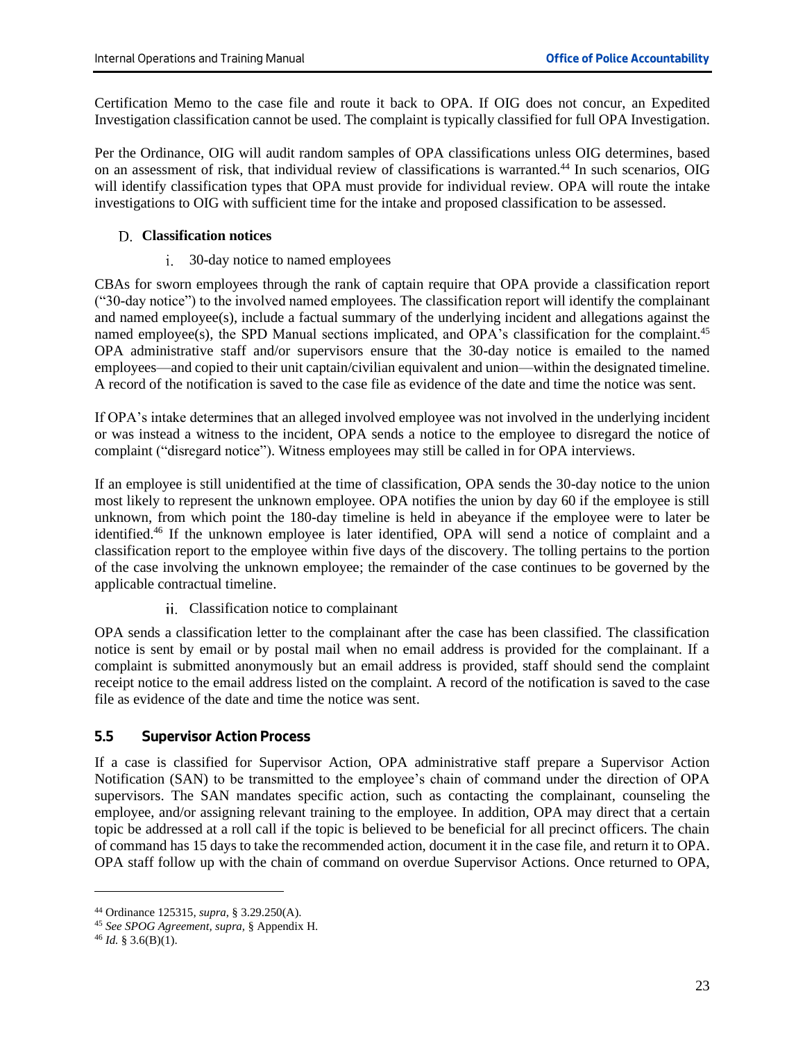Certification Memo to the case file and route it back to OPA. If OIG does not concur, an Expedited Investigation classification cannot be used. The complaint is typically classified for full OPA Investigation.

Per the Ordinance, OIG will audit random samples of OPA classifications unless OIG determines, based on an assessment of risk, that individual review of classifications is warranted.[44] In such scenarios, OIG will identify classification types that OPA must provide for individual review. OPA will route the intake investigations to OIG with sufficient time for the intake and proposed classification to be assessed.

### D. Classification notices

#### i. 30-day notice to named employees

CBAs for sworn employees through the rank of captain require that OPA provide a classification report ("30-day notice") to the involved named employees. The classification report will identify the complainant and named employee(s), include a factual summary of the underlying incident and allegations against the named employee(s), the SPD Manual sections implicated, and OPA's classification for the complaint.[45] OPA administrative staff and/or supervisors ensure that the 30-day notice is emailed to the named employees—and copied to their unit captain/civilian equivalent and union—within the designated timeline. A record of the notification is saved to the case file as evidence of the date and time the notice was sent.

If OPA's intake determines that an alleged involved employee was not involved in the underlying incident or was instead a witness to the incident, OPA sends a notice to the employee to disregard the notice of complaint ("disregard notice"). Witness employees may still be called in for OPA interviews.

If an employee is still unidentified at the time of classification, OPA sends the 30-day notice to the union most likely to represent the unknown employee. OPA notifies the union by day 60 if the employee is still unknown, from which point the 180-day timeline is held in abeyance if the employee were to later be identified.[46] If the unknown employee is later identified, OPA will send a notice of complaint and a classification report to the employee within five days of the discovery. The tolling pertains to the portion of the case involving the unknown employee; the remainder of the case continues to be governed by the applicable contractual timeline.

#### ii. Classification notice to complainant

OPA sends a classification letter to the complainant after the case has been classified. The classification notice is sent by email or by postal mail when no email address is provided for the complainant. If a complaint is submitted anonymously but an email address is provided, staff should send the complaint receipt notice to the email address listed on the complaint. A record of the notification is saved to the case file as evidence of the date and time the notice was sent.

## 5.5 Supervisor Action Process

If a case is classified for Supervisor Action, OPA administrative staff prepare a Supervisor Action Notification (SAN) to be transmitted to the employee's chain of command under the direction of OPA supervisors. The SAN mandates specific action, such as contacting the complainant, counseling the employee, and/or assigning relevant training to the employee. In addition, OPA may direct that a certain topic be addressed at a roll call if the topic is believed to be beneficial for all precinct officers. The chain of command has 15 days to take the recommended action, document it in the case file, and return it to OPA. OPA staff follow up with the chain of command on overdue Supervisor Actions. Once returned to OPA,

---

[44] Ordinance 125315, *supra*, § 3.29.250(A).

[45] *See SPOG Agreement*, *supra*, § Appendix H.

[46] *Id.* § 3.6(B)(1).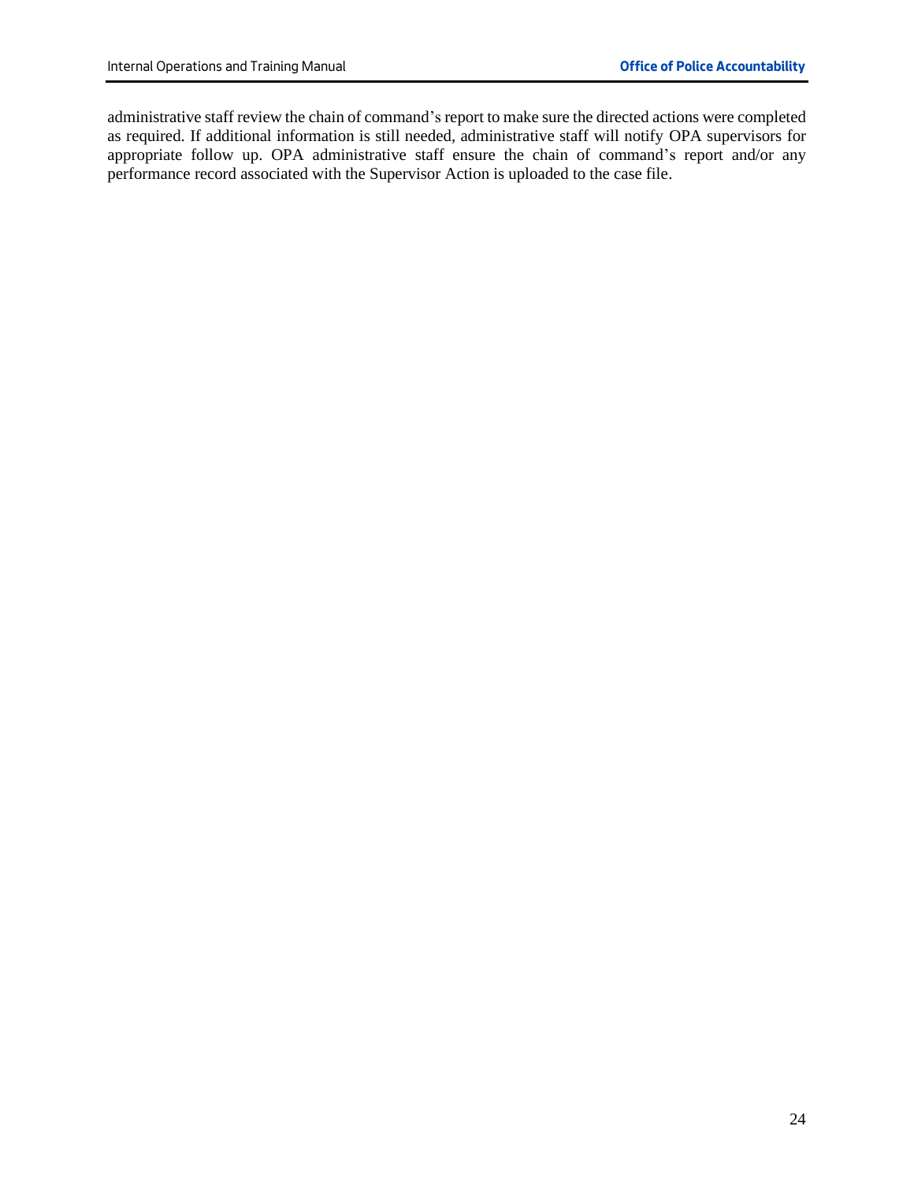administrative staff review the chain of command's report to make sure the directed actions were completed as required. If additional information is still needed, administrative staff will notify OPA supervisors for appropriate follow up. OPA administrative staff ensure the chain of command's report and/or any performance record associated with the Supervisor Action is uploaded to the case file.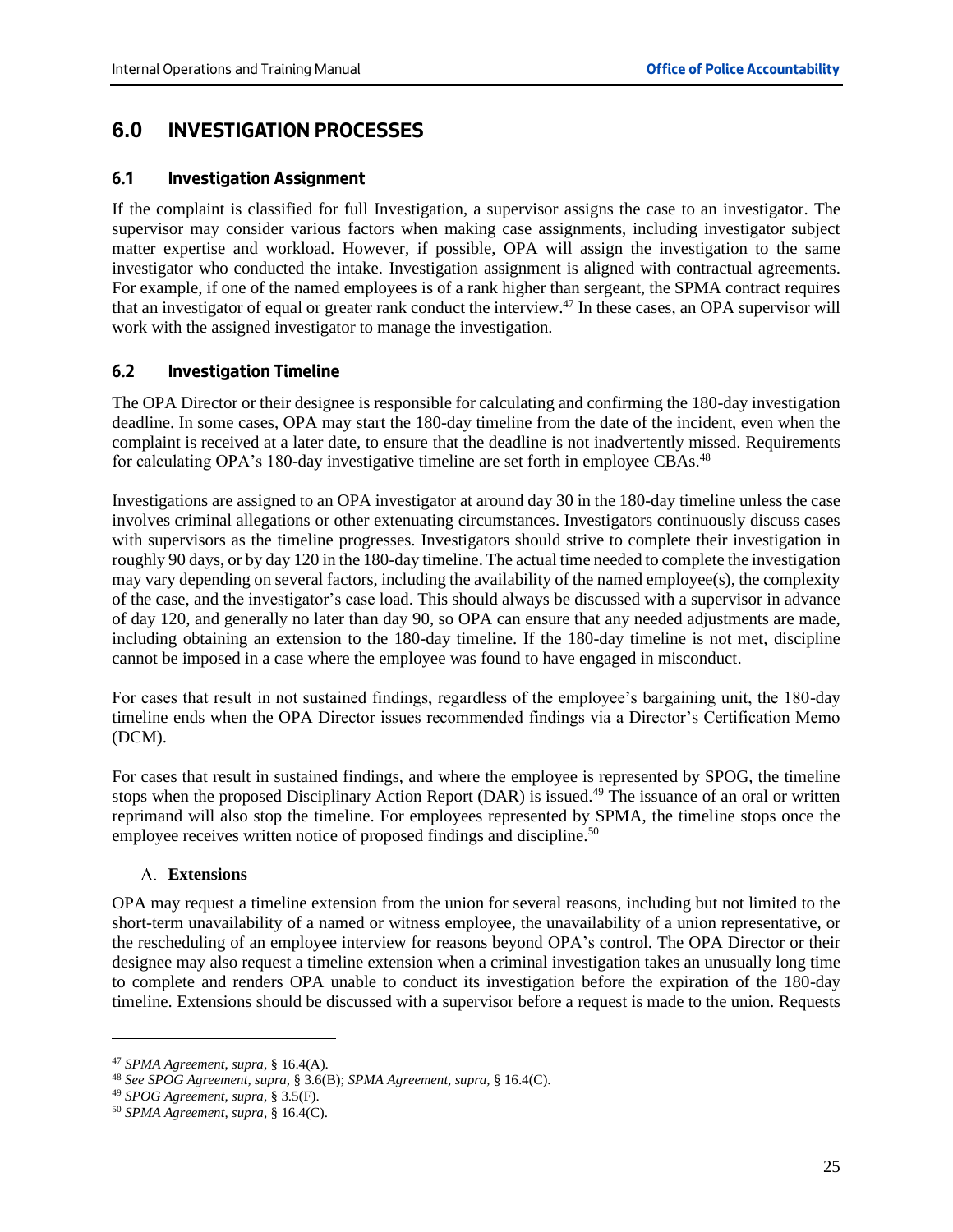# 6.0 INVESTIGATION PROCESSES

## 6.1 Investigation Assignment

If the complaint is classified for full Investigation, a supervisor assigns the case to an investigator. The supervisor may consider various factors when making case assignments, including investigator subject matter expertise and workload. However, if possible, OPA will assign the investigation to the same investigator who conducted the intake. Investigation assignment is aligned with contractual agreements. For example, if one of the named employees is of a rank higher than sergeant, the SPMA contract requires that an investigator of equal or greater rank conduct the interview.[47] In these cases, an OPA supervisor will work with the assigned investigator to manage the investigation.

## 6.2 Investigation Timeline

The OPA Director or their designee is responsible for calculating and confirming the 180-day investigation deadline. In some cases, OPA may start the 180-day timeline from the date of the incident, even when the complaint is received at a later date, to ensure that the deadline is not inadvertently missed. Requirements for calculating OPA's 180-day investigative timeline are set forth in employee CBAs.[48]

Investigations are assigned to an OPA investigator at around day 30 in the 180-day timeline unless the case involves criminal allegations or other extenuating circumstances. Investigators continuously discuss cases with supervisors as the timeline progresses. Investigators should strive to complete their investigation in roughly 90 days, or by day 120 in the 180-day timeline. The actual time needed to complete the investigation may vary depending on several factors, including the availability of the named employee(s), the complexity of the case, and the investigator's case load. This should always be discussed with a supervisor in advance of day 120, and generally no later than day 90, so OPA can ensure that any needed adjustments are made, including obtaining an extension to the 180-day timeline. If the 180-day timeline is not met, discipline cannot be imposed in a case where the employee was found to have engaged in misconduct.

For cases that result in not sustained findings, regardless of the employee's bargaining unit, the 180-day timeline ends when the OPA Director issues recommended findings via a Director's Certification Memo (DCM).

For cases that result in sustained findings, and where the employee is represented by SPOG, the timeline stops when the proposed Disciplinary Action Report (DAR) is issued.[49] The issuance of an oral or written reprimand will also stop the timeline. For employees represented by SPMA, the timeline stops once the employee receives written notice of proposed findings and discipline.[50]

### A. Extensions

OPA may request a timeline extension from the union for several reasons, including but not limited to the short-term unavailability of a named or witness employee, the unavailability of a union representative, or the rescheduling of an employee interview for reasons beyond OPA's control. The OPA Director or their designee may also request a timeline extension when a criminal investigation takes an unusually long time to complete and renders OPA unable to conduct its investigation before the expiration of the 180-day timeline. Extensions should be discussed with a supervisor before a request is made to the union. Requests

---

[47] *SPMA Agreement*, *supra*, § 16.4(A).

[48] *See SPOG Agreement*, *supra*, § 3.6(B); *SPMA Agreement*, *supra*, § 16.4(C).

[49] *SPOG Agreement*, *supra*, § 3.5(F).

[50] *SPMA Agreement*, *supra*, § 16.4(C).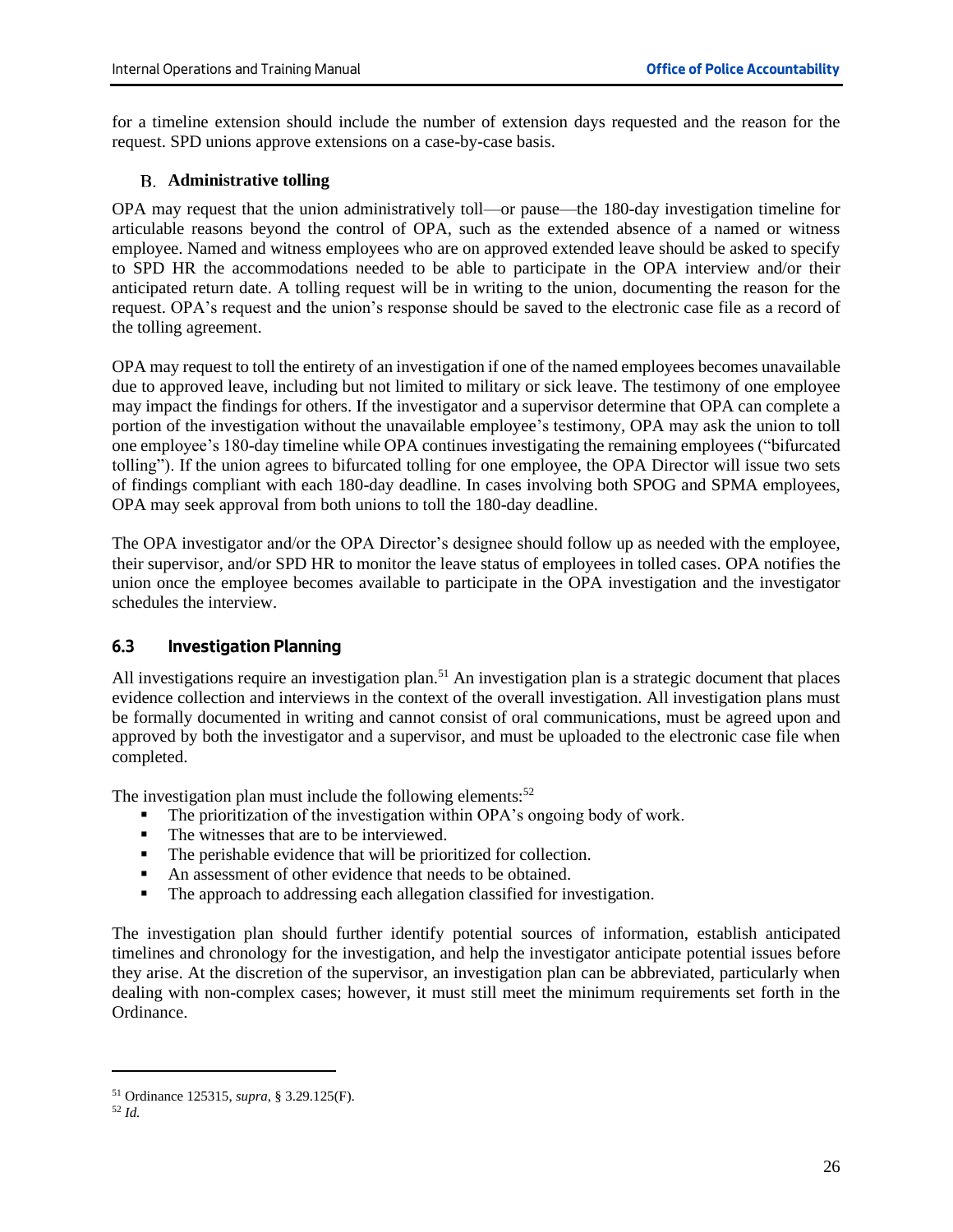for a timeline extension should include the number of extension days requested and the reason for the request. SPD unions approve extensions on a case-by-case basis.

### B. Administrative tolling

OPA may request that the union administratively toll—or pause—the 180-day investigation timeline for articulable reasons beyond the control of OPA, such as the extended absence of a named or witness employee. Named and witness employees who are on approved extended leave should be asked to specify to SPD HR the accommodations needed to be able to participate in the OPA interview and/or their anticipated return date. A tolling request will be in writing to the union, documenting the reason for the request. OPA's request and the union's response should be saved to the electronic case file as a record of the tolling agreement.

OPA may request to toll the entirety of an investigation if one of the named employees becomes unavailable due to approved leave, including but not limited to military or sick leave. The testimony of one employee may impact the findings for others. If the investigator and a supervisor determine that OPA can complete a portion of the investigation without the unavailable employee's testimony, OPA may ask the union to toll one employee's 180-day timeline while OPA continues investigating the remaining employees ("bifurcated tolling"). If the union agrees to bifurcated tolling for one employee, the OPA Director will issue two sets of findings compliant with each 180-day deadline. In cases involving both SPOG and SPMA employees, OPA may seek approval from both unions to toll the 180-day deadline.

The OPA investigator and/or the OPA Director's designee should follow up as needed with the employee, their supervisor, and/or SPD HR to monitor the leave status of employees in tolled cases. OPA notifies the union once the employee becomes available to participate in the OPA investigation and the investigator schedules the interview.

## 6.3 Investigation Planning

All investigations require an investigation plan.[51] An investigation plan is a strategic document that places evidence collection and interviews in the context of the overall investigation. All investigation plans must be formally documented in writing and cannot consist of oral communications, must be agreed upon and approved by both the investigator and a supervisor, and must be uploaded to the electronic case file when completed.

The investigation plan must include the following elements:[52]

- The prioritization of the investigation within OPA's ongoing body of work.
- The witnesses that are to be interviewed.
- The perishable evidence that will be prioritized for collection.
- An assessment of other evidence that needs to be obtained.
- The approach to addressing each allegation classified for investigation.

The investigation plan should further identify potential sources of information, establish anticipated timelines and chronology for the investigation, and help the investigator anticipate potential issues before they arise. At the discretion of the supervisor, an investigation plan can be abbreviated, particularly when dealing with non-complex cases; however, it must still meet the minimum requirements set forth in the Ordinance.

---

[51] Ordinance 125315, *supra*, § 3.29.125(F).

[52] *Id.*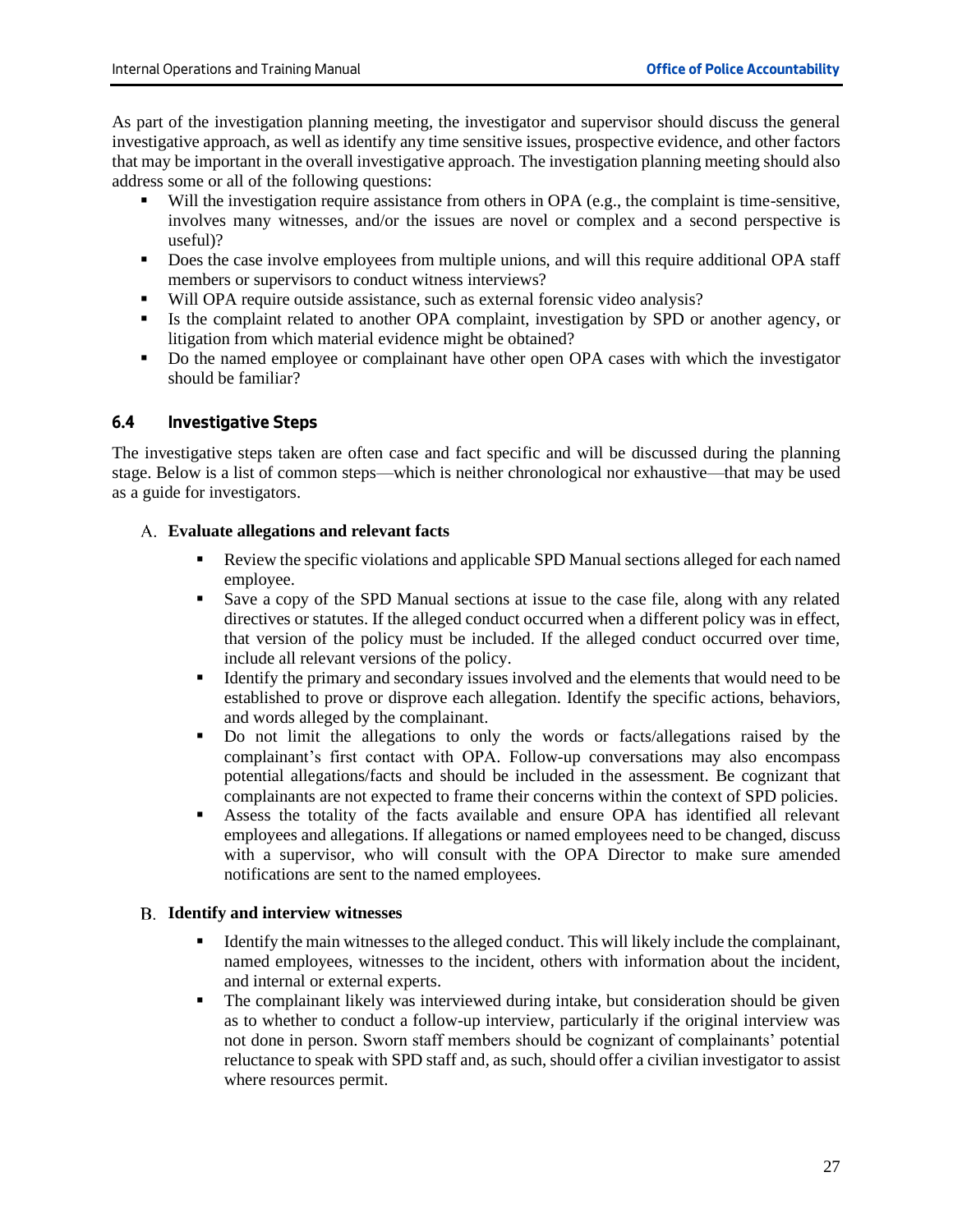As part of the investigation planning meeting, the investigator and supervisor should discuss the general investigative approach, as well as identify any time sensitive issues, prospective evidence, and other factors that may be important in the overall investigative approach. The investigation planning meeting should also address some or all of the following questions:

- Will the investigation require assistance from others in OPA (e.g., the complaint is time-sensitive, involves many witnesses, and/or the issues are novel or complex and a second perspective is useful)?
- Does the case involve employees from multiple unions, and will this require additional OPA staff members or supervisors to conduct witness interviews?
- Will OPA require outside assistance, such as external forensic video analysis?
- Is the complaint related to another OPA complaint, investigation by SPD or another agency, or litigation from which material evidence might be obtained?
- Do the named employee or complainant have other open OPA cases with which the investigator should be familiar?

### 6.4 Investigative Steps

The investigative steps taken are often case and fact specific and will be discussed during the planning stage. Below is a list of common steps—which is neither chronological nor exhaustive—that may be used as a guide for investigators.

#### A. Evaluate allegations and relevant facts

- Review the specific violations and applicable SPD Manual sections alleged for each named employee.
- Save a copy of the SPD Manual sections at issue to the case file, along with any related directives or statutes. If the alleged conduct occurred when a different policy was in effect, that version of the policy must be included. If the alleged conduct occurred over time, include all relevant versions of the policy.
- Identify the primary and secondary issues involved and the elements that would need to be established to prove or disprove each allegation. Identify the specific actions, behaviors, and words alleged by the complainant.
- Do not limit the allegations to only the words or facts/allegations raised by the complainant's first contact with OPA. Follow-up conversations may also encompass potential allegations/facts and should be included in the assessment. Be cognizant that complainants are not expected to frame their concerns within the context of SPD policies.
- Assess the totality of the facts available and ensure OPA has identified all relevant employees and allegations. If allegations or named employees need to be changed, discuss with a supervisor, who will consult with the OPA Director to make sure amended notifications are sent to the named employees.

#### B. Identify and interview witnesses

- Identify the main witnesses to the alleged conduct. This will likely include the complainant, named employees, witnesses to the incident, others with information about the incident, and internal or external experts.
- The complainant likely was interviewed during intake, but consideration should be given as to whether to conduct a follow-up interview, particularly if the original interview was not done in person. Sworn staff members should be cognizant of complainants' potential reluctance to speak with SPD staff and, as such, should offer a civilian investigator to assist where resources permit.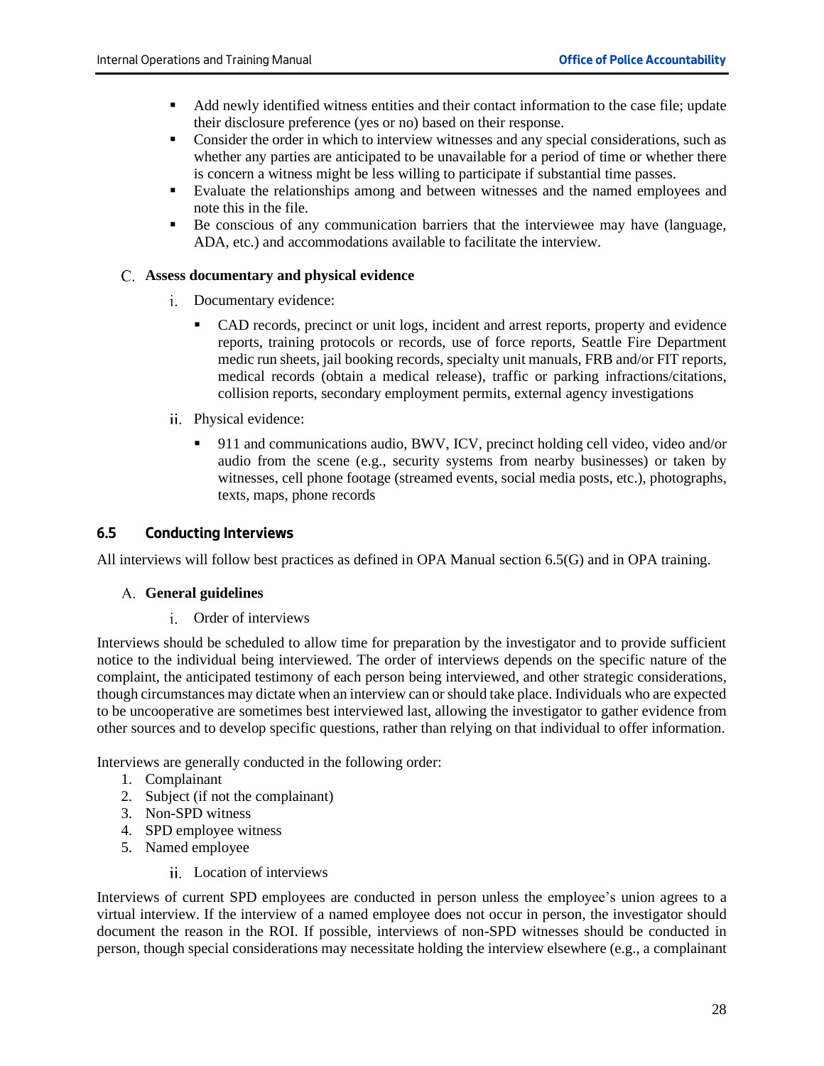- Add newly identified witness entities and their contact information to the case file; update their disclosure preference (yes or no) based on their response.
- Consider the order in which to interview witnesses and any special considerations, such as whether any parties are anticipated to be unavailable for a period of time or whether there is concern a witness might be less willing to participate if substantial time passes.
- Evaluate the relationships among and between witnesses and the named employees and note this in the file.
- Be conscious of any communication barriers that the interviewee may have (language, ADA, etc.) and accommodations available to facilitate the interview.

C. **Assess documentary and physical evidence**

i. Documentary evidence:

- CAD records, precinct or unit logs, incident and arrest reports, property and evidence reports, training protocols or records, use of force reports, Seattle Fire Department medic run sheets, jail booking records, specialty unit manuals, FRB and/or FIT reports, medical records (obtain a medical release), traffic or parking infractions/citations, collision reports, secondary employment permits, external agency investigations

ii. Physical evidence:

- 911 and communications audio, BWV, ICV, precinct holding cell video, video and/or audio from the scene (e.g., security systems from nearby businesses) or taken by witnesses, cell phone footage (streamed events, social media posts, etc.), photographs, texts, maps, phone records

## 6.5 Conducting Interviews

All interviews will follow best practices as defined in OPA Manual section 6.5(G) and in OPA training.

A. **General guidelines**

i. Order of interviews

Interviews should be scheduled to allow time for preparation by the investigator and to provide sufficient notice to the individual being interviewed. The order of interviews depends on the specific nature of the complaint, the anticipated testimony of each person being interviewed, and other strategic considerations, though circumstances may dictate when an interview can or should take place. Individuals who are expected to be uncooperative are sometimes best interviewed last, allowing the investigator to gather evidence from other sources and to develop specific questions, rather than relying on that individual to offer information.

Interviews are generally conducted in the following order:

1. Complainant
2. Subject (if not the complainant)
3. Non-SPD witness
4. SPD employee witness
5. Named employee

ii. Location of interviews

Interviews of current SPD employees are conducted in person unless the employee's union agrees to a virtual interview. If the interview of a named employee does not occur in person, the investigator should document the reason in the ROI. If possible, interviews of non-SPD witnesses should be conducted in person, though special considerations may necessitate holding the interview elsewhere (e.g., a complainant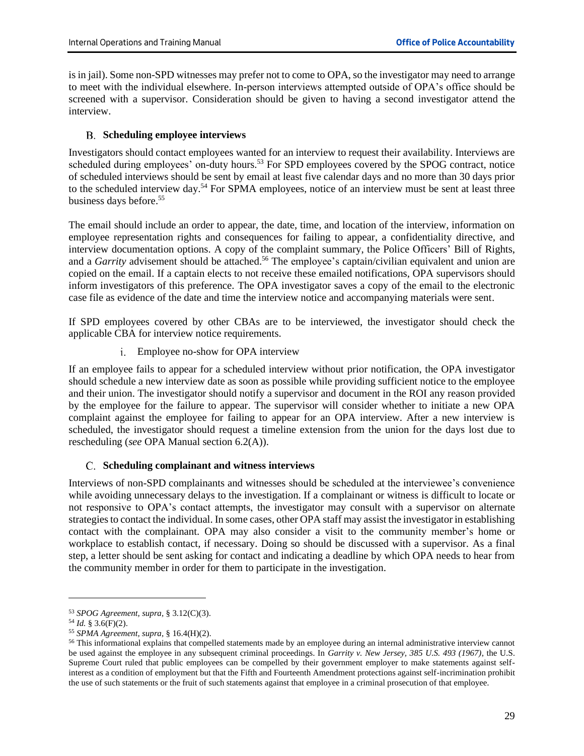is in jail). Some non-SPD witnesses may prefer not to come to OPA, so the investigator may need to arrange to meet with the individual elsewhere. In-person interviews attempted outside of OPA's office should be screened with a supervisor. Consideration should be given to having a second investigator attend the interview.

### B. Scheduling employee interviews

Investigators should contact employees wanted for an interview to request their availability. Interviews are scheduled during employees' on-duty hours.[53] For SPD employees covered by the SPOG contract, notice of scheduled interviews should be sent by email at least five calendar days and no more than 30 days prior to the scheduled interview day.[54] For SPMA employees, notice of an interview must be sent at least three business days before.[55]

The email should include an order to appear, the date, time, and location of the interview, information on employee representation rights and consequences for failing to appear, a confidentiality directive, and interview documentation options. A copy of the complaint summary, the Police Officers' Bill of Rights, and a *Garrity* advisement should be attached.[56] The employee's captain/civilian equivalent and union are copied on the email. If a captain elects to not receive these emailed notifications, OPA supervisors should inform investigators of this preference. The OPA investigator saves a copy of the email to the electronic case file as evidence of the date and time the interview notice and accompanying materials were sent.

If SPD employees covered by other CBAs are to be interviewed, the investigator should check the applicable CBA for interview notice requirements.

#### i. Employee no-show for OPA interview

If an employee fails to appear for a scheduled interview without prior notification, the OPA investigator should schedule a new interview date as soon as possible while providing sufficient notice to the employee and their union. The investigator should notify a supervisor and document in the ROI any reason provided by the employee for the failure to appear. The supervisor will consider whether to initiate a new OPA complaint against the employee for failing to appear for an OPA interview. After a new interview is scheduled, the investigator should request a timeline extension from the union for the days lost due to rescheduling (*see* OPA Manual section 6.2(A)).

### C. Scheduling complainant and witness interviews

Interviews of non-SPD complainants and witnesses should be scheduled at the interviewee's convenience while avoiding unnecessary delays to the investigation. If a complainant or witness is difficult to locate or not responsive to OPA's contact attempts, the investigator may consult with a supervisor on alternate strategies to contact the individual. In some cases, other OPA staff may assist the investigator in establishing contact with the complainant. OPA may also consider a visit to the community member's home or workplace to establish contact, if necessary. Doing so should be discussed with a supervisor. As a final step, a letter should be sent asking for contact and indicating a deadline by which OPA needs to hear from the community member in order for them to participate in the investigation.

---

[53] *SPOG Agreement, supra*, § 3.12(C)(3).

[54] *Id.* § 3.6(F)(2).

[55] *SPMA Agreement, supra*, § 16.4(H)(2).

[56] This informational explains that compelled statements made by an employee during an internal administrative interview cannot be used against the employee in any subsequent criminal proceedings. In *Garrity v. New Jersey, 385 U.S. 493 (1967)*, the U.S. Supreme Court ruled that public employees can be compelled by their government employer to make statements against self-interest as a condition of employment but that the Fifth and Fourteenth Amendment protections against self-incrimination prohibit the use of such statements or the fruit of such statements against that employee in a criminal prosecution of that employee.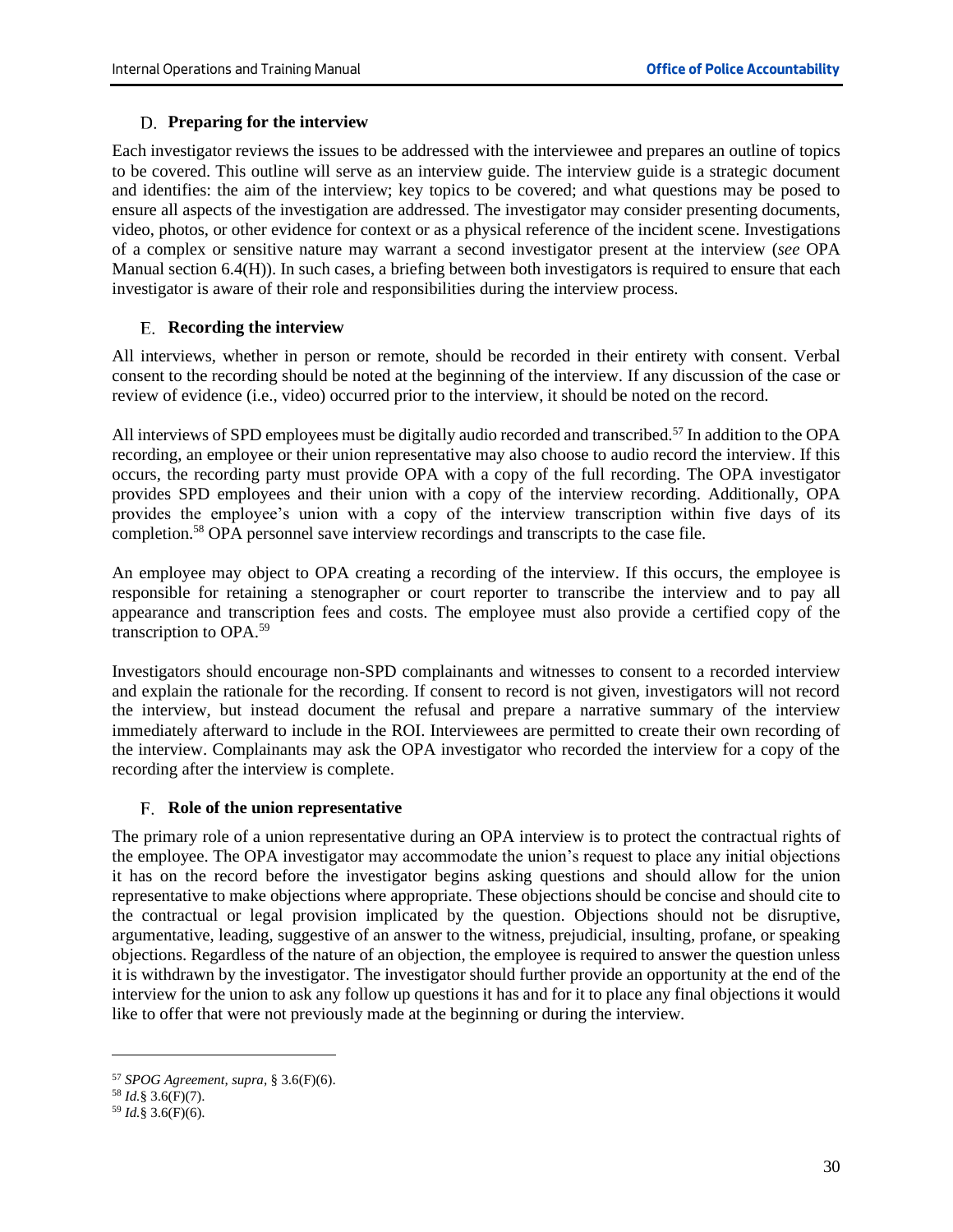### D. Preparing for the interview

Each investigator reviews the issues to be addressed with the interviewee and prepares an outline of topics to be covered. This outline will serve as an interview guide. The interview guide is a strategic document and identifies: the aim of the interview; key topics to be covered; and what questions may be posed to ensure all aspects of the investigation are addressed. The investigator may consider presenting documents, video, photos, or other evidence for context or as a physical reference of the incident scene. Investigations of a complex or sensitive nature may warrant a second investigator present at the interview (*see* OPA Manual section 6.4(H)). In such cases, a briefing between both investigators is required to ensure that each investigator is aware of their role and responsibilities during the interview process.

### E. Recording the interview

All interviews, whether in person or remote, should be recorded in their entirety with consent. Verbal consent to the recording should be noted at the beginning of the interview. If any discussion of the case or review of evidence (i.e., video) occurred prior to the interview, it should be noted on the record.

All interviews of SPD employees must be digitally audio recorded and transcribed.[57] In addition to the OPA recording, an employee or their union representative may also choose to audio record the interview. If this occurs, the recording party must provide OPA with a copy of the full recording. The OPA investigator provides SPD employees and their union with a copy of the interview recording. Additionally, OPA provides the employee's union with a copy of the interview transcription within five days of its completion.[58] OPA personnel save interview recordings and transcripts to the case file.

An employee may object to OPA creating a recording of the interview. If this occurs, the employee is responsible for retaining a stenographer or court reporter to transcribe the interview and to pay all appearance and transcription fees and costs. The employee must also provide a certified copy of the transcription to OPA.[59]

Investigators should encourage non-SPD complainants and witnesses to consent to a recorded interview and explain the rationale for the recording. If consent to record is not given, investigators will not record the interview, but instead document the refusal and prepare a narrative summary of the interview immediately afterward to include in the ROI. Interviewees are permitted to create their own recording of the interview. Complainants may ask the OPA investigator who recorded the interview for a copy of the recording after the interview is complete.

### F. Role of the union representative

The primary role of a union representative during an OPA interview is to protect the contractual rights of the employee. The OPA investigator may accommodate the union's request to place any initial objections it has on the record before the investigator begins asking questions and should allow for the union representative to make objections where appropriate. These objections should be concise and should cite to the contractual or legal provision implicated by the question. Objections should not be disruptive, argumentative, leading, suggestive of an answer to the witness, prejudicial, insulting, profane, or speaking objections. Regardless of the nature of an objection, the employee is required to answer the question unless it is withdrawn by the investigator. The investigator should further provide an opportunity at the end of the interview for the union to ask any follow up questions it has and for it to place any final objections it would like to offer that were not previously made at the beginning or during the interview.

---

[57] *SPOG Agreement, supra*, § 3.6(F)(6).

[58] *Id.*§ 3.6(F)(7).

[59] *Id.*§ 3.6(F)(6).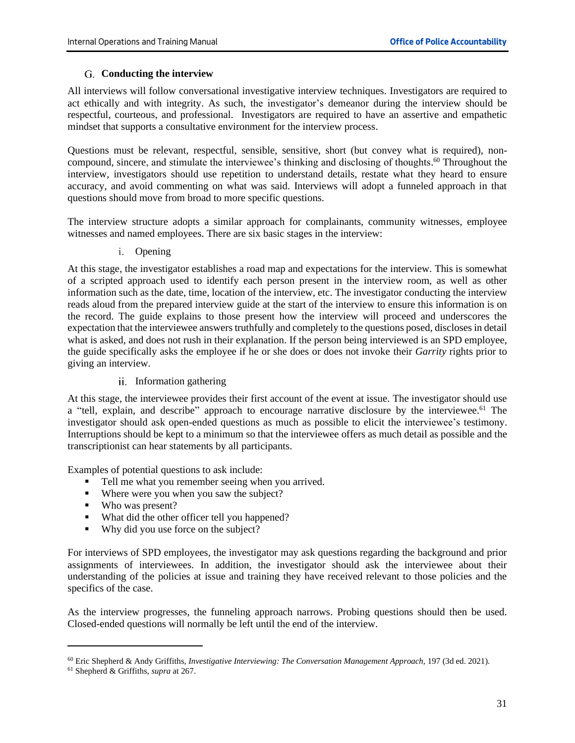### G. Conducting the interview

All interviews will follow conversational investigative interview techniques. Investigators are required to act ethically and with integrity. As such, the investigator's demeanor during the interview should be respectful, courteous, and professional. Investigators are required to have an assertive and empathetic mindset that supports a consultative environment for the interview process.

Questions must be relevant, respectful, sensible, sensitive, short (but convey what is required), non-compound, sincere, and stimulate the interviewee's thinking and disclosing of thoughts.[60] Throughout the interview, investigators should use repetition to understand details, restate what they heard to ensure accuracy, and avoid commenting on what was said. Interviews will adopt a funneled approach in that questions should move from broad to more specific questions.

The interview structure adopts a similar approach for complainants, community witnesses, employee witnesses and named employees. There are six basic stages in the interview:

#### i. Opening

At this stage, the investigator establishes a road map and expectations for the interview. This is somewhat of a scripted approach used to identify each person present in the interview room, as well as other information such as the date, time, location of the interview, etc. The investigator conducting the interview reads aloud from the prepared interview guide at the start of the interview to ensure this information is on the record. The guide explains to those present how the interview will proceed and underscores the expectation that the interviewee answers truthfully and completely to the questions posed, discloses in detail what is asked, and does not rush in their explanation. If the person being interviewed is an SPD employee, the guide specifically asks the employee if he or she does or does not invoke their *Garrity* rights prior to giving an interview.

#### ii. Information gathering

At this stage, the interviewee provides their first account of the event at issue. The investigator should use a "tell, explain, and describe" approach to encourage narrative disclosure by the interviewee.[61] The investigator should ask open-ended questions as much as possible to elicit the interviewee's testimony. Interruptions should be kept to a minimum so that the interviewee offers as much detail as possible and the transcriptionist can hear statements by all participants.

Examples of potential questions to ask include:

- Tell me what you remember seeing when you arrived.
- Where were you when you saw the subject?
- Who was present?
- What did the other officer tell you happened?
- Why did you use force on the subject?

For interviews of SPD employees, the investigator may ask questions regarding the background and prior assignments of interviewees. In addition, the investigator should ask the interviewee about their understanding of the policies at issue and training they have received relevant to those policies and the specifics of the case.

As the interview progresses, the funneling approach narrows. Probing questions should then be used. Closed-ended questions will normally be left until the end of the interview.

---

[60] Eric Shepherd & Andy Griffiths, *Investigative Interviewing: The Conversation Management Approach,* 197 (3d ed. 2021).

[61] Shepherd & Griffiths, *supra* at 267.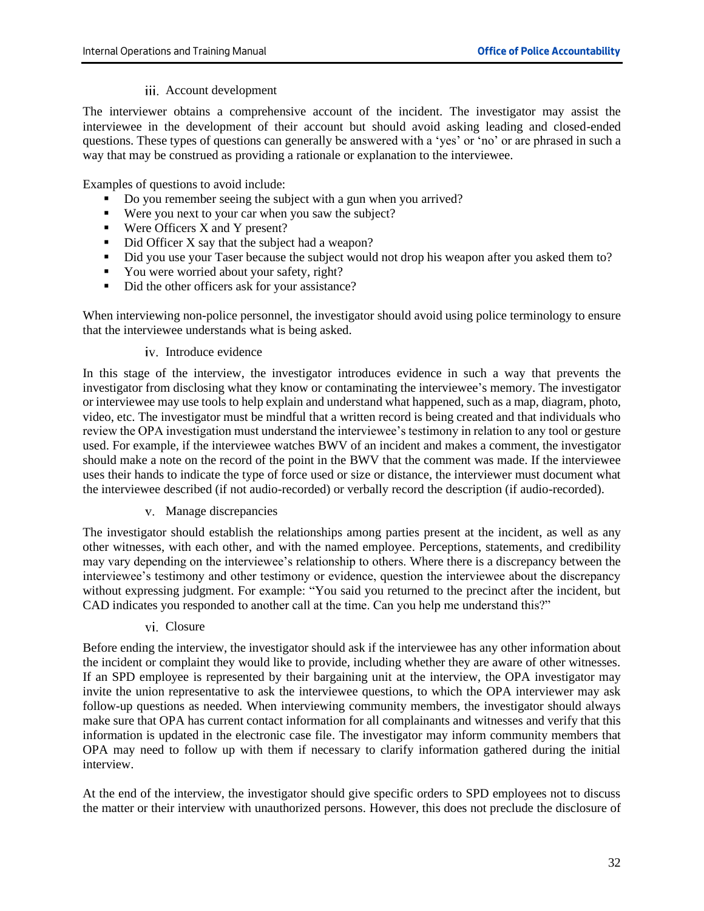#### iii. Account development

The interviewer obtains a comprehensive account of the incident. The investigator may assist the interviewee in the development of their account but should avoid asking leading and closed-ended questions. These types of questions can generally be answered with a 'yes' or 'no' or are phrased in such a way that may be construed as providing a rationale or explanation to the interviewee.

Examples of questions to avoid include:

- Do you remember seeing the subject with a gun when you arrived?
- Were you next to your car when you saw the subject?
- Were Officers X and Y present?
- Did Officer X say that the subject had a weapon?
- Did you use your Taser because the subject would not drop his weapon after you asked them to?
- You were worried about your safety, right?
- Did the other officers ask for your assistance?

When interviewing non-police personnel, the investigator should avoid using police terminology to ensure that the interviewee understands what is being asked.

#### iv. Introduce evidence

In this stage of the interview, the investigator introduces evidence in such a way that prevents the investigator from disclosing what they know or contaminating the interviewee's memory. The investigator or interviewee may use tools to help explain and understand what happened, such as a map, diagram, photo, video, etc. The investigator must be mindful that a written record is being created and that individuals who review the OPA investigation must understand the interviewee's testimony in relation to any tool or gesture used. For example, if the interviewee watches BWV of an incident and makes a comment, the investigator should make a note on the record of the point in the BWV that the comment was made. If the interviewee uses their hands to indicate the type of force used or size or distance, the interviewer must document what the interviewee described (if not audio-recorded) or verbally record the description (if audio-recorded).

#### v. Manage discrepancies

The investigator should establish the relationships among parties present at the incident, as well as any other witnesses, with each other, and with the named employee. Perceptions, statements, and credibility may vary depending on the interviewee's relationship to others. Where there is a discrepancy between the interviewee's testimony and other testimony or evidence, question the interviewee about the discrepancy without expressing judgment. For example: "You said you returned to the precinct after the incident, but CAD indicates you responded to another call at the time. Can you help me understand this?"

#### vi. Closure

Before ending the interview, the investigator should ask if the interviewee has any other information about the incident or complaint they would like to provide, including whether they are aware of other witnesses. If an SPD employee is represented by their bargaining unit at the interview, the OPA investigator may invite the union representative to ask the interviewee questions, to which the OPA interviewer may ask follow-up questions as needed. When interviewing community members, the investigator should always make sure that OPA has current contact information for all complainants and witnesses and verify that this information is updated in the electronic case file. The investigator may inform community members that OPA may need to follow up with them if necessary to clarify information gathered during the initial interview.

At the end of the interview, the investigator should give specific orders to SPD employees not to discuss the matter or their interview with unauthorized persons. However, this does not preclude the disclosure of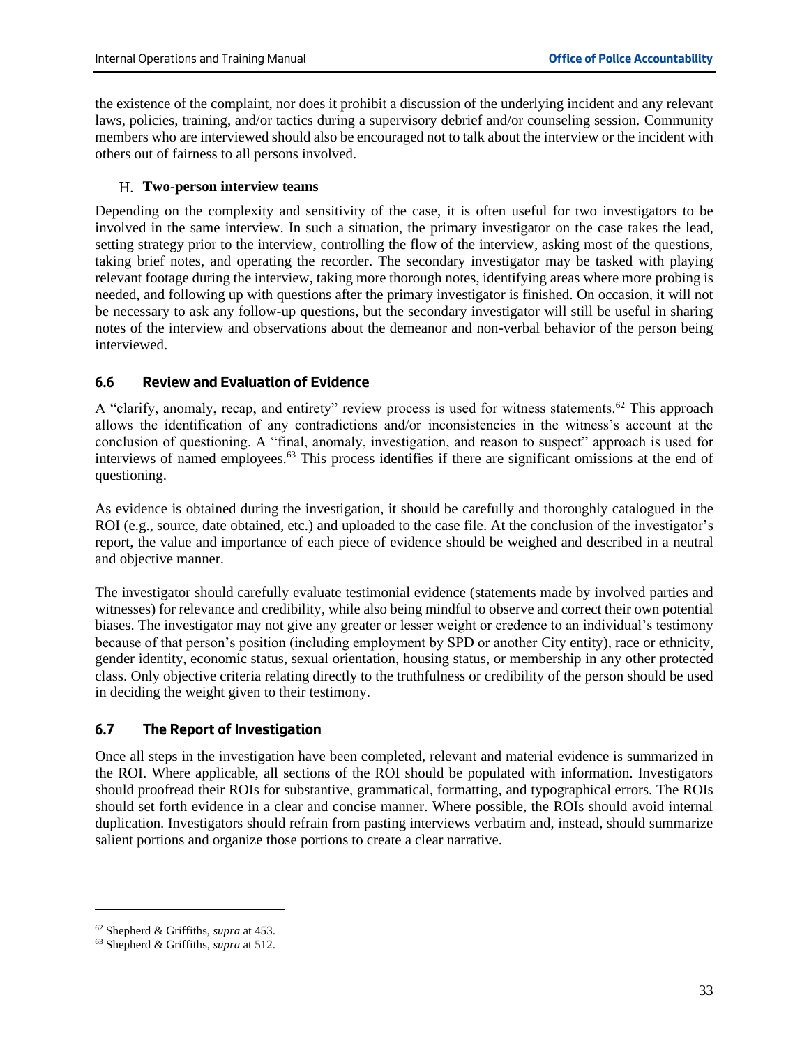the existence of the complaint, nor does it prohibit a discussion of the underlying incident and any relevant laws, policies, training, and/or tactics during a supervisory debrief and/or counseling session. Community members who are interviewed should also be encouraged not to talk about the interview or the incident with others out of fairness to all persons involved.

### H. Two-person interview teams

Depending on the complexity and sensitivity of the case, it is often useful for two investigators to be involved in the same interview. In such a situation, the primary investigator on the case takes the lead, setting strategy prior to the interview, controlling the flow of the interview, asking most of the questions, taking brief notes, and operating the recorder. The secondary investigator may be tasked with playing relevant footage during the interview, taking more thorough notes, identifying areas where more probing is needed, and following up with questions after the primary investigator is finished. On occasion, it will not be necessary to ask any follow-up questions, but the secondary investigator will still be useful in sharing notes of the interview and observations about the demeanor and non-verbal behavior of the person being interviewed.

## 6.6 Review and Evaluation of Evidence

A "clarify, anomaly, recap, and entirety" review process is used for witness statements.[62] This approach allows the identification of any contradictions and/or inconsistencies in the witness's account at the conclusion of questioning. A "final, anomaly, investigation, and reason to suspect" approach is used for interviews of named employees.[63] This process identifies if there are significant omissions at the end of questioning.

As evidence is obtained during the investigation, it should be carefully and thoroughly catalogued in the ROI (e.g., source, date obtained, etc.) and uploaded to the case file. At the conclusion of the investigator's report, the value and importance of each piece of evidence should be weighed and described in a neutral and objective manner.

The investigator should carefully evaluate testimonial evidence (statements made by involved parties and witnesses) for relevance and credibility, while also being mindful to observe and correct their own potential biases. The investigator may not give any greater or lesser weight or credence to an individual's testimony because of that person's position (including employment by SPD or another City entity), race or ethnicity, gender identity, economic status, sexual orientation, housing status, or membership in any other protected class. Only objective criteria relating directly to the truthfulness or credibility of the person should be used in deciding the weight given to their testimony.

## 6.7 The Report of Investigation

Once all steps in the investigation have been completed, relevant and material evidence is summarized in the ROI. Where applicable, all sections of the ROI should be populated with information. Investigators should proofread their ROIs for substantive, grammatical, formatting, and typographical errors. The ROIs should set forth evidence in a clear and concise manner. Where possible, the ROIs should avoid internal duplication. Investigators should refrain from pasting interviews verbatim and, instead, should summarize salient portions and organize those portions to create a clear narrative.

---

[62] Shepherd & Griffiths, *supra* at 453.

[63] Shepherd & Griffiths, *supra* at 512.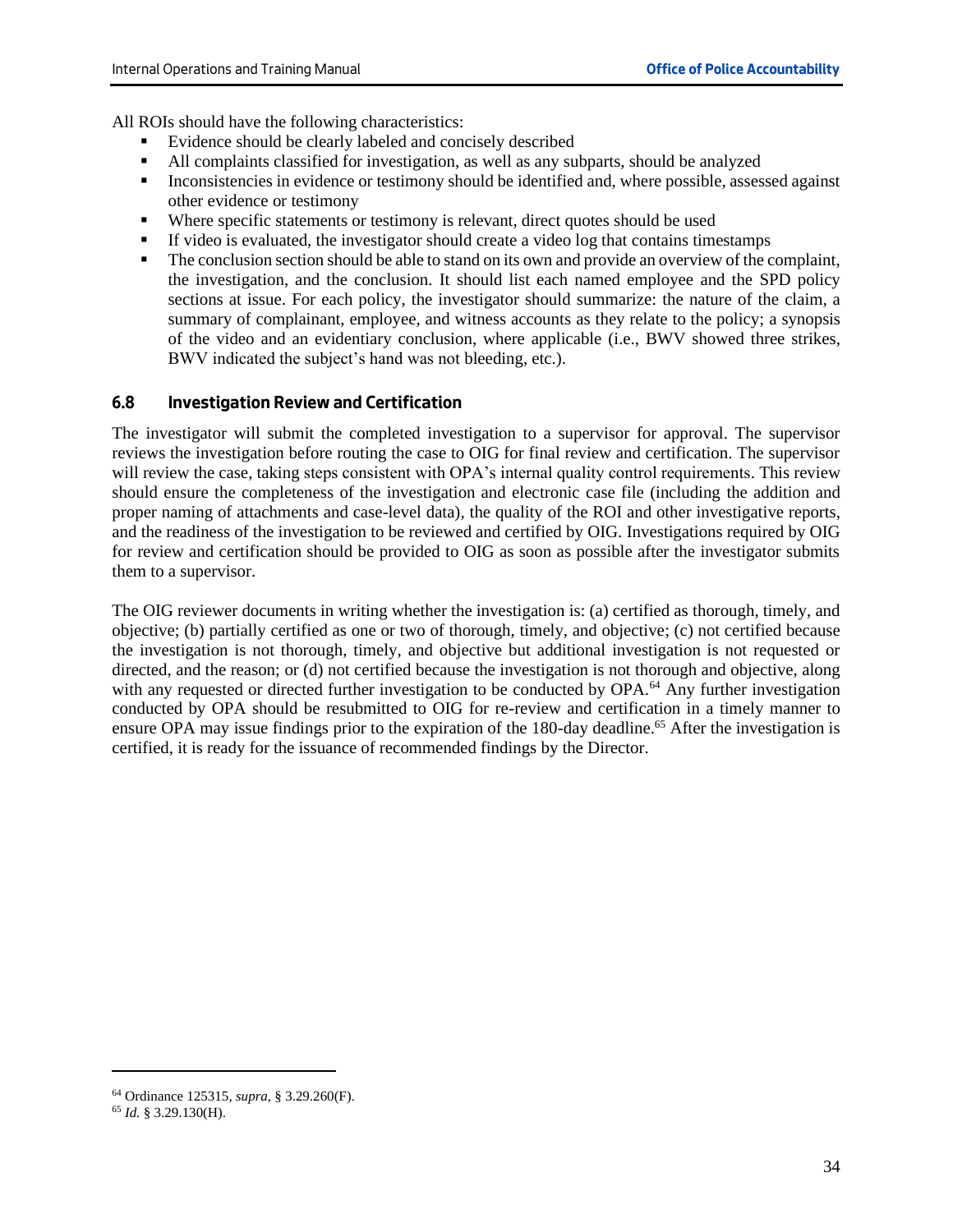All ROIs should have the following characteristics:

- Evidence should be clearly labeled and concisely described
- All complaints classified for investigation, as well as any subparts, should be analyzed
- Inconsistencies in evidence or testimony should be identified and, where possible, assessed against other evidence or testimony
- Where specific statements or testimony is relevant, direct quotes should be used
- If video is evaluated, the investigator should create a video log that contains timestamps
- The conclusion section should be able to stand on its own and provide an overview of the complaint, the investigation, and the conclusion. It should list each named employee and the SPD policy sections at issue. For each policy, the investigator should summarize: the nature of the claim, a summary of complainant, employee, and witness accounts as they relate to the policy; a synopsis of the video and an evidentiary conclusion, where applicable (i.e., BWV showed three strikes, BWV indicated the subject's hand was not bleeding, etc.).

### 6.8 Investigation Review and Certification

The investigator will submit the completed investigation to a supervisor for approval. The supervisor reviews the investigation before routing the case to OIG for final review and certification. The supervisor will review the case, taking steps consistent with OPA's internal quality control requirements. This review should ensure the completeness of the investigation and electronic case file (including the addition and proper naming of attachments and case-level data), the quality of the ROI and other investigative reports, and the readiness of the investigation to be reviewed and certified by OIG. Investigations required by OIG for review and certification should be provided to OIG as soon as possible after the investigator submits them to a supervisor.

The OIG reviewer documents in writing whether the investigation is: (a) certified as thorough, timely, and objective; (b) partially certified as one or two of thorough, timely, and objective; (c) not certified because the investigation is not thorough, timely, and objective but additional investigation is not requested or directed, and the reason; or (d) not certified because the investigation is not thorough and objective, along with any requested or directed further investigation to be conducted by OPA.[64] Any further investigation conducted by OPA should be resubmitted to OIG for re-review and certification in a timely manner to ensure OPA may issue findings prior to the expiration of the 180-day deadline.[65] After the investigation is certified, it is ready for the issuance of recommended findings by the Director.

---

[64] Ordinance 125315, *supra,* § 3.29.260(F).

[65] *Id.* § 3.29.130(H).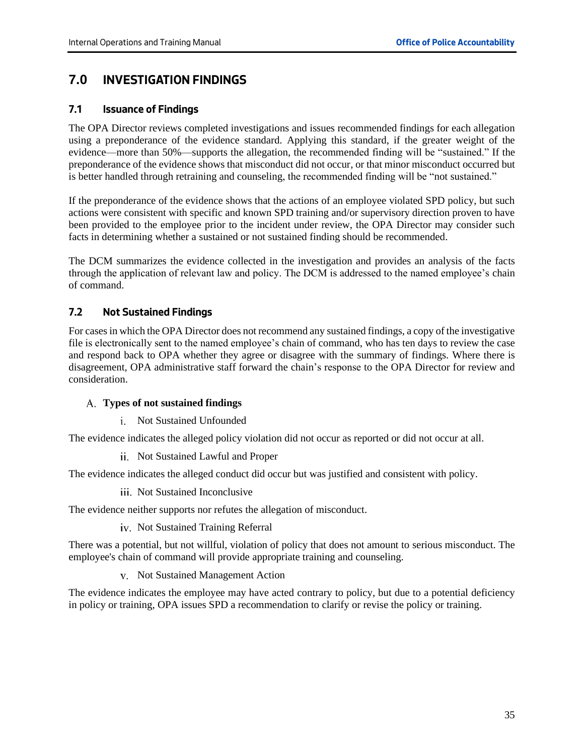# 7.0 INVESTIGATION FINDINGS

## 7.1 Issuance of Findings

The OPA Director reviews completed investigations and issues recommended findings for each allegation using a preponderance of the evidence standard. Applying this standard, if the greater weight of the evidence—more than 50%—supports the allegation, the recommended finding will be "sustained." If the preponderance of the evidence shows that misconduct did not occur, or that minor misconduct occurred but is better handled through retraining and counseling, the recommended finding will be "not sustained."

If the preponderance of the evidence shows that the actions of an employee violated SPD policy, but such actions were consistent with specific and known SPD training and/or supervisory direction proven to have been provided to the employee prior to the incident under review, the OPA Director may consider such facts in determining whether a sustained or not sustained finding should be recommended.

The DCM summarizes the evidence collected in the investigation and provides an analysis of the facts through the application of relevant law and policy. The DCM is addressed to the named employee's chain of command.

## 7.2 Not Sustained Findings

For cases in which the OPA Director does not recommend any sustained findings, a copy of the investigative file is electronically sent to the named employee's chain of command, who has ten days to review the case and respond back to OPA whether they agree or disagree with the summary of findings. Where there is disagreement, OPA administrative staff forward the chain's response to the OPA Director for review and consideration.

A. **Types of not sustained findings**

i. Not Sustained Unfounded

The evidence indicates the alleged policy violation did not occur as reported or did not occur at all.

ii. Not Sustained Lawful and Proper

The evidence indicates the alleged conduct did occur but was justified and consistent with policy.

iii. Not Sustained Inconclusive

The evidence neither supports nor refutes the allegation of misconduct.

iv. Not Sustained Training Referral

There was a potential, but not willful, violation of policy that does not amount to serious misconduct. The employee's chain of command will provide appropriate training and counseling.

v. Not Sustained Management Action

The evidence indicates the employee may have acted contrary to policy, but due to a potential deficiency in policy or training, OPA issues SPD a recommendation to clarify or revise the policy or training.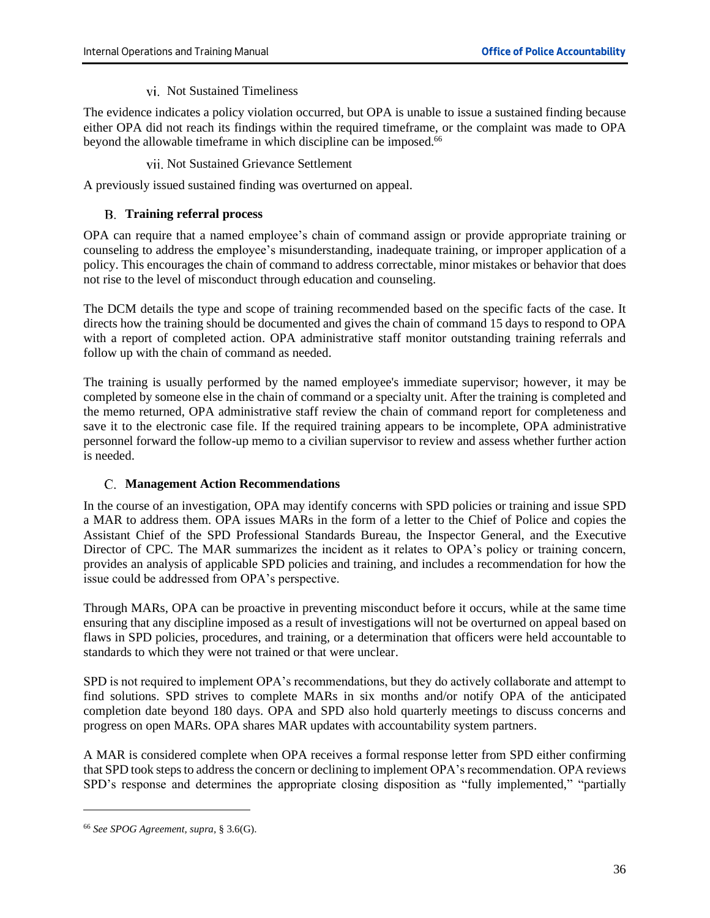vi. Not Sustained Timeliness

The evidence indicates a policy violation occurred, but OPA is unable to issue a sustained finding because either OPA did not reach its findings within the required timeframe, or the complaint was made to OPA beyond the allowable timeframe in which discipline can be imposed.[66]

vii. Not Sustained Grievance Settlement

A previously issued sustained finding was overturned on appeal.

### B. Training referral process

OPA can require that a named employee's chain of command assign or provide appropriate training or counseling to address the employee's misunderstanding, inadequate training, or improper application of a policy. This encourages the chain of command to address correctable, minor mistakes or behavior that does not rise to the level of misconduct through education and counseling.

The DCM details the type and scope of training recommended based on the specific facts of the case. It directs how the training should be documented and gives the chain of command 15 days to respond to OPA with a report of completed action. OPA administrative staff monitor outstanding training referrals and follow up with the chain of command as needed.

The training is usually performed by the named employee's immediate supervisor; however, it may be completed by someone else in the chain of command or a specialty unit. After the training is completed and the memo returned, OPA administrative staff review the chain of command report for completeness and save it to the electronic case file. If the required training appears to be incomplete, OPA administrative personnel forward the follow-up memo to a civilian supervisor to review and assess whether further action is needed.

### C. Management Action Recommendations

In the course of an investigation, OPA may identify concerns with SPD policies or training and issue SPD a MAR to address them. OPA issues MARs in the form of a letter to the Chief of Police and copies the Assistant Chief of the SPD Professional Standards Bureau, the Inspector General, and the Executive Director of CPC. The MAR summarizes the incident as it relates to OPA's policy or training concern, provides an analysis of applicable SPD policies and training, and includes a recommendation for how the issue could be addressed from OPA's perspective.

Through MARs, OPA can be proactive in preventing misconduct before it occurs, while at the same time ensuring that any discipline imposed as a result of investigations will not be overturned on appeal based on flaws in SPD policies, procedures, and training, or a determination that officers were held accountable to standards to which they were not trained or that were unclear.

SPD is not required to implement OPA's recommendations, but they do actively collaborate and attempt to find solutions. SPD strives to complete MARs in six months and/or notify OPA of the anticipated completion date beyond 180 days. OPA and SPD also hold quarterly meetings to discuss concerns and progress on open MARs. OPA shares MAR updates with accountability system partners.

A MAR is considered complete when OPA receives a formal response letter from SPD either confirming that SPD took steps to address the concern or declining to implement OPA's recommendation. OPA reviews SPD's response and determines the appropriate closing disposition as "fully implemented," "partially

---

[66] *See SPOG Agreement, supra*, § 3.6(G).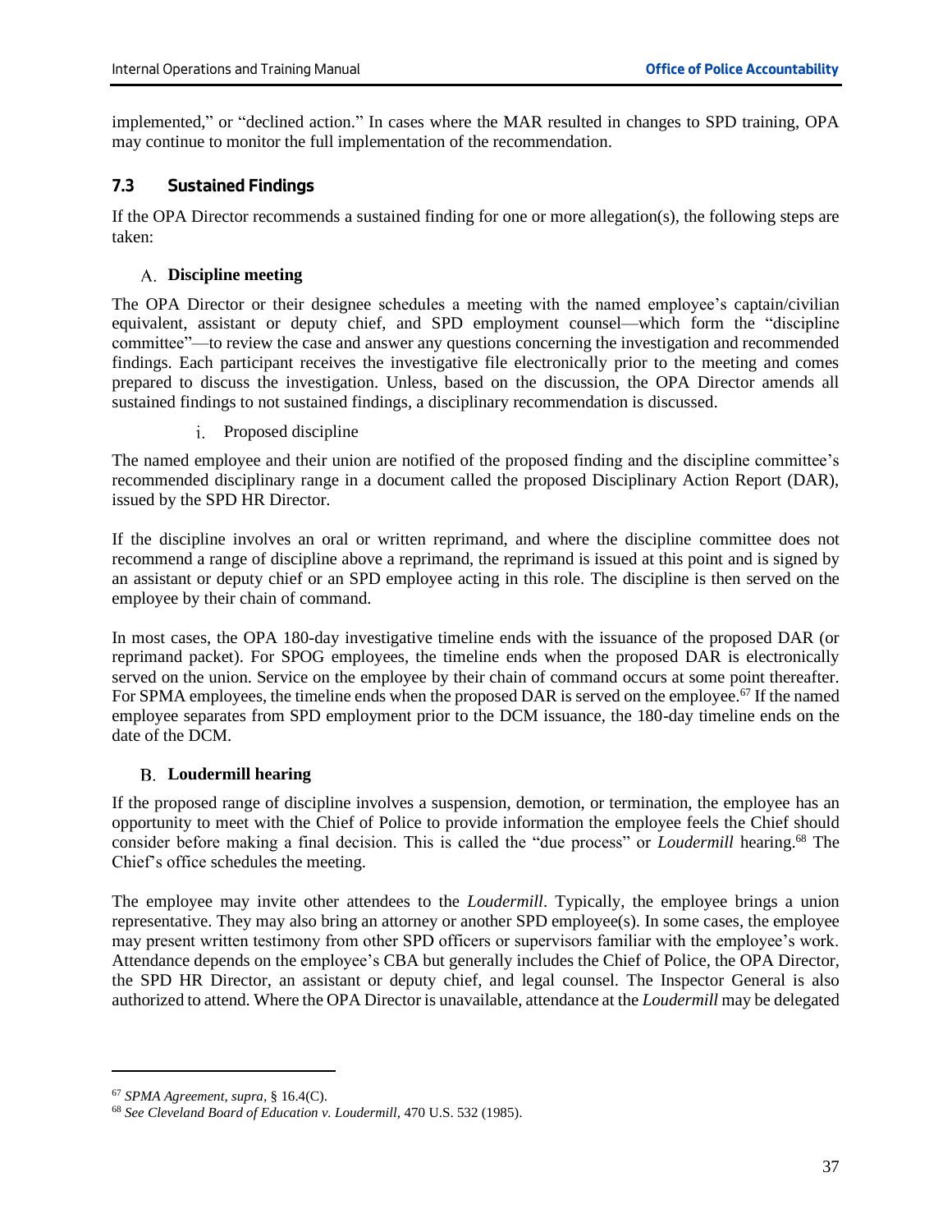implemented," or "declined action." In cases where the MAR resulted in changes to SPD training, OPA may continue to monitor the full implementation of the recommendation.

### 7.3 Sustained Findings

If the OPA Director recommends a sustained finding for one or more allegation(s), the following steps are taken:

#### A. Discipline meeting

The OPA Director or their designee schedules a meeting with the named employee's captain/civilian equivalent, assistant or deputy chief, and SPD employment counsel—which form the "discipline committee"—to review the case and answer any questions concerning the investigation and recommended findings. Each participant receives the investigative file electronically prior to the meeting and comes prepared to discuss the investigation. Unless, based on the discussion, the OPA Director amends all sustained findings to not sustained findings, a disciplinary recommendation is discussed.

i. Proposed discipline

The named employee and their union are notified of the proposed finding and the discipline committee's recommended disciplinary range in a document called the proposed Disciplinary Action Report (DAR), issued by the SPD HR Director.

If the discipline involves an oral or written reprimand, and where the discipline committee does not recommend a range of discipline above a reprimand, the reprimand is issued at this point and is signed by an assistant or deputy chief or an SPD employee acting in this role. The discipline is then served on the employee by their chain of command.

In most cases, the OPA 180-day investigative timeline ends with the issuance of the proposed DAR (or reprimand packet). For SPOG employees, the timeline ends when the proposed DAR is electronically served on the union. Service on the employee by their chain of command occurs at some point thereafter. For SPMA employees, the timeline ends when the proposed DAR is served on the employee.[67] If the named employee separates from SPD employment prior to the DCM issuance, the 180-day timeline ends on the date of the DCM.

#### B. Loudermill hearing

If the proposed range of discipline involves a suspension, demotion, or termination, the employee has an opportunity to meet with the Chief of Police to provide information the employee feels the Chief should consider before making a final decision. This is called the "due process" or *Loudermill* hearing.[68] The Chief's office schedules the meeting.

The employee may invite other attendees to the *Loudermill*. Typically, the employee brings a union representative. They may also bring an attorney or another SPD employee(s). In some cases, the employee may present written testimony from other SPD officers or supervisors familiar with the employee's work. Attendance depends on the employee's CBA but generally includes the Chief of Police, the OPA Director, the SPD HR Director, an assistant or deputy chief, and legal counsel. The Inspector General is also authorized to attend. Where the OPA Director is unavailable, attendance at the *Loudermill* may be delegated

---

[67] *SPMA Agreement, supra*, § 16.4(C).

[68] *See Cleveland Board of Education v. Loudermill*, 470 U.S. 532 (1985).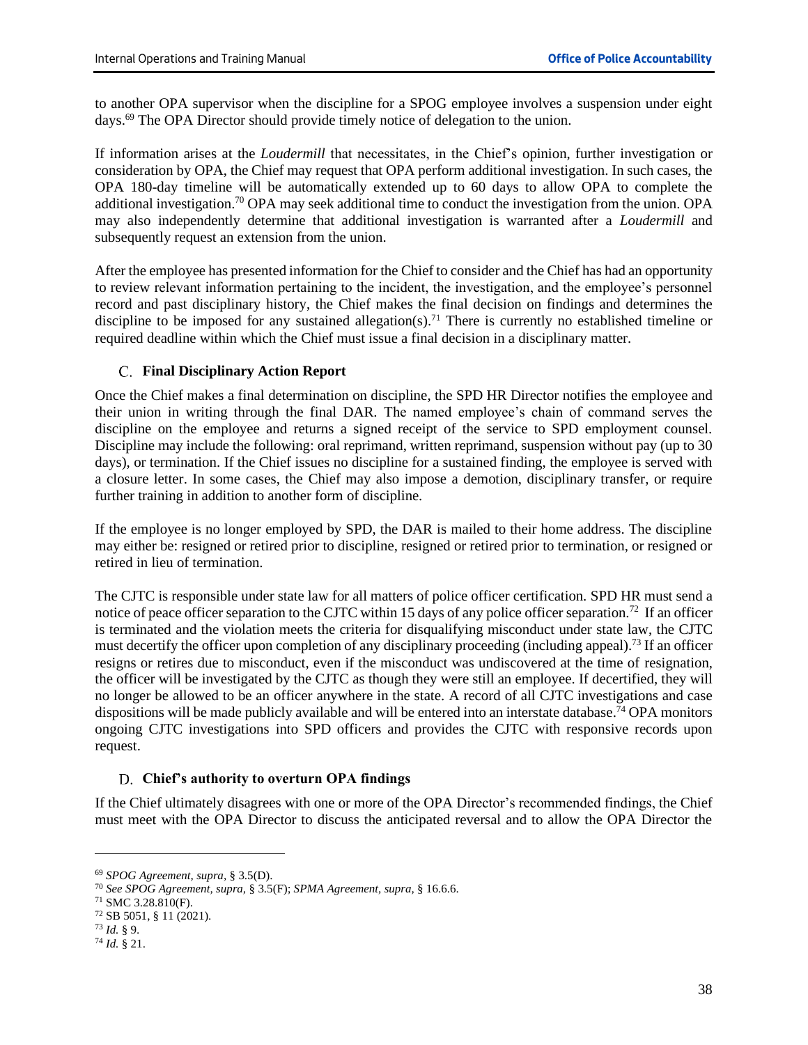to another OPA supervisor when the discipline for a SPOG employee involves a suspension under eight days.[69] The OPA Director should provide timely notice of delegation to the union.

If information arises at the *Loudermill* that necessitates, in the Chief's opinion, further investigation or consideration by OPA, the Chief may request that OPA perform additional investigation. In such cases, the OPA 180-day timeline will be automatically extended up to 60 days to allow OPA to complete the additional investigation.[70] OPA may seek additional time to conduct the investigation from the union. OPA may also independently determine that additional investigation is warranted after a *Loudermill* and subsequently request an extension from the union.

After the employee has presented information for the Chief to consider and the Chief has had an opportunity to review relevant information pertaining to the incident, the investigation, and the employee's personnel record and past disciplinary history, the Chief makes the final decision on findings and determines the discipline to be imposed for any sustained allegation(s).[71] There is currently no established timeline or required deadline within which the Chief must issue a final decision in a disciplinary matter.

### C. Final Disciplinary Action Report

Once the Chief makes a final determination on discipline, the SPD HR Director notifies the employee and their union in writing through the final DAR. The named employee's chain of command serves the discipline on the employee and returns a signed receipt of the service to SPD employment counsel. Discipline may include the following: oral reprimand, written reprimand, suspension without pay (up to 30 days), or termination. If the Chief issues no discipline for a sustained finding, the employee is served with a closure letter. In some cases, the Chief may also impose a demotion, disciplinary transfer, or require further training in addition to another form of discipline.

If the employee is no longer employed by SPD, the DAR is mailed to their home address. The discipline may either be: resigned or retired prior to discipline, resigned or retired prior to termination, or resigned or retired in lieu of termination.

The CJTC is responsible under state law for all matters of police officer certification. SPD HR must send a notice of peace officer separation to the CJTC within 15 days of any police officer separation.[72] If an officer is terminated and the violation meets the criteria for disqualifying misconduct under state law, the CJTC must decertify the officer upon completion of any disciplinary proceeding (including appeal).[73] If an officer resigns or retires due to misconduct, even if the misconduct was undiscovered at the time of resignation, the officer will be investigated by the CJTC as though they were still an employee. If decertified, they will no longer be allowed to be an officer anywhere in the state. A record of all CJTC investigations and case dispositions will be made publicly available and will be entered into an interstate database.[74] OPA monitors ongoing CJTC investigations into SPD officers and provides the CJTC with responsive records upon request.

### D. Chief's authority to overturn OPA findings

If the Chief ultimately disagrees with one or more of the OPA Director's recommended findings, the Chief must meet with the OPA Director to discuss the anticipated reversal and to allow the OPA Director the

---

[69] *SPOG Agreement*, *supra*, § 3.5(D).

[70] *See SPOG Agreement*, *supra*, § 3.5(F); *SPMA Agreement*, *supra*, § 16.6.6.

[71] SMC 3.28.810(F).

[72] SB 5051, § 11 (2021).

[73] *Id.* § 9.

[74] *Id.* § 21.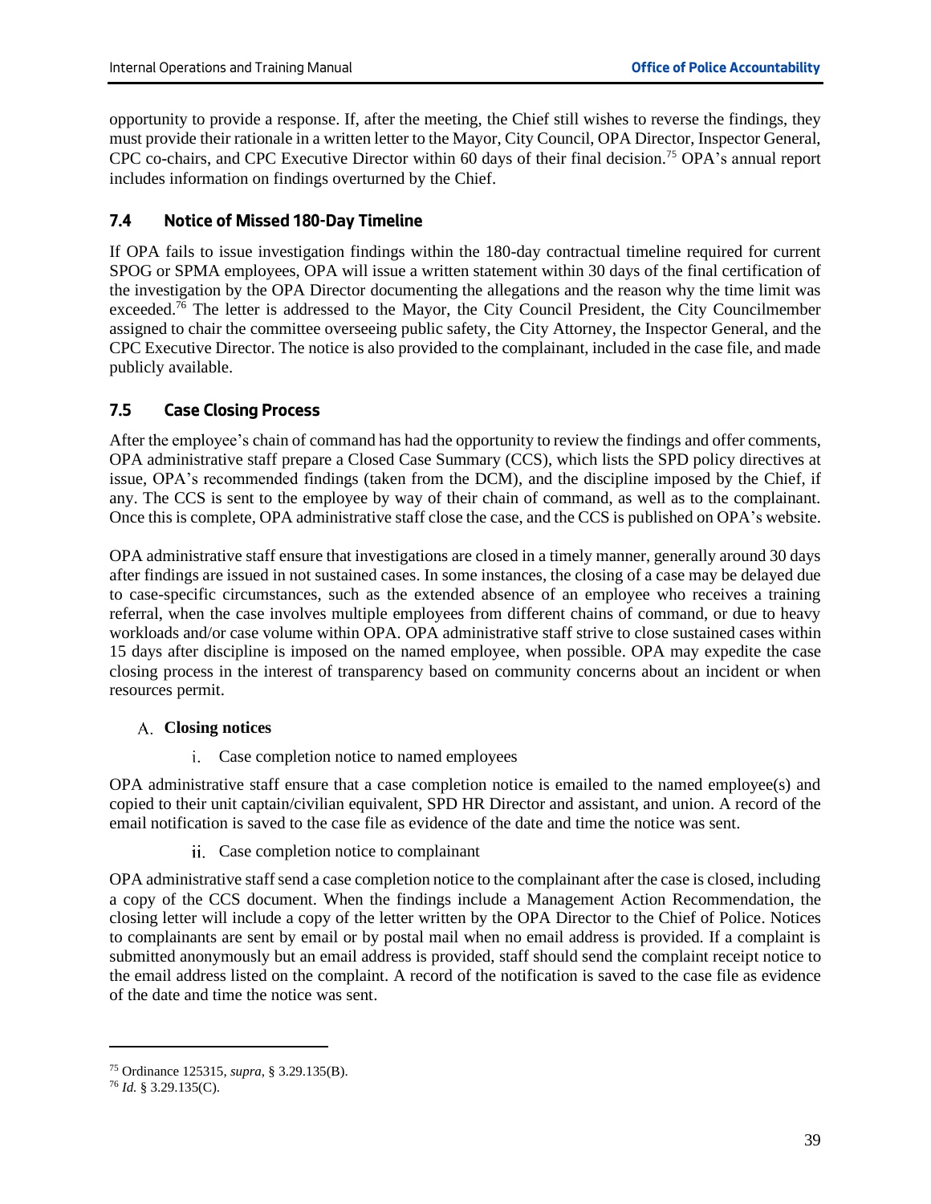opportunity to provide a response. If, after the meeting, the Chief still wishes to reverse the findings, they must provide their rationale in a written letter to the Mayor, City Council, OPA Director, Inspector General, CPC co-chairs, and CPC Executive Director within 60 days of their final decision.[75] OPA's annual report includes information on findings overturned by the Chief.

### 7.4 Notice of Missed 180-Day Timeline

If OPA fails to issue investigation findings within the 180-day contractual timeline required for current SPOG or SPMA employees, OPA will issue a written statement within 30 days of the final certification of the investigation by the OPA Director documenting the allegations and the reason why the time limit was exceeded.[76] The letter is addressed to the Mayor, the City Council President, the City Councilmember assigned to chair the committee overseeing public safety, the City Attorney, the Inspector General, and the CPC Executive Director. The notice is also provided to the complainant, included in the case file, and made publicly available.

### 7.5 Case Closing Process

After the employee's chain of command has had the opportunity to review the findings and offer comments, OPA administrative staff prepare a Closed Case Summary (CCS), which lists the SPD policy directives at issue, OPA's recommended findings (taken from the DCM), and the discipline imposed by the Chief, if any. The CCS is sent to the employee by way of their chain of command, as well as to the complainant. Once this is complete, OPA administrative staff close the case, and the CCS is published on OPA's website.

OPA administrative staff ensure that investigations are closed in a timely manner, generally around 30 days after findings are issued in not sustained cases. In some instances, the closing of a case may be delayed due to case-specific circumstances, such as the extended absence of an employee who receives a training referral, when the case involves multiple employees from different chains of command, or due to heavy workloads and/or case volume within OPA. OPA administrative staff strive to close sustained cases within 15 days after discipline is imposed on the named employee, when possible. OPA may expedite the case closing process in the interest of transparency based on community concerns about an incident or when resources permit.

#### A. Closing notices

i. Case completion notice to named employees

OPA administrative staff ensure that a case completion notice is emailed to the named employee(s) and copied to their unit captain/civilian equivalent, SPD HR Director and assistant, and union. A record of the email notification is saved to the case file as evidence of the date and time the notice was sent.

ii. Case completion notice to complainant

OPA administrative staff send a case completion notice to the complainant after the case is closed, including a copy of the CCS document. When the findings include a Management Action Recommendation, the closing letter will include a copy of the letter written by the OPA Director to the Chief of Police. Notices to complainants are sent by email or by postal mail when no email address is provided. If a complaint is submitted anonymously but an email address is provided, staff should send the complaint receipt notice to the email address listed on the complaint. A record of the notification is saved to the case file as evidence of the date and time the notice was sent.

---

[75] Ordinance 125315, *supra*, § 3.29.135(B).

[76] *Id.* § 3.29.135(C).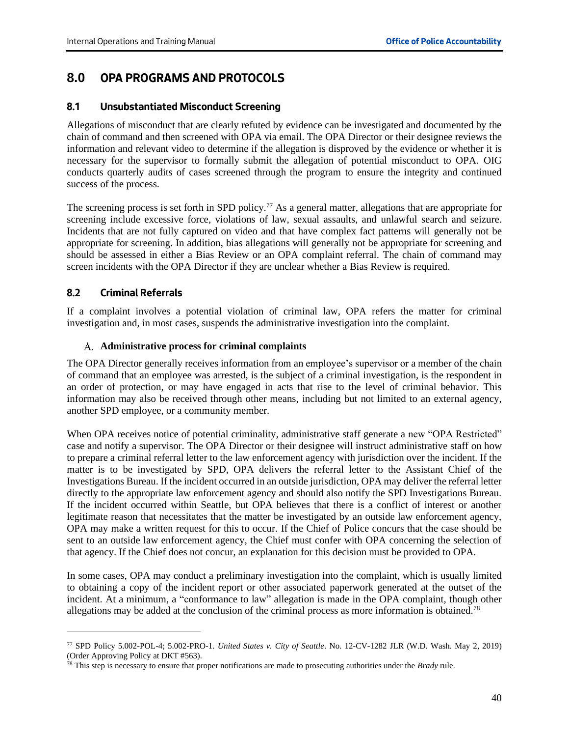# 8.0 OPA PROGRAMS AND PROTOCOLS

## 8.1 Unsubstantiated Misconduct Screening

Allegations of misconduct that are clearly refuted by evidence can be investigated and documented by the chain of command and then screened with OPA via email. The OPA Director or their designee reviews the information and relevant video to determine if the allegation is disproved by the evidence or whether it is necessary for the supervisor to formally submit the allegation of potential misconduct to OPA. OIG conducts quarterly audits of cases screened through the program to ensure the integrity and continued success of the process.

The screening process is set forth in SPD policy.[77] As a general matter, allegations that are appropriate for screening include excessive force, violations of law, sexual assaults, and unlawful search and seizure. Incidents that are not fully captured on video and that have complex fact patterns will generally not be appropriate for screening. In addition, bias allegations will generally not be appropriate for screening and should be assessed in either a Bias Review or an OPA complaint referral. The chain of command may screen incidents with the OPA Director if they are unclear whether a Bias Review is required.

## 8.2 Criminal Referrals

If a complaint involves a potential violation of criminal law, OPA refers the matter for criminal investigation and, in most cases, suspends the administrative investigation into the complaint.

### A. Administrative process for criminal complaints

The OPA Director generally receives information from an employee's supervisor or a member of the chain of command that an employee was arrested, is the subject of a criminal investigation, is the respondent in an order of protection, or may have engaged in acts that rise to the level of criminal behavior. This information may also be received through other means, including but not limited to an external agency, another SPD employee, or a community member.

When OPA receives notice of potential criminality, administrative staff generate a new "OPA Restricted" case and notify a supervisor. The OPA Director or their designee will instruct administrative staff on how to prepare a criminal referral letter to the law enforcement agency with jurisdiction over the incident. If the matter is to be investigated by SPD, OPA delivers the referral letter to the Assistant Chief of the Investigations Bureau. If the incident occurred in an outside jurisdiction, OPA may deliver the referral letter directly to the appropriate law enforcement agency and should also notify the SPD Investigations Bureau. If the incident occurred within Seattle, but OPA believes that there is a conflict of interest or another legitimate reason that necessitates that the matter be investigated by an outside law enforcement agency, OPA may make a written request for this to occur. If the Chief of Police concurs that the case should be sent to an outside law enforcement agency, the Chief must confer with OPA concerning the selection of that agency. If the Chief does not concur, an explanation for this decision must be provided to OPA.

In some cases, OPA may conduct a preliminary investigation into the complaint, which is usually limited to obtaining a copy of the incident report or other associated paperwork generated at the outset of the incident. At a minimum, a "conformance to law" allegation is made in the OPA complaint, though other allegations may be added at the conclusion of the criminal process as more information is obtained.[78]

---

[77] SPD Policy 5.002-POL-4; 5.002-PRO-1. *United States v. City of Seattle*. No. 12-CV-1282 JLR (W.D. Wash. May 2, 2019) (Order Approving Policy at DKT #563).

[78] This step is necessary to ensure that proper notifications are made to prosecuting authorities under the *Brady* rule.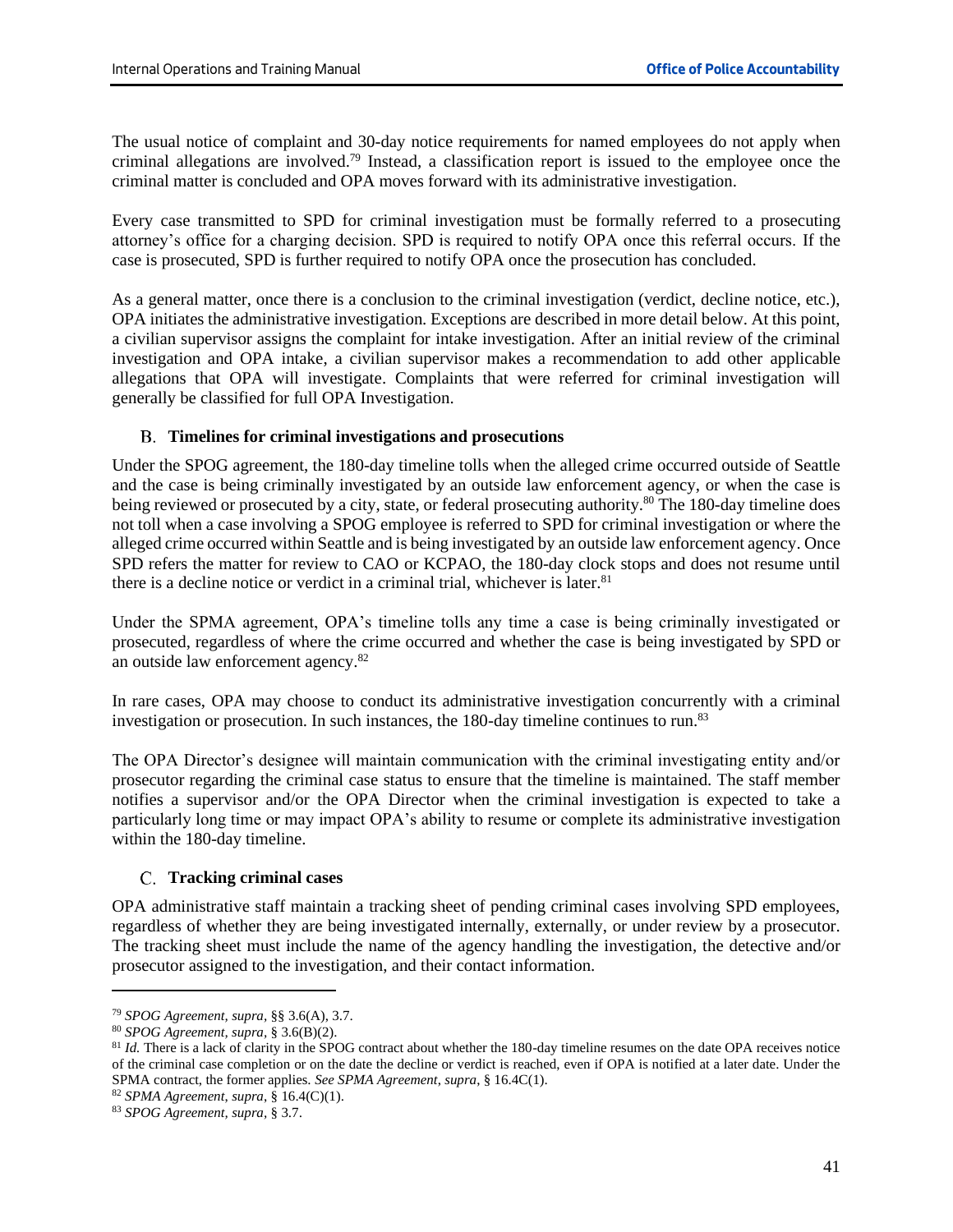The usual notice of complaint and 30-day notice requirements for named employees do not apply when criminal allegations are involved.[79] Instead, a classification report is issued to the employee once the criminal matter is concluded and OPA moves forward with its administrative investigation.

Every case transmitted to SPD for criminal investigation must be formally referred to a prosecuting attorney's office for a charging decision. SPD is required to notify OPA once this referral occurs. If the case is prosecuted, SPD is further required to notify OPA once the prosecution has concluded.

As a general matter, once there is a conclusion to the criminal investigation (verdict, decline notice, etc.), OPA initiates the administrative investigation. Exceptions are described in more detail below. At this point, a civilian supervisor assigns the complaint for intake investigation. After an initial review of the criminal investigation and OPA intake, a civilian supervisor makes a recommendation to add other applicable allegations that OPA will investigate. Complaints that were referred for criminal investigation will generally be classified for full OPA Investigation.

### B. Timelines for criminal investigations and prosecutions

Under the SPOG agreement, the 180-day timeline tolls when the alleged crime occurred outside of Seattle and the case is being criminally investigated by an outside law enforcement agency, or when the case is being reviewed or prosecuted by a city, state, or federal prosecuting authority.[80] The 180-day timeline does not toll when a case involving a SPOG employee is referred to SPD for criminal investigation or where the alleged crime occurred within Seattle and is being investigated by an outside law enforcement agency. Once SPD refers the matter for review to CAO or KCPAO, the 180-day clock stops and does not resume until there is a decline notice or verdict in a criminal trial, whichever is later.[81]

Under the SPMA agreement, OPA's timeline tolls any time a case is being criminally investigated or prosecuted, regardless of where the crime occurred and whether the case is being investigated by SPD or an outside law enforcement agency.[82]

In rare cases, OPA may choose to conduct its administrative investigation concurrently with a criminal investigation or prosecution. In such instances, the 180-day timeline continues to run.[83]

The OPA Director's designee will maintain communication with the criminal investigating entity and/or prosecutor regarding the criminal case status to ensure that the timeline is maintained. The staff member notifies a supervisor and/or the OPA Director when the criminal investigation is expected to take a particularly long time or may impact OPA's ability to resume or complete its administrative investigation within the 180-day timeline.

### C. Tracking criminal cases

OPA administrative staff maintain a tracking sheet of pending criminal cases involving SPD employees, regardless of whether they are being investigated internally, externally, or under review by a prosecutor. The tracking sheet must include the name of the agency handling the investigation, the detective and/or prosecutor assigned to the investigation, and their contact information.

---

[79] *SPOG Agreement, supra*, §§ 3.6(A), 3.7.

[80] *SPOG Agreement, supra*, § 3.6(B)(2).

[81] *Id.* There is a lack of clarity in the SPOG contract about whether the 180-day timeline resumes on the date OPA receives notice of the criminal case completion or on the date the decline or verdict is reached, even if OPA is notified at a later date. Under the SPMA contract, the former applies. *See SPMA Agreement, supra*, § 16.4C(1).

[82] *SPMA Agreement, supra*, § 16.4(C)(1).

[83] *SPOG Agreement, supra*, § 3.7.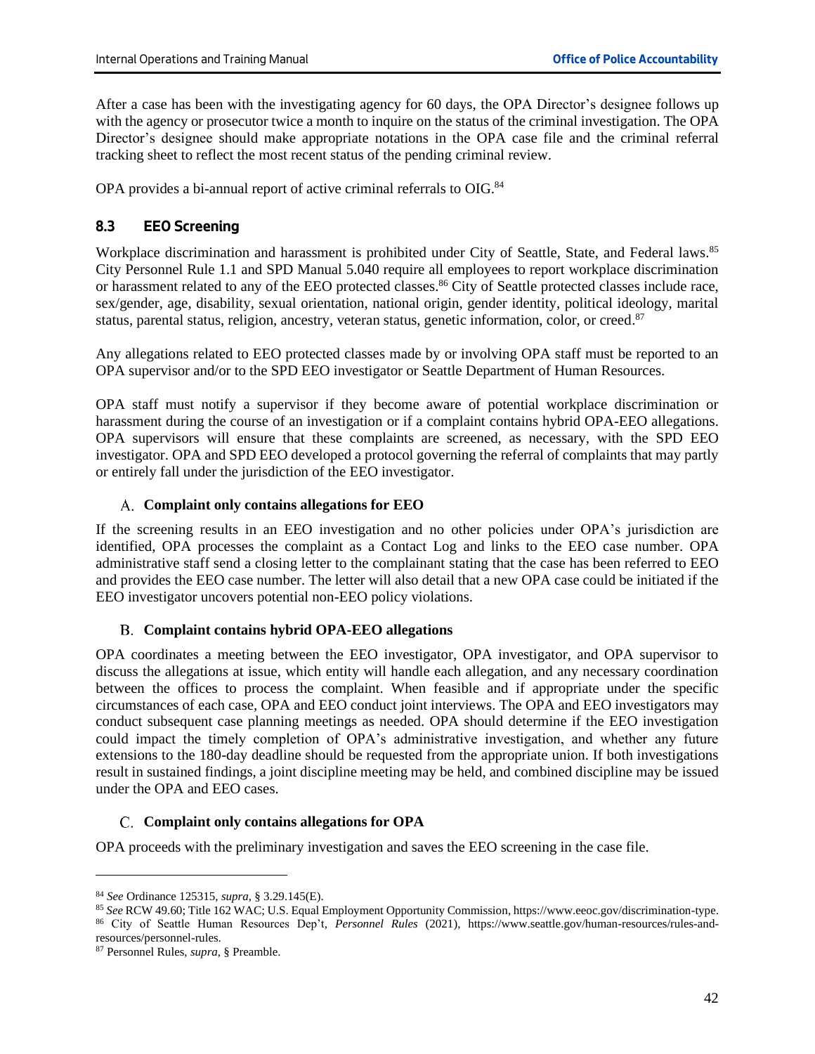After a case has been with the investigating agency for 60 days, the OPA Director's designee follows up with the agency or prosecutor twice a month to inquire on the status of the criminal investigation. The OPA Director's designee should make appropriate notations in the OPA case file and the criminal referral tracking sheet to reflect the most recent status of the pending criminal review.

OPA provides a bi-annual report of active criminal referrals to OIG.[84]

## 8.3 EEO Screening

Workplace discrimination and harassment is prohibited under City of Seattle, State, and Federal laws.[85] City Personnel Rule 1.1 and SPD Manual 5.040 require all employees to report workplace discrimination or harassment related to any of the EEO protected classes.[86] City of Seattle protected classes include race, sex/gender, age, disability, sexual orientation, national origin, gender identity, political ideology, marital status, parental status, religion, ancestry, veteran status, genetic information, color, or creed.[87]

Any allegations related to EEO protected classes made by or involving OPA staff must be reported to an OPA supervisor and/or to the SPD EEO investigator or Seattle Department of Human Resources.

OPA staff must notify a supervisor if they become aware of potential workplace discrimination or harassment during the course of an investigation or if a complaint contains hybrid OPA-EEO allegations. OPA supervisors will ensure that these complaints are screened, as necessary, with the SPD EEO investigator. OPA and SPD EEO developed a protocol governing the referral of complaints that may partly or entirely fall under the jurisdiction of the EEO investigator.

### A. Complaint only contains allegations for EEO

If the screening results in an EEO investigation and no other policies under OPA's jurisdiction are identified, OPA processes the complaint as a Contact Log and links to the EEO case number. OPA administrative staff send a closing letter to the complainant stating that the case has been referred to EEO and provides the EEO case number. The letter will also detail that a new OPA case could be initiated if the EEO investigator uncovers potential non-EEO policy violations.

### B. Complaint contains hybrid OPA-EEO allegations

OPA coordinates a meeting between the EEO investigator, OPA investigator, and OPA supervisor to discuss the allegations at issue, which entity will handle each allegation, and any necessary coordination between the offices to process the complaint. When feasible and if appropriate under the specific circumstances of each case, OPA and EEO conduct joint interviews. The OPA and EEO investigators may conduct subsequent case planning meetings as needed. OPA should determine if the EEO investigation could impact the timely completion of OPA's administrative investigation, and whether any future extensions to the 180-day deadline should be requested from the appropriate union. If both investigations result in sustained findings, a joint discipline meeting may be held, and combined discipline may be issued under the OPA and EEO cases.

### C. Complaint only contains allegations for OPA

OPA proceeds with the preliminary investigation and saves the EEO screening in the case file.

---

[84] *See* Ordinance 125315, *supra*, § 3.29.145(E).

[85] *See* RCW 49.60; Title 162 WAC; U.S. Equal Employment Opportunity Commission, https://www.eeoc.gov/discrimination-type.

[86] City of Seattle Human Resources Dep't, *Personnel Rules* (2021), https://www.seattle.gov/human-resources/rules-and-resources/personnel-rules.

[87] Personnel Rules, *supra*, § Preamble.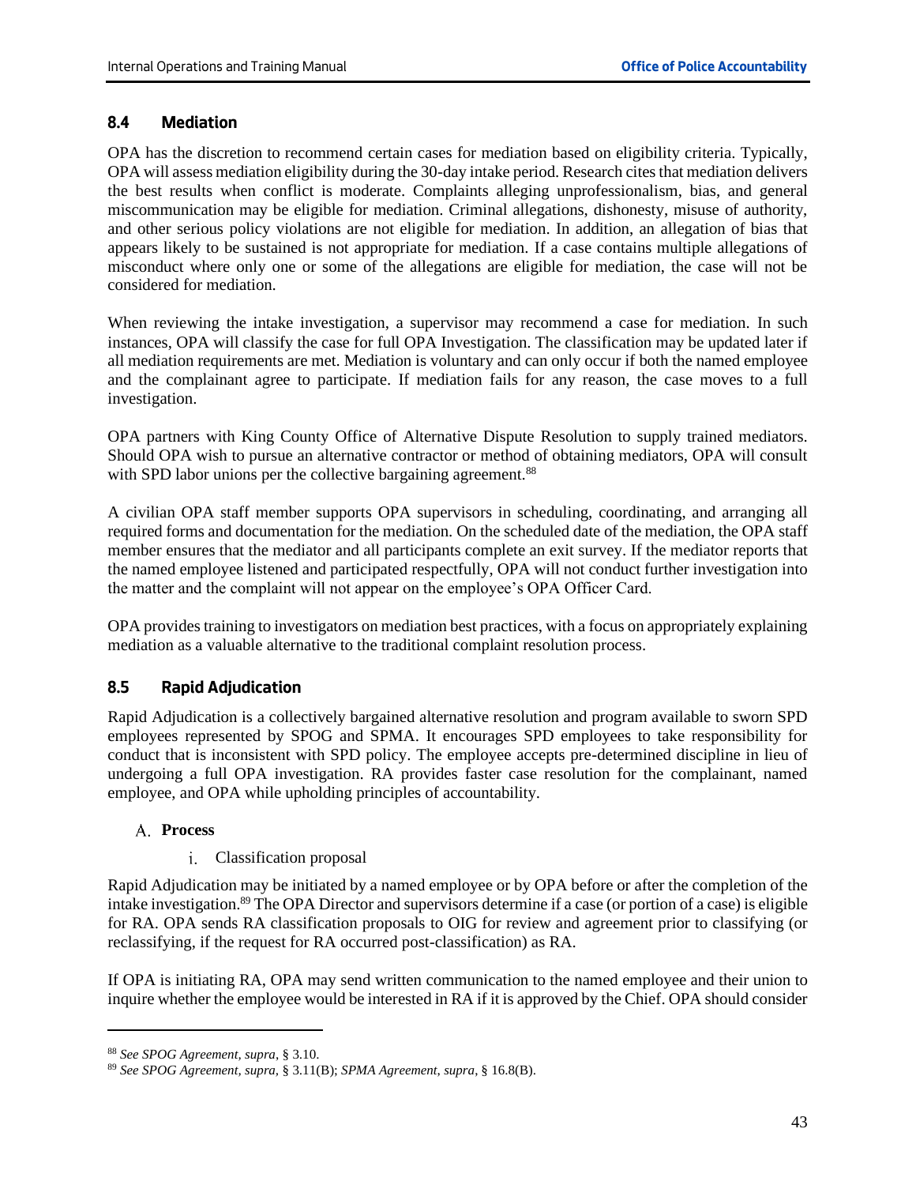## 8.4 Mediation

OPA has the discretion to recommend certain cases for mediation based on eligibility criteria. Typically, OPA will assess mediation eligibility during the 30-day intake period. Research cites that mediation delivers the best results when conflict is moderate. Complaints alleging unprofessionalism, bias, and general miscommunication may be eligible for mediation. Criminal allegations, dishonesty, misuse of authority, and other serious policy violations are not eligible for mediation. In addition, an allegation of bias that appears likely to be sustained is not appropriate for mediation. If a case contains multiple allegations of misconduct where only one or some of the allegations are eligible for mediation, the case will not be considered for mediation.

When reviewing the intake investigation, a supervisor may recommend a case for mediation. In such instances, OPA will classify the case for full OPA Investigation. The classification may be updated later if all mediation requirements are met. Mediation is voluntary and can only occur if both the named employee and the complainant agree to participate. If mediation fails for any reason, the case moves to a full investigation.

OPA partners with King County Office of Alternative Dispute Resolution to supply trained mediators. Should OPA wish to pursue an alternative contractor or method of obtaining mediators, OPA will consult with SPD labor unions per the collective bargaining agreement.[88]

A civilian OPA staff member supports OPA supervisors in scheduling, coordinating, and arranging all required forms and documentation for the mediation. On the scheduled date of the mediation, the OPA staff member ensures that the mediator and all participants complete an exit survey. If the mediator reports that the named employee listened and participated respectfully, OPA will not conduct further investigation into the matter and the complaint will not appear on the employee's OPA Officer Card.

OPA provides training to investigators on mediation best practices, with a focus on appropriately explaining mediation as a valuable alternative to the traditional complaint resolution process.

## 8.5 Rapid Adjudication

Rapid Adjudication is a collectively bargained alternative resolution and program available to sworn SPD employees represented by SPOG and SPMA. It encourages SPD employees to take responsibility for conduct that is inconsistent with SPD policy. The employee accepts pre-determined discipline in lieu of undergoing a full OPA investigation. RA provides faster case resolution for the complainant, named employee, and OPA while upholding principles of accountability.

### A. Process

i. Classification proposal

Rapid Adjudication may be initiated by a named employee or by OPA before or after the completion of the intake investigation.[89] The OPA Director and supervisors determine if a case (or portion of a case) is eligible for RA. OPA sends RA classification proposals to OIG for review and agreement prior to classifying (or reclassifying, if the request for RA occurred post-classification) as RA.

If OPA is initiating RA, OPA may send written communication to the named employee and their union to inquire whether the employee would be interested in RA if it is approved by the Chief. OPA should consider

---

[88] *See SPOG Agreement, supra*, § 3.10.

[89] *See SPOG Agreement, supra*, § 3.11(B); *SPMA Agreement, supra*, § 16.8(B).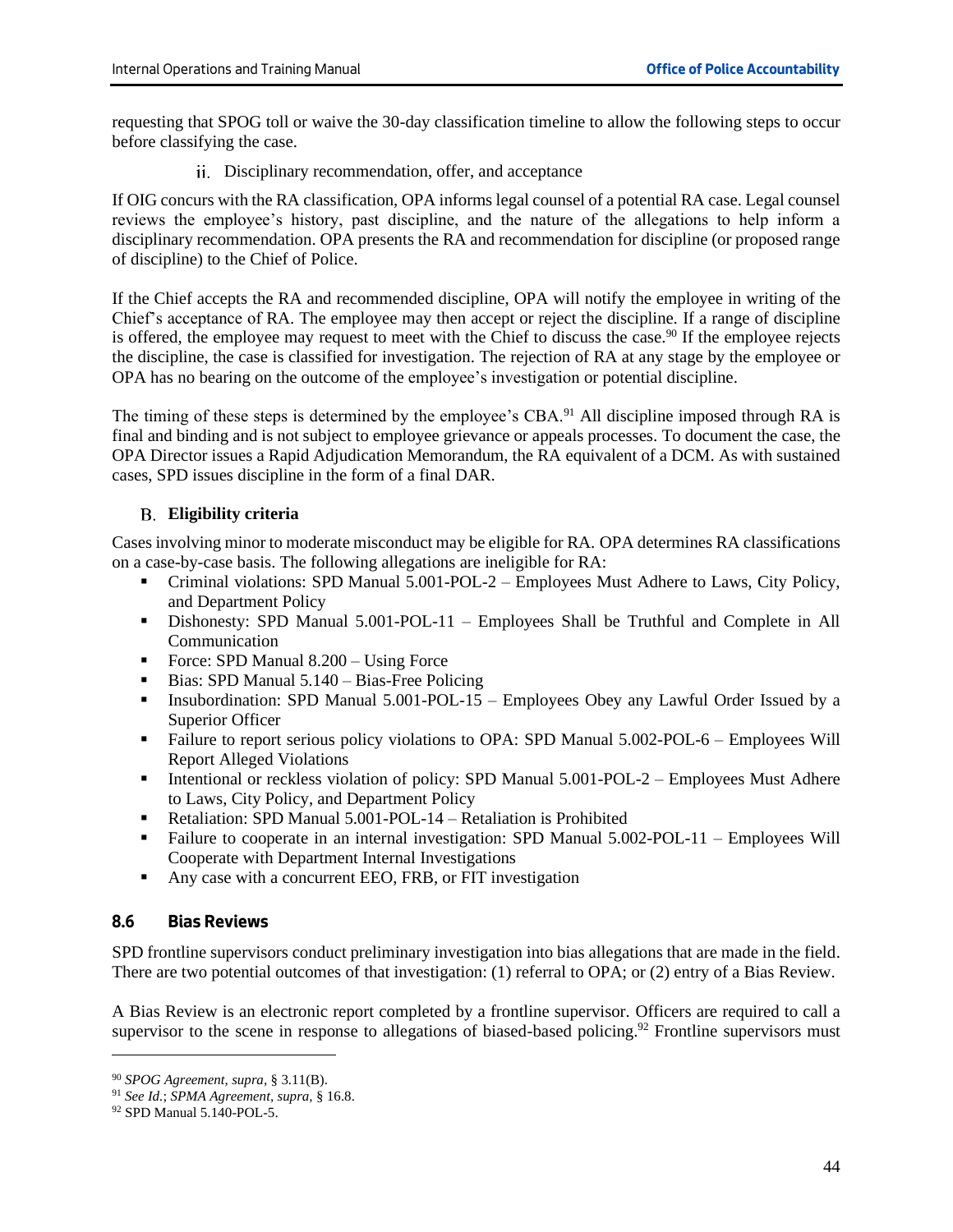requesting that SPOG toll or waive the 30-day classification timeline to allow the following steps to occur before classifying the case.

ii. Disciplinary recommendation, offer, and acceptance

If OIG concurs with the RA classification, OPA informs legal counsel of a potential RA case. Legal counsel reviews the employee's history, past discipline, and the nature of the allegations to help inform a disciplinary recommendation. OPA presents the RA and recommendation for discipline (or proposed range of discipline) to the Chief of Police.

If the Chief accepts the RA and recommended discipline, OPA will notify the employee in writing of the Chief's acceptance of RA. The employee may then accept or reject the discipline. If a range of discipline is offered, the employee may request to meet with the Chief to discuss the case.[90] If the employee rejects the discipline, the case is classified for investigation. The rejection of RA at any stage by the employee or OPA has no bearing on the outcome of the employee's investigation or potential discipline.

The timing of these steps is determined by the employee's CBA.[91] All discipline imposed through RA is final and binding and is not subject to employee grievance or appeals processes. To document the case, the OPA Director issues a Rapid Adjudication Memorandum, the RA equivalent of a DCM. As with sustained cases, SPD issues discipline in the form of a final DAR.

### B. Eligibility criteria

Cases involving minor to moderate misconduct may be eligible for RA. OPA determines RA classifications on a case-by-case basis. The following allegations are ineligible for RA:

- Criminal violations: SPD Manual 5.001-POL-2 – Employees Must Adhere to Laws, City Policy, and Department Policy
- Dishonesty: SPD Manual 5.001-POL-11 – Employees Shall be Truthful and Complete in All Communication
- Force: SPD Manual 8.200 – Using Force
- Bias: SPD Manual 5.140 – Bias-Free Policing
- Insubordination: SPD Manual 5.001-POL-15 – Employees Obey any Lawful Order Issued by a Superior Officer
- Failure to report serious policy violations to OPA: SPD Manual 5.002-POL-6 – Employees Will Report Alleged Violations
- Intentional or reckless violation of policy: SPD Manual 5.001-POL-2 – Employees Must Adhere to Laws, City Policy, and Department Policy
- Retaliation: SPD Manual 5.001-POL-14 – Retaliation is Prohibited
- Failure to cooperate in an internal investigation: SPD Manual 5.002-POL-11 – Employees Will Cooperate with Department Internal Investigations
- Any case with a concurrent EEO, FRB, or FIT investigation

## 8.6 Bias Reviews

SPD frontline supervisors conduct preliminary investigation into bias allegations that are made in the field. There are two potential outcomes of that investigation: (1) referral to OPA; or (2) entry of a Bias Review.

A Bias Review is an electronic report completed by a frontline supervisor. Officers are required to call a supervisor to the scene in response to allegations of biased-based policing.[92] Frontline supervisors must

---

[90] *SPOG Agreement, supra*, § 3.11(B).

[91] *See Id.*; *SPMA Agreement, supra*, § 16.8.

[92] SPD Manual 5.140-POL-5.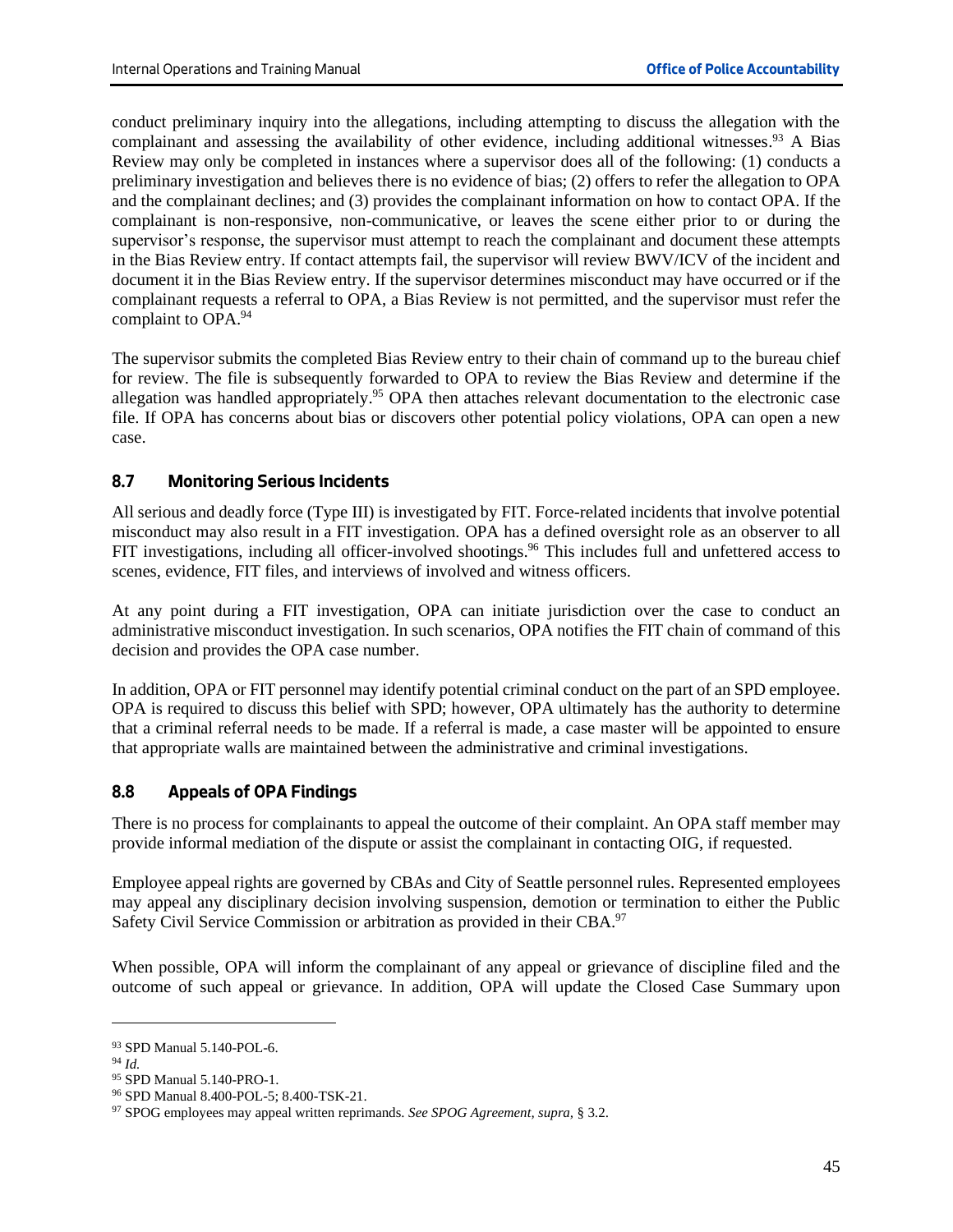conduct preliminary inquiry into the allegations, including attempting to discuss the allegation with the complainant and assessing the availability of other evidence, including additional witnesses.[93] A Bias Review may only be completed in instances where a supervisor does all of the following: (1) conducts a preliminary investigation and believes there is no evidence of bias; (2) offers to refer the allegation to OPA and the complainant declines; and (3) provides the complainant information on how to contact OPA. If the complainant is non-responsive, non-communicative, or leaves the scene either prior to or during the supervisor's response, the supervisor must attempt to reach the complainant and document these attempts in the Bias Review entry. If contact attempts fail, the supervisor will review BWV/ICV of the incident and document it in the Bias Review entry. If the supervisor determines misconduct may have occurred or if the complainant requests a referral to OPA, a Bias Review is not permitted, and the supervisor must refer the complaint to OPA.[94]

The supervisor submits the completed Bias Review entry to their chain of command up to the bureau chief for review. The file is subsequently forwarded to OPA to review the Bias Review and determine if the allegation was handled appropriately.[95] OPA then attaches relevant documentation to the electronic case file. If OPA has concerns about bias or discovers other potential policy violations, OPA can open a new case.

### 8.7 Monitoring Serious Incidents

All serious and deadly force (Type III) is investigated by FIT. Force-related incidents that involve potential misconduct may also result in a FIT investigation. OPA has a defined oversight role as an observer to all FIT investigations, including all officer-involved shootings.[96] This includes full and unfettered access to scenes, evidence, FIT files, and interviews of involved and witness officers.

At any point during a FIT investigation, OPA can initiate jurisdiction over the case to conduct an administrative misconduct investigation. In such scenarios, OPA notifies the FIT chain of command of this decision and provides the OPA case number.

In addition, OPA or FIT personnel may identify potential criminal conduct on the part of an SPD employee. OPA is required to discuss this belief with SPD; however, OPA ultimately has the authority to determine that a criminal referral needs to be made. If a referral is made, a case master will be appointed to ensure that appropriate walls are maintained between the administrative and criminal investigations.

### 8.8 Appeals of OPA Findings

There is no process for complainants to appeal the outcome of their complaint. An OPA staff member may provide informal mediation of the dispute or assist the complainant in contacting OIG, if requested.

Employee appeal rights are governed by CBAs and City of Seattle personnel rules. Represented employees may appeal any disciplinary decision involving suspension, demotion or termination to either the Public Safety Civil Service Commission or arbitration as provided in their CBA.[97]

When possible, OPA will inform the complainant of any appeal or grievance of discipline filed and the outcome of such appeal or grievance. In addition, OPA will update the Closed Case Summary upon

---

[93] SPD Manual 5.140-POL-6.

[94] *Id.*

[95] SPD Manual 5.140-PRO-1.

[96] SPD Manual 8.400-POL-5; 8.400-TSK-21.

[97] SPOG employees may appeal written reprimands. *See SPOG Agreement, supra,* § 3.2.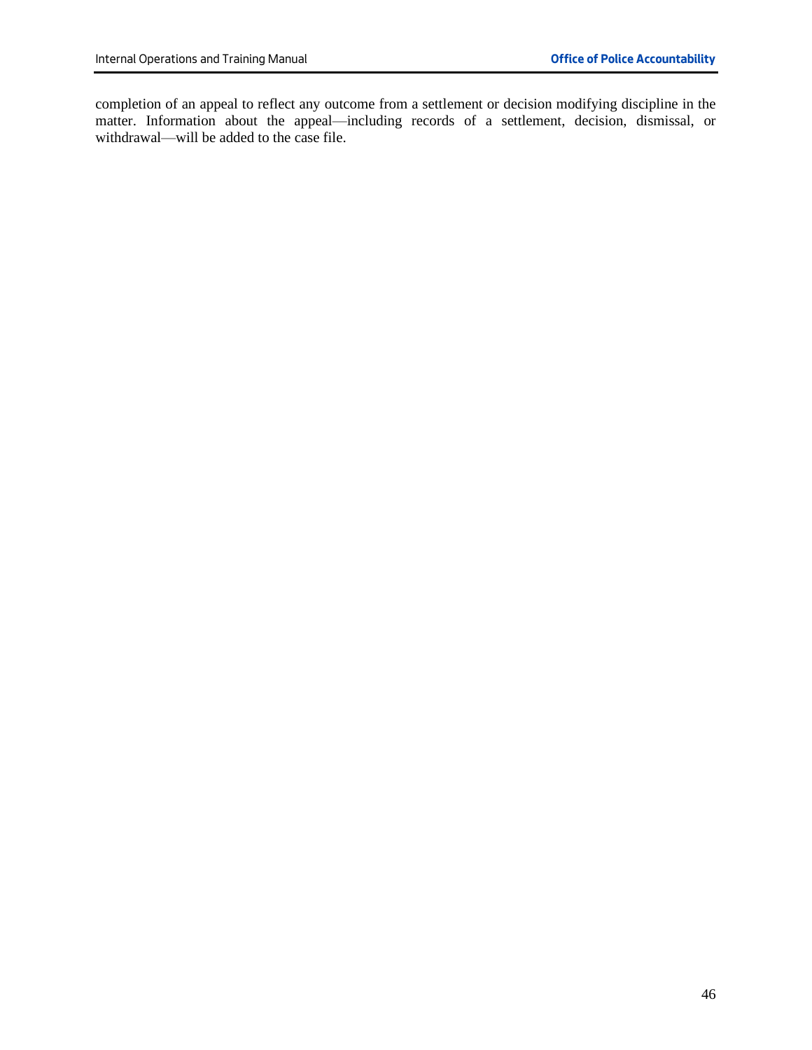completion of an appeal to reflect any outcome from a settlement or decision modifying discipline in the matter. Information about the appeal—including records of a settlement, decision, dismissal, or withdrawal—will be added to the case file.